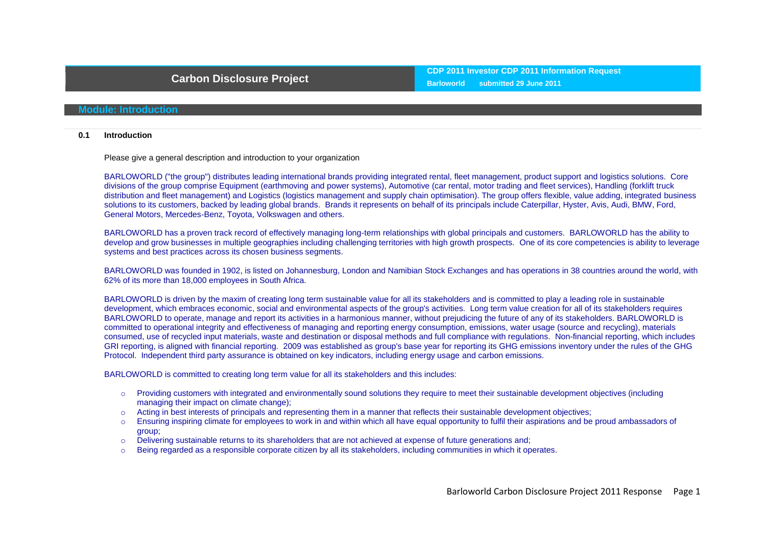# Carbon Disclosure Project

**CDP 2011 Investor CDP 2011 Information Request**

**Barloworld submitted 29 June 2011**

## Module: Introduction

### 0.1 Introduction

Please give a general description and introduction to your organization

BARLOWORLD ("the group") distributes leading international brands providing integrated rental, fleet management, product support and logistics solutions. Core divisions of the group comprise Equipment (earthmoving and power systems), Automotive (car rental, motor trading and fleet services), Handling (forklift truck distribution and fleet management) and Logistics (logistics management and supply chain optimisation). The group offers flexible, value adding, integrated business solutions to its customers, backed by leading global brands. Brands it represents on behalf of its principals include Caterpillar, Hyster, Avis, Audi, BMW, Ford, General Motors, Mercedes-Benz, Toyota, Volkswagen and others.

BARLOWORLD has a proven track record of effectively managing long-term relationships with global principals and customers. BARLOWORLD has the ability to develop and grow businesses in multiple geographies including challenging territories with high growth prospects. One of its core competencies is ability to leverage systems and best practices across its chosen business segments.

BARLOWORLD was founded in 1902, is listed on Johannesburg, London and Namibian Stock Exchanges and has operations in 38 countries around the world, with 62% of its more than 18,000 employees in South Africa.

BARLOWORLD is driven by the maxim of creating long term sustainable value for all its stakeholders and is committed to play a leading role in sustainable development, which embraces economic, social and environmental aspects of the group's activities. Long term value creation for all of its stakeholders requires BARLOWORLD to operate, manage and report its activities in a harmonious manner, without prejudicing the future of any of its stakeholders. BARLOWORLD is committed to operational integrity and effectiveness of managing and reporting energy consumption, emissions, water usage (source and recycling), materials consumed, use of recycled input materials, waste and destination or disposal methods and full compliance with regulations. Non-financial reporting, which includes GRI reporting, is aligned with financial reporting. 2009 was established as group's base year for reporting its GHG emissions inventory under the rules of the GHG Protocol. Independent third party assurance is obtained on key indicators, including energy usage and carbon emissions.

BARLOWORLD is committed to creating long term value for all its stakeholders and this includes:

- Providing customers with integrated and environmentally sound solutions they require to meet their sustainable development objectives (including managing their impact on climate change);
- Acting in best interests of principals and representing them in a manner that reflects their sustainable development objectives;
- Ensuring inspiring climate for employees to work in and within which all have equal opportunity to fulfil their aspirations and be proud ambassadors of group;
- Delivering sustainable returns to its shareholders that are not achieved at expense of future generations and;
- Being regarded as a responsible corporate citizen by all its stakeholders, including communities in which it operates.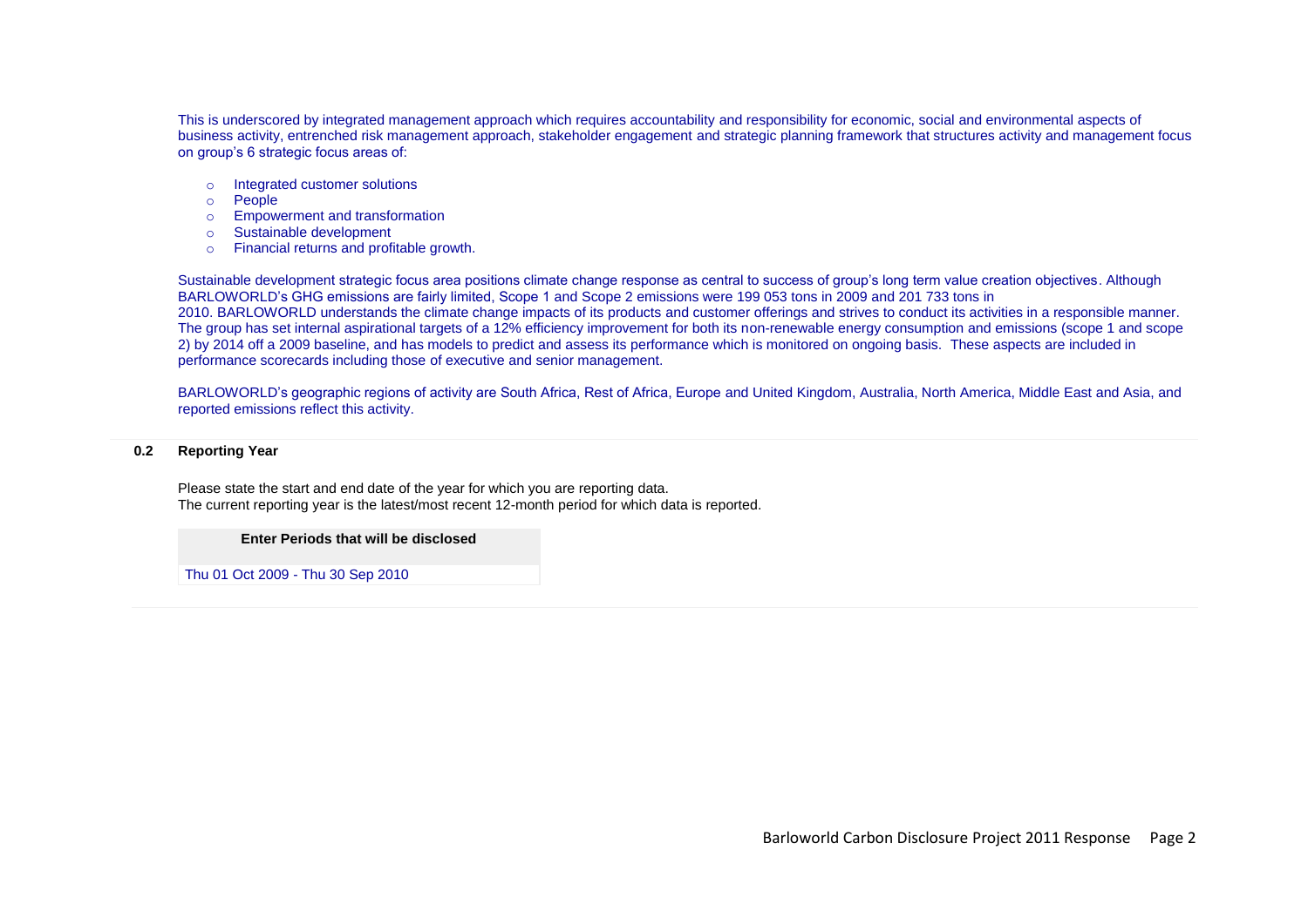This is underscored by integrated management approach which requires accountability and responsibility for economic, social and environmental aspects of business activity, entrenched risk management approach, stakeholder engagement and strategic planning framework that structures activity and management focus on group's 6 strategic focus areas of:

- Integrated customer solutions
- People
- Empowerment and transformation
- Sustainable development
- Financial returns and profitable growth.

Sustainable development strategic focus area positions climate change response as central to success of group's long term value creation objectives. Although BARLOWORLD's GHG emissions are fairly limited, Scope 1 and Scope 2 emissions were 199 053 tons in 2009 and 201 733 tons in 2010. BARLOWORLD understands the climate change impacts of its products and customer offerings and strives to conduct its activities in a responsible manner. The group has set internal aspirational targets of a 12% efficiency improvement for both its non-renewable energy consumption and emissions (scope 1 and scope 2) by 2014 off a 2009 baseline, and has models to predict and assess its performance which is monitored on ongoing basis. These aspects are included in performance scorecards including those of executive and senior management.

BARLOWORLD's geographic regions of activity are South Africa, Rest of Africa, Europe and United Kingdom, Australia, North America, Middle East and Asia, and reported emissions reflect this activity.

## 0.2 Reporting Year

Please state the start and end date of the year for which you are reporting data.
The current reporting year is the latest/most recent 12-month period for which data is reported.

| Enter Periods that will be disclosed |
|---|
| Thu 01 Oct 2009 - Thu 30 Sep 2010 |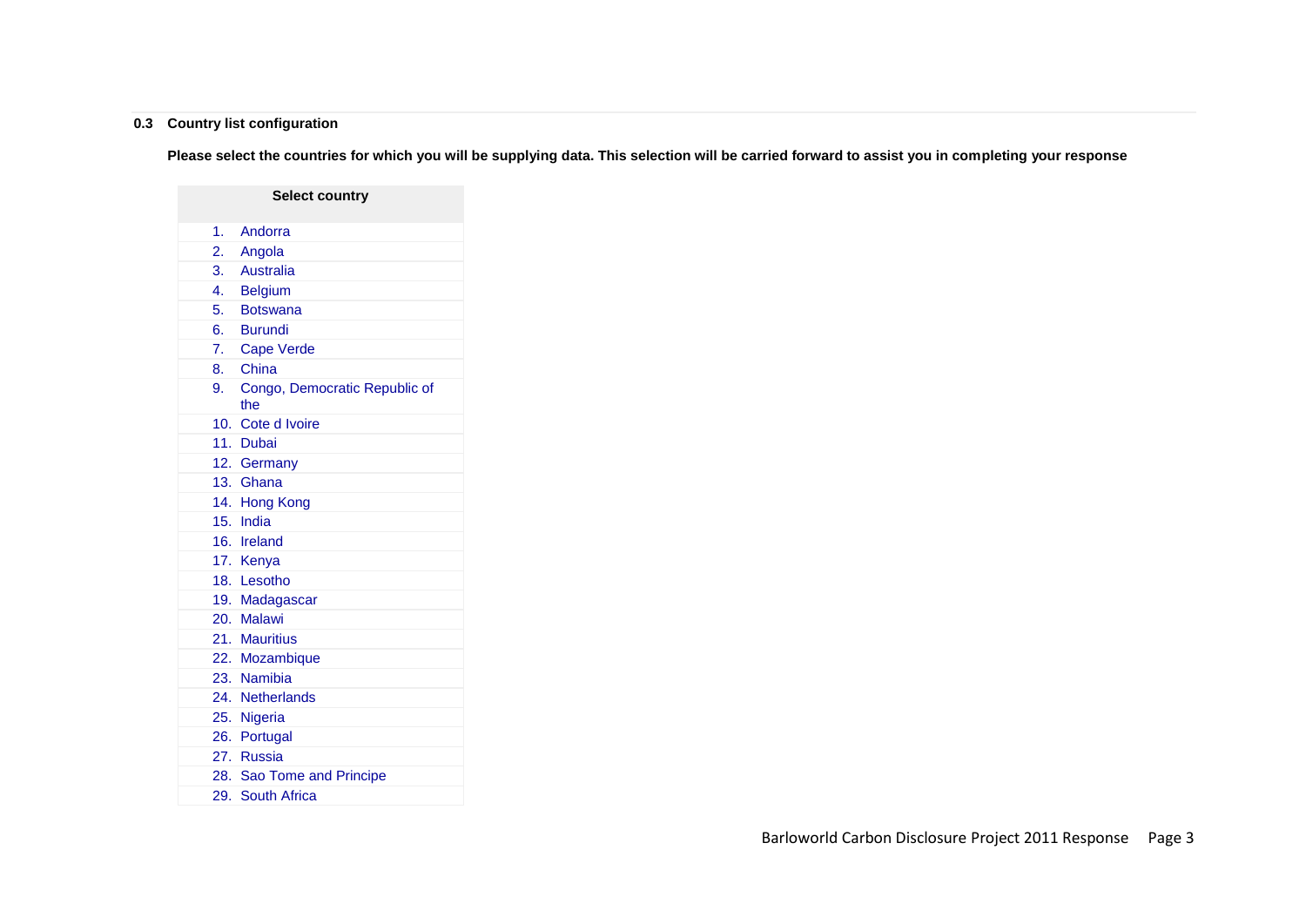### 0.3 Country list configuration

**Please select the countries for which you will be supplying data. This selection will be carried forward to assist you in completing your response**

| Select country |
|---|
| 1. Andorra |
| 2. Angola |
| 3. Australia |
| 4. Belgium |
| 5. Botswana |
| 6. Burundi |
| 7. Cape Verde |
| 8. China |
| 9. Congo, Democratic Republic of the |
| 10. Cote d Ivoire |
| 11. Dubai |
| 12. Germany |
| 13. Ghana |
| 14. Hong Kong |
| 15. India |
| 16. Ireland |
| 17. Kenya |
| 18. Lesotho |
| 19. Madagascar |
| 20. Malawi |
| 21. Mauritius |
| 22. Mozambique |
| 23. Namibia |
| 24. Netherlands |
| 25. Nigeria |
| 26. Portugal |
| 27. Russia |
| 28. Sao Tome and Principe |
| 29. South Africa |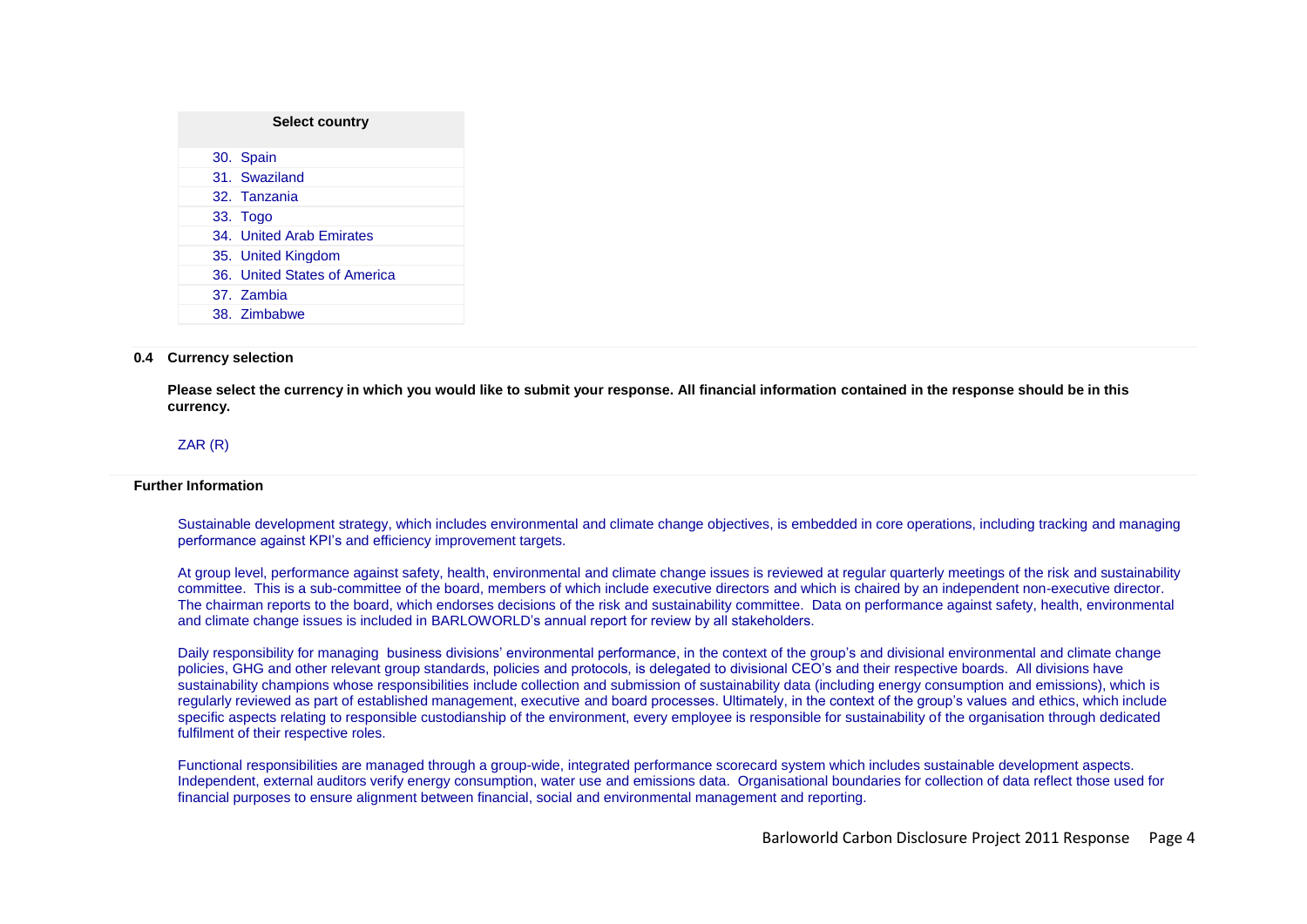| Select country |
| --- |
| 30. Spain |
| 31. Swaziland |
| 32. Tanzania |
| 33. Togo |
| 34. United Arab Emirates |
| 35. United Kingdom |
| 36. United States of America |
| 37. Zambia |
| 38. Zimbabwe |

**0.4 Currency selection**

**Please select the currency in which you would like to submit your response. All financial information contained in the response should be in this currency.**

ZAR (R)

**Further Information**

Sustainable development strategy, which includes environmental and climate change objectives, is embedded in core operations, including tracking and managing performance against KPI's and efficiency improvement targets.

At group level, performance against safety, health, environmental and climate change issues is reviewed at regular quarterly meetings of the risk and sustainability committee. This is a sub-committee of the board, members of which include executive directors and which is chaired by an independent non-executive director. The chairman reports to the board, which endorses decisions of the risk and sustainability committee. Data on performance against safety, health, environmental and climate change issues is included in BARLOWORLD's annual report for review by all stakeholders.

Daily responsibility for managing business divisions' environmental performance, in the context of the group's and divisional environmental and climate change policies, GHG and other relevant group standards, policies and protocols, is delegated to divisional CEO's and their respective boards. All divisions have sustainability champions whose responsibilities include collection and submission of sustainability data (including energy consumption and emissions), which is regularly reviewed as part of established management, executive and board processes. Ultimately, in the context of the group's values and ethics, which include specific aspects relating to responsible custodianship of the environment, every employee is responsible for sustainability of the organisation through dedicated fulfilment of their respective roles.

Functional responsibilities are managed through a group-wide, integrated performance scorecard system which includes sustainable development aspects. Independent, external auditors verify energy consumption, water use and emissions data. Organisational boundaries for collection of data reflect those used for financial purposes to ensure alignment between financial, social and environmental management and reporting.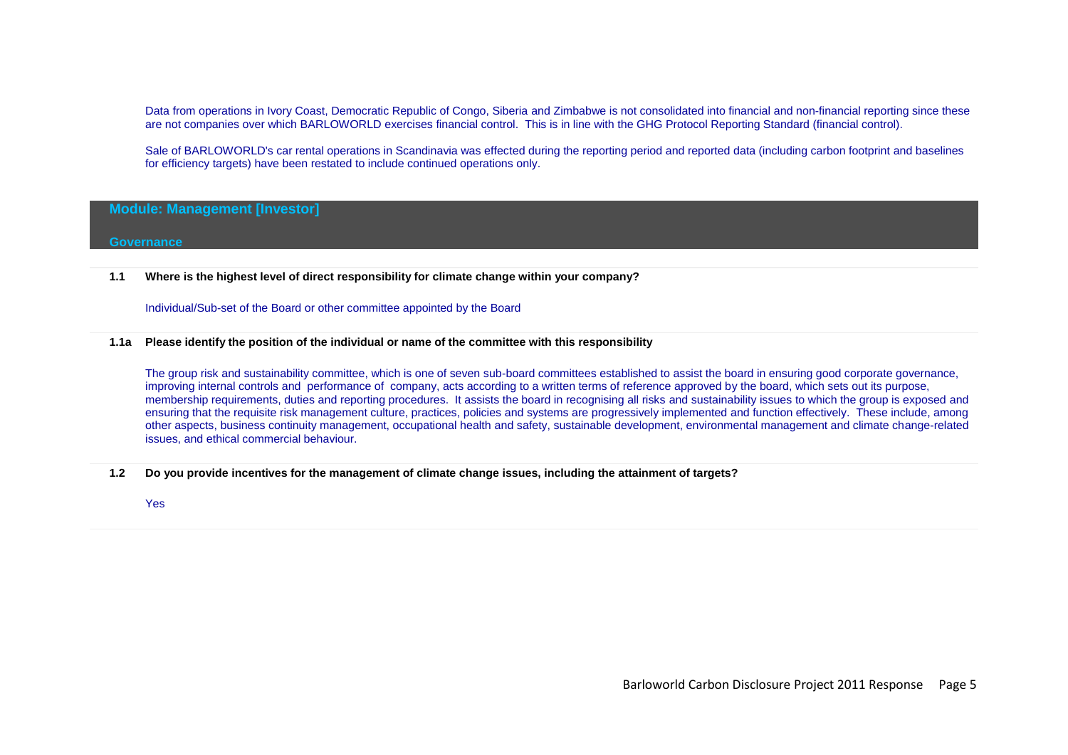Data from operations in Ivory Coast, Democratic Republic of Congo, Siberia and Zimbabwe is not consolidated into financial and non-financial reporting since these are not companies over which BARLOWORLD exercises financial control. This is in line with the GHG Protocol Reporting Standard (financial control).

Sale of BARLOWORLD's car rental operations in Scandinavia was effected during the reporting period and reported data (including carbon footprint and baselines for efficiency targets) have been restated to include continued operations only.

## Module: Management [Investor]

### Governance

**1.1 Where is the highest level of direct responsibility for climate change within your company?**

Individual/Sub-set of the Board or other committee appointed by the Board

**1.1a Please identify the position of the individual or name of the committee with this responsibility**

The group risk and sustainability committee, which is one of seven sub-board committees established to assist the board in ensuring good corporate governance, improving internal controls and performance of company, acts according to a written terms of reference approved by the board, which sets out its purpose, membership requirements, duties and reporting procedures. It assists the board in recognising all risks and sustainability issues to which the group is exposed and ensuring that the requisite risk management culture, practices, policies and systems are progressively implemented and function effectively. These include, among other aspects, business continuity management, occupational health and safety, sustainable development, environmental management and climate change-related issues, and ethical commercial behaviour.

**1.2 Do you provide incentives for the management of climate change issues, including the attainment of targets?**

Yes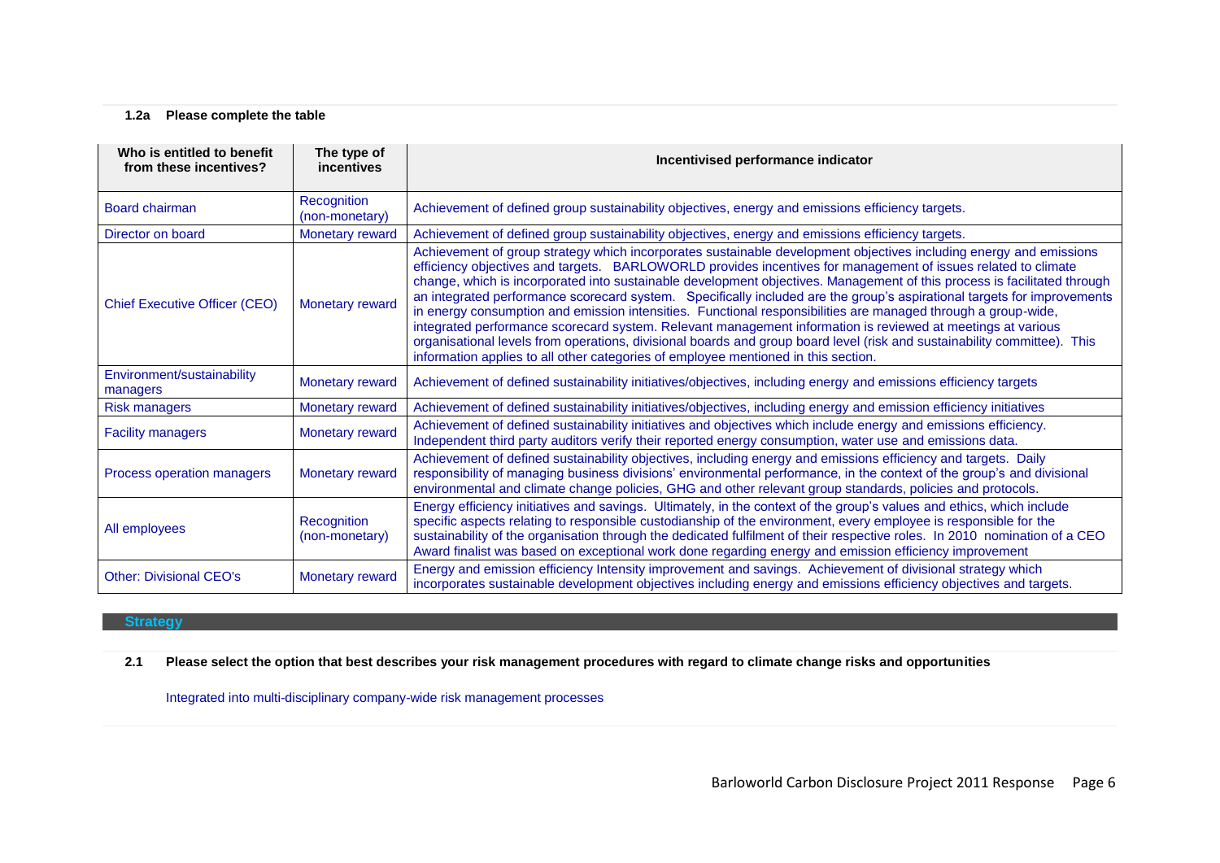**1.2a Please complete the table**

| Who is entitled to benefit from these incentives? | The type of incentives | Incentivised performance indicator |
|---|---|---|
| Board chairman | Recognition (non-monetary) | Achievement of defined group sustainability objectives, energy and emissions efficiency targets. |
| Director on board | Monetary reward | Achievement of defined group sustainability objectives, energy and emissions efficiency targets. |
| Chief Executive Officer (CEO) | Monetary reward | Achievement of group strategy which incorporates sustainable development objectives including energy and emissions efficiency objectives and targets. BARLOWORLD provides incentives for management of issues related to climate change, which is incorporated into sustainable development objectives. Management of this process is facilitated through an integrated performance scorecard system. Specifically included are the group's aspirational targets for improvements in energy consumption and emission intensities. Functional responsibilities are managed through a group-wide, integrated performance scorecard system. Relevant management information is reviewed at meetings at various organisational levels from operations, divisional boards and group board level (risk and sustainability committee). This information applies to all other categories of employee mentioned in this section. |
| Environment/sustainability managers | Monetary reward | Achievement of defined sustainability initiatives/objectives, including energy and emissions efficiency targets |
| Risk managers | Monetary reward | Achievement of defined sustainability initiatives/objectives, including energy and emission efficiency initiatives |
| Facility managers | Monetary reward | Achievement of defined sustainability initiatives and objectives which include energy and emissions efficiency. Independent third party auditors verify their reported energy consumption, water use and emissions data. |
| Process operation managers | Monetary reward | Achievement of defined sustainability objectives, including energy and emissions efficiency and targets. Daily responsibility of managing business divisions' environmental performance, in the context of the group's and divisional environmental and climate change policies, GHG and other relevant group standards, policies and protocols. |
| All employees | Recognition (non-monetary) | Energy efficiency initiatives and savings. Ultimately, in the context of the group's values and ethics, which include specific aspects relating to responsible custodianship of the environment, every employee is responsible for the sustainability of the organisation through the dedicated fulfilment of their respective roles. In 2010 nomination of a CEO Award finalist was based on exceptional work done regarding energy and emission efficiency improvement |
| Other: Divisional CEO's | Monetary reward | Energy and emission efficiency Intensity improvement and savings. Achievement of divisional strategy which incorporates sustainable development objectives including energy and emissions efficiency objectives and targets. |

## Strategy

**2.1 Please select the option that best describes your risk management procedures with regard to climate change risks and opportunities**

Integrated into multi-disciplinary company-wide risk management processes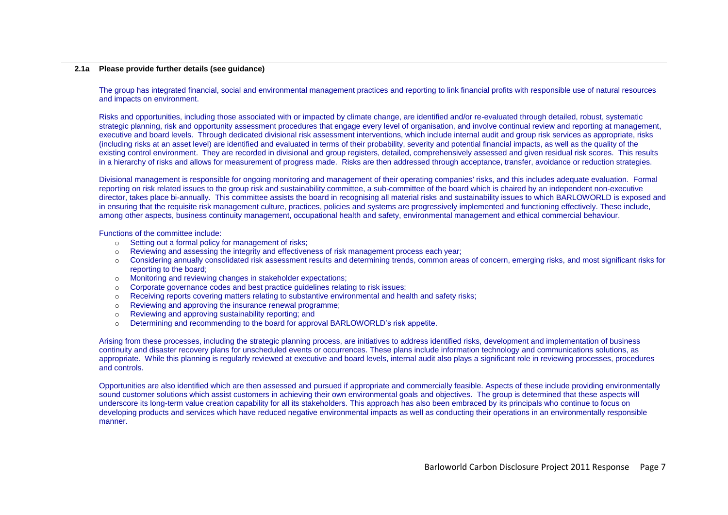**2.1a Please provide further details (see guidance)**

The group has integrated financial, social and environmental management practices and reporting to link financial profits with responsible use of natural resources and impacts on environment.

Risks and opportunities, including those associated with or impacted by climate change, are identified and/or re-evaluated through detailed, robust, systematic strategic planning, risk and opportunity assessment procedures that engage every level of organisation, and involve continual review and reporting at management, executive and board levels. Through dedicated divisional risk assessment interventions, which include internal audit and group risk services as appropriate, risks (including risks at an asset level) are identified and evaluated in terms of their probability, severity and potential financial impacts, as well as the quality of the existing control environment. They are recorded in divisional and group registers, detailed, comprehensively assessed and given residual risk scores. This results in a hierarchy of risks and allows for measurement of progress made. Risks are then addressed through acceptance, transfer, avoidance or reduction strategies.

Divisional management is responsible for ongoing monitoring and management of their operating companies' risks, and this includes adequate evaluation. Formal reporting on risk related issues to the group risk and sustainability committee, a sub-committee of the board which is chaired by an independent non-executive director, takes place bi-annually. This committee assists the board in recognising all material risks and sustainability issues to which BARLOWORLD is exposed and in ensuring that the requisite risk management culture, practices, policies and systems are progressively implemented and functioning effectively. These include, among other aspects, business continuity management, occupational health and safety, environmental management and ethical commercial behaviour.

Functions of the committee include:

- Setting out a formal policy for management of risks;
- Reviewing and assessing the integrity and effectiveness of risk management process each year;
- Considering annually consolidated risk assessment results and determining trends, common areas of concern, emerging risks, and most significant risks for reporting to the board;
- Monitoring and reviewing changes in stakeholder expectations;
- Corporate governance codes and best practice guidelines relating to risk issues;
- Receiving reports covering matters relating to substantive environmental and health and safety risks;
- Reviewing and approving the insurance renewal programme;
- Reviewing and approving sustainability reporting; and
- Determining and recommending to the board for approval BARLOWORLD's risk appetite.

Arising from these processes, including the strategic planning process, are initiatives to address identified risks, development and implementation of business continuity and disaster recovery plans for unscheduled events or occurrences. These plans include information technology and communications solutions, as appropriate. While this planning is regularly reviewed at executive and board levels, internal audit also plays a significant role in reviewing processes, procedures and controls.

Opportunities are also identified which are then assessed and pursued if appropriate and commercially feasible. Aspects of these include providing environmentally sound customer solutions which assist customers in achieving their own environmental goals and objectives. The group is determined that these aspects will underscore its long-term value creation capability for all its stakeholders. This approach has also been embraced by its principals who continue to focus on developing products and services which have reduced negative environmental impacts as well as conducting their operations in an environmentally responsible manner.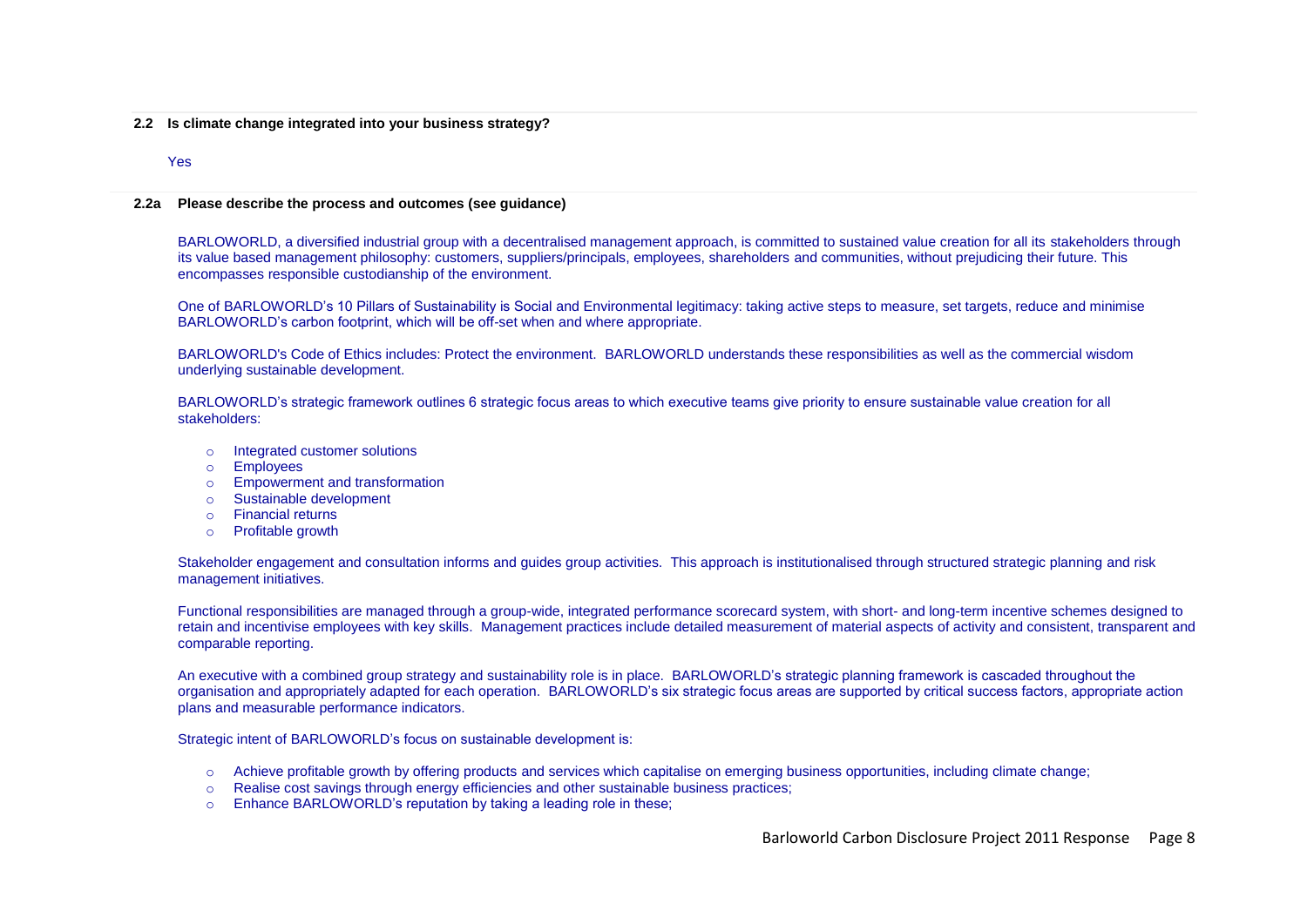**2.2 Is climate change integrated into your business strategy?**

Yes

**2.2a Please describe the process and outcomes (see guidance)**

BARLOWORLD, a diversified industrial group with a decentralised management approach, is committed to sustained value creation for all its stakeholders through its value based management philosophy: customers, suppliers/principals, employees, shareholders and communities, without prejudicing their future. This encompasses responsible custodianship of the environment.

One of BARLOWORLD's 10 Pillars of Sustainability is Social and Environmental legitimacy: taking active steps to measure, set targets, reduce and minimise BARLOWORLD's carbon footprint, which will be off-set when and where appropriate.

BARLOWORLD's Code of Ethics includes: Protect the environment. BARLOWORLD understands these responsibilities as well as the commercial wisdom underlying sustainable development.

BARLOWORLD's strategic framework outlines 6 strategic focus areas to which executive teams give priority to ensure sustainable value creation for all stakeholders:

- Integrated customer solutions
- Employees
- Empowerment and transformation
- Sustainable development
- Financial returns
- Profitable growth

Stakeholder engagement and consultation informs and guides group activities. This approach is institutionalised through structured strategic planning and risk management initiatives.

Functional responsibilities are managed through a group-wide, integrated performance scorecard system, with short- and long-term incentive schemes designed to retain and incentivise employees with key skills. Management practices include detailed measurement of material aspects of activity and consistent, transparent and comparable reporting.

An executive with a combined group strategy and sustainability role is in place. BARLOWORLD's strategic planning framework is cascaded throughout the organisation and appropriately adapted for each operation. BARLOWORLD's six strategic focus areas are supported by critical success factors, appropriate action plans and measurable performance indicators.

Strategic intent of BARLOWORLD's focus on sustainable development is:

- Achieve profitable growth by offering products and services which capitalise on emerging business opportunities, including climate change;
- Realise cost savings through energy efficiencies and other sustainable business practices;
- Enhance BARLOWORLD's reputation by taking a leading role in these;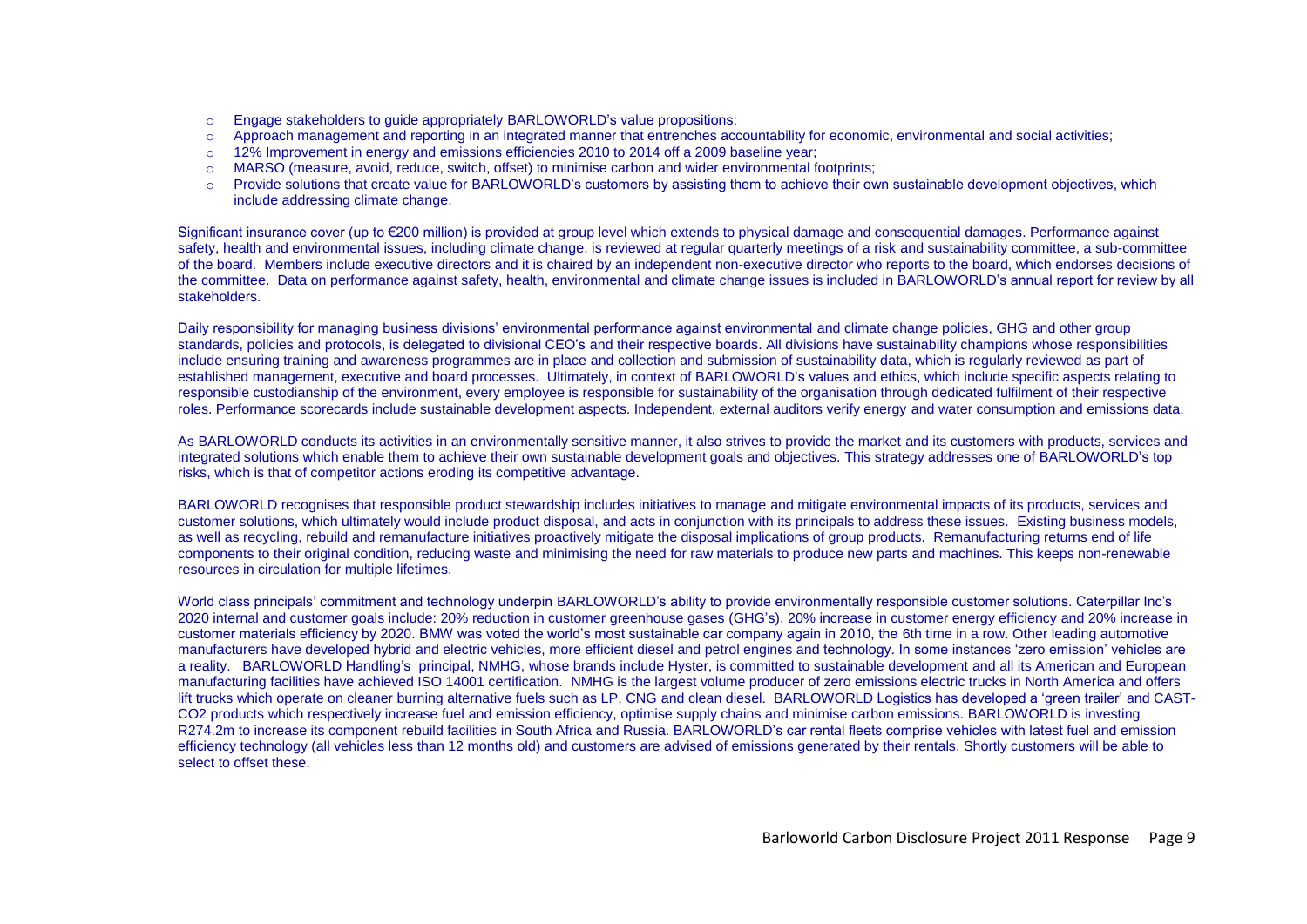- Engage stakeholders to guide appropriately BARLOWORLD's value propositions;
- Approach management and reporting in an integrated manner that entrenches accountability for economic, environmental and social activities;
- 12% Improvement in energy and emissions efficiencies 2010 to 2014 off a 2009 baseline year;
- MARSO (measure, avoid, reduce, switch, offset) to minimise carbon and wider environmental footprints;
- Provide solutions that create value for BARLOWORLD's customers by assisting them to achieve their own sustainable development objectives, which include addressing climate change.

Significant insurance cover (up to €200 million) is provided at group level which extends to physical damage and consequential damages. Performance against safety, health and environmental issues, including climate change, is reviewed at regular quarterly meetings of a risk and sustainability committee, a sub-committee of the board. Members include executive directors and it is chaired by an independent non-executive director who reports to the board, which endorses decisions of the committee. Data on performance against safety, health, environmental and climate change issues is included in BARLOWORLD's annual report for review by all stakeholders.

Daily responsibility for managing business divisions' environmental performance against environmental and climate change policies, GHG and other group standards, policies and protocols, is delegated to divisional CEO's and their respective boards. All divisions have sustainability champions whose responsibilities include ensuring training and awareness programmes are in place and collection and submission of sustainability data, which is regularly reviewed as part of established management, executive and board processes. Ultimately, in context of BARLOWORLD's values and ethics, which include specific aspects relating to responsible custodianship of the environment, every employee is responsible for sustainability of the organisation through dedicated fulfilment of their respective roles. Performance scorecards include sustainable development aspects. Independent, external auditors verify energy and water consumption and emissions data.

As BARLOWORLD conducts its activities in an environmentally sensitive manner, it also strives to provide the market and its customers with products, services and integrated solutions which enable them to achieve their own sustainable development goals and objectives. This strategy addresses one of BARLOWORLD's top risks, which is that of competitor actions eroding its competitive advantage.

BARLOWORLD recognises that responsible product stewardship includes initiatives to manage and mitigate environmental impacts of its products, services and customer solutions, which ultimately would include product disposal, and acts in conjunction with its principals to address these issues. Existing business models, as well as recycling, rebuild and remanufacture initiatives proactively mitigate the disposal implications of group products. Remanufacturing returns end of life components to their original condition, reducing waste and minimising the need for raw materials to produce new parts and machines. This keeps non-renewable resources in circulation for multiple lifetimes.

World class principals' commitment and technology underpin BARLOWORLD's ability to provide environmentally responsible customer solutions. Caterpillar Inc's 2020 internal and customer goals include: 20% reduction in customer greenhouse gases (GHG's), 20% increase in customer energy efficiency and 20% increase in customer materials efficiency by 2020. BMW was voted the world's most sustainable car company again in 2010, the 6th time in a row. Other leading automotive manufacturers have developed hybrid and electric vehicles, more efficient diesel and petrol engines and technology. In some instances 'zero emission' vehicles are a reality. BARLOWORLD Handling's principal, NMHG, whose brands include Hyster, is committed to sustainable development and all its American and European manufacturing facilities have achieved ISO 14001 certification. NMHG is the largest volume producer of zero emissions electric trucks in North America and offers lift trucks which operate on cleaner burning alternative fuels such as LP, CNG and clean diesel. BARLOWORLD Logistics has developed a 'green trailer' and CAST-CO2 products which respectively increase fuel and emission efficiency, optimise supply chains and minimise carbon emissions. BARLOWORLD is investing R274.2m to increase its component rebuild facilities in South Africa and Russia. BARLOWORLD's car rental fleets comprise vehicles with latest fuel and emission efficiency technology (all vehicles less than 12 months old) and customers are advised of emissions generated by their rentals. Shortly customers will be able to select to offset these.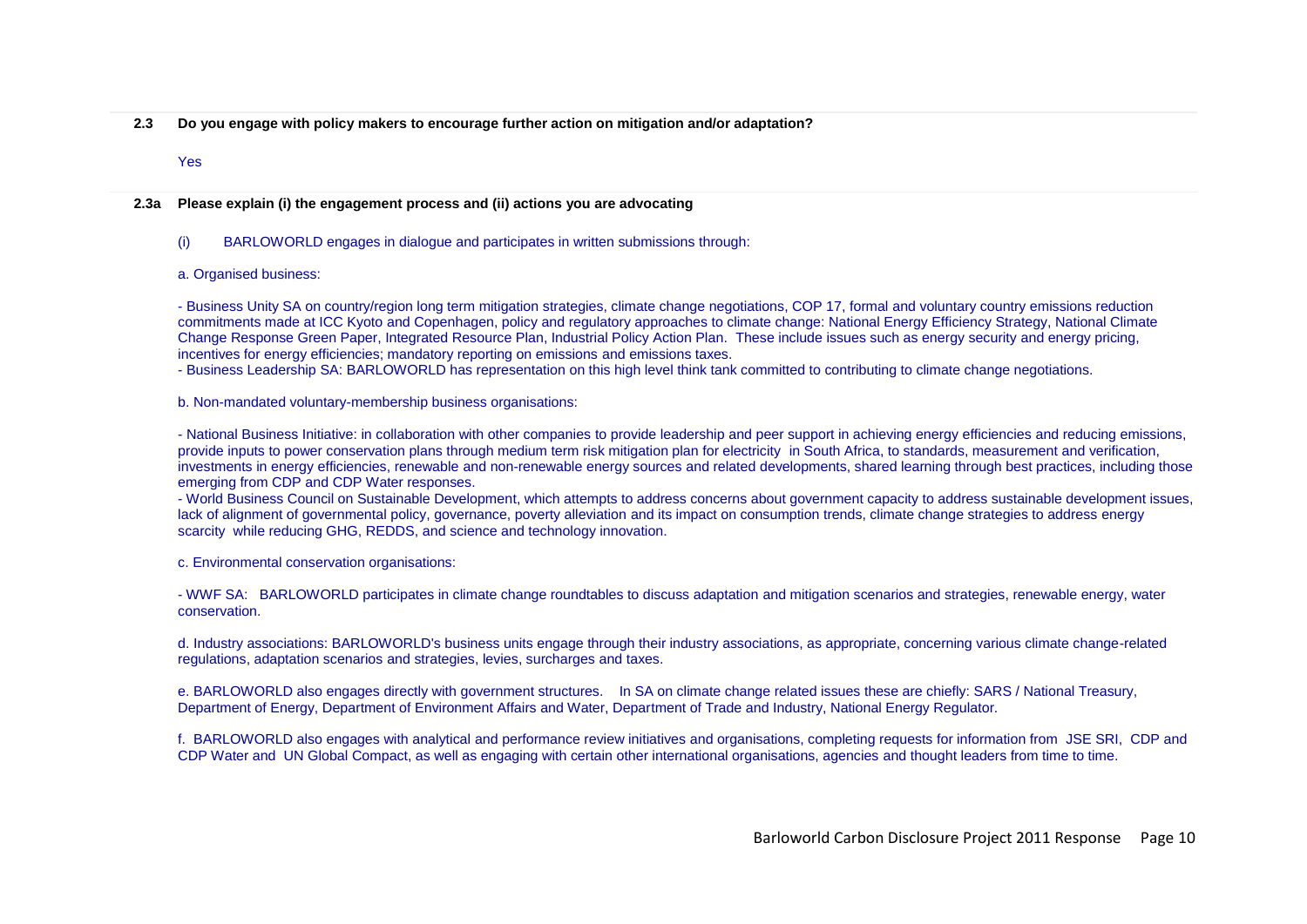**2.3 Do you engage with policy makers to encourage further action on mitigation and/or adaptation?**

Yes

**2.3a Please explain (i) the engagement process and (ii) actions you are advocating**

(i) BARLOWORLD engages in dialogue and participates in written submissions through:

a. Organised business:

- Business Unity SA on country/region long term mitigation strategies, climate change negotiations, COP 17, formal and voluntary country emissions reduction commitments made at ICC Kyoto and Copenhagen, policy and regulatory approaches to climate change: National Energy Efficiency Strategy, National Climate Change Response Green Paper, Integrated Resource Plan, Industrial Policy Action Plan. These include issues such as energy security and energy pricing, incentives for energy efficiencies; mandatory reporting on emissions and emissions taxes.
- Business Leadership SA: BARLOWORLD has representation on this high level think tank committed to contributing to climate change negotiations.

b. Non-mandated voluntary-membership business organisations:

- National Business Initiative: in collaboration with other companies to provide leadership and peer support in achieving energy efficiencies and reducing emissions, provide inputs to power conservation plans through medium term risk mitigation plan for electricity in South Africa, to standards, measurement and verification, investments in energy efficiencies, renewable and non-renewable energy sources and related developments, shared learning through best practices, including those emerging from CDP and CDP Water responses.
- World Business Council on Sustainable Development, which attempts to address concerns about government capacity to address sustainable development issues, lack of alignment of governmental policy, governance, poverty alleviation and its impact on consumption trends, climate change strategies to address energy scarcity while reducing GHG, REDDS, and science and technology innovation.

c. Environmental conservation organisations:

- WWF SA: BARLOWORLD participates in climate change roundtables to discuss adaptation and mitigation scenarios and strategies, renewable energy, water conservation.

d. Industry associations: BARLOWORLD's business units engage through their industry associations, as appropriate, concerning various climate change-related regulations, adaptation scenarios and strategies, levies, surcharges and taxes.

e. BARLOWORLD also engages directly with government structures. In SA on climate change related issues these are chiefly: SARS / National Treasury, Department of Energy, Department of Environment Affairs and Water, Department of Trade and Industry, National Energy Regulator.

f. BARLOWORLD also engages with analytical and performance review initiatives and organisations, completing requests for information from JSE SRI, CDP and CDP Water and UN Global Compact, as well as engaging with certain other international organisations, agencies and thought leaders from time to time.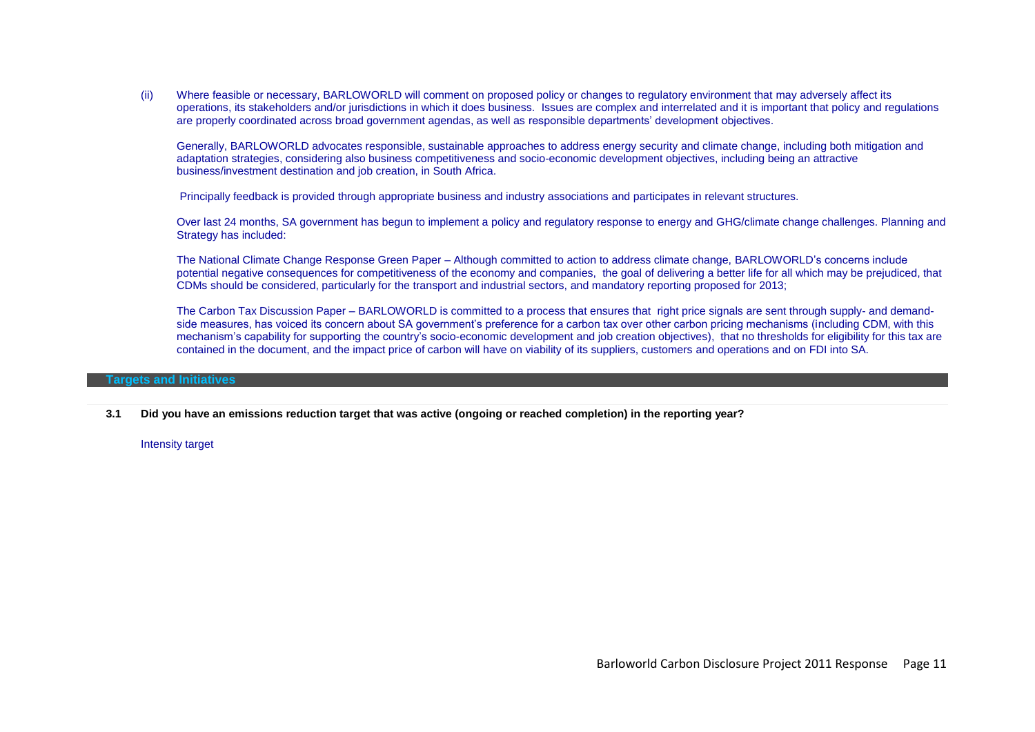(ii) Where feasible or necessary, BARLOWORLD will comment on proposed policy or changes to regulatory environment that may adversely affect its operations, its stakeholders and/or jurisdictions in which it does business. Issues are complex and interrelated and it is important that policy and regulations are properly coordinated across broad government agendas, as well as responsible departments' development objectives.

Generally, BARLOWORLD advocates responsible, sustainable approaches to address energy security and climate change, including both mitigation and adaptation strategies, considering also business competitiveness and socio-economic development objectives, including being an attractive business/investment destination and job creation, in South Africa.

Principally feedback is provided through appropriate business and industry associations and participates in relevant structures.

Over last 24 months, SA government has begun to implement a policy and regulatory response to energy and GHG/climate change challenges. Planning and Strategy has included:

The National Climate Change Response Green Paper – Although committed to action to address climate change, BARLOWORLD's concerns include potential negative consequences for competitiveness of the economy and companies, the goal of delivering a better life for all which may be prejudiced, that CDMs should be considered, particularly for the transport and industrial sectors, and mandatory reporting proposed for 2013;

The Carbon Tax Discussion Paper – BARLOWORLD is committed to a process that ensures that right price signals are sent through supply- and demand-side measures, has voiced its concern about SA government's preference for a carbon tax over other carbon pricing mechanisms (including CDM, with this mechanism's capability for supporting the country's socio-economic development and job creation objectives), that no thresholds for eligibility for this tax are contained in the document, and the impact price of carbon will have on viability of its suppliers, customers and operations and on FDI into SA.

## Targets and Initiatives

**3.1 Did you have an emissions reduction target that was active (ongoing or reached completion) in the reporting year?**

Intensity target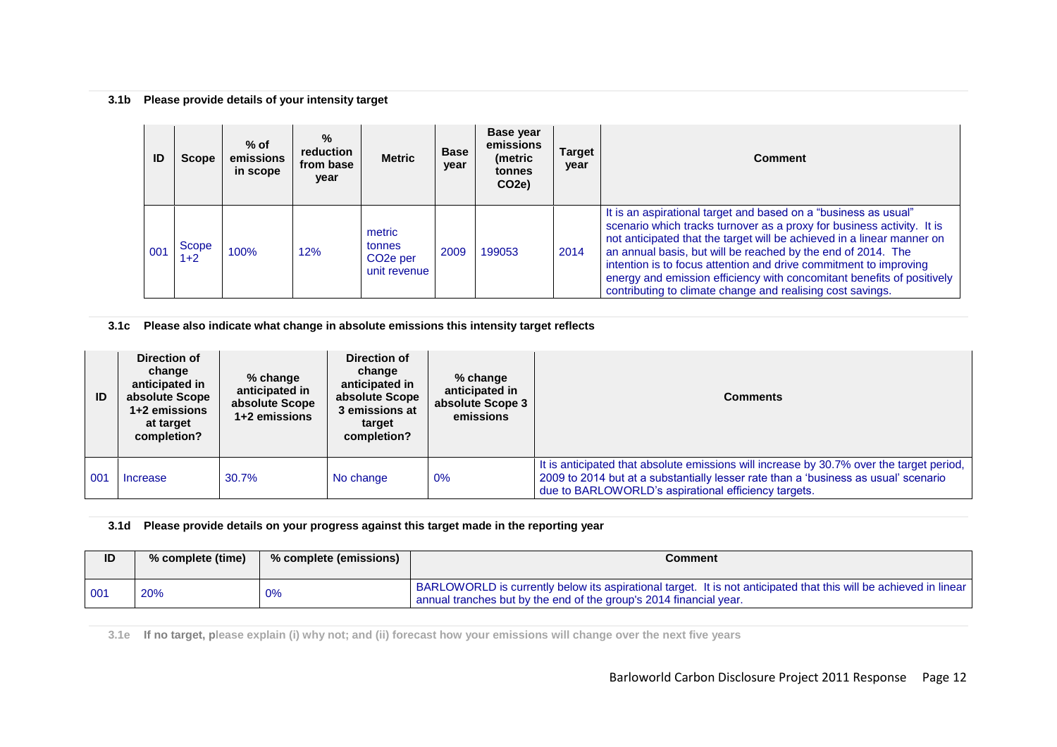### 3.1b Please provide details of your intensity target

| ID | Scope | % of emissions in scope | % reduction from base year | Metric | Base year | Base year emissions (metric tonnes CO2e) | Target year | Comment |
|---|---|---|---|---|---|---|---|---|
| 001 | Scope 1+2 | 100% | 12% | metric tonnes $CO_2e$ per unit revenue | 2009 | 199053 | 2014 | It is an aspirational target and based on a "business as usual" scenario which tracks turnover as a proxy for business activity. It is not anticipated that the target will be achieved in a linear manner on an annual basis, but will be reached by the end of 2014. The intention is to focus attention and drive commitment to improving energy and emission efficiency with concomitant benefits of positively contributing to climate change and realising cost savings. |

### 3.1c Please also indicate what change in absolute emissions this intensity target reflects

| ID | Direction of change anticipated in absolute Scope 1+2 emissions at target completion? | % change anticipated in absolute Scope 1+2 emissions | Direction of change anticipated in absolute Scope 3 emissions at target completion? | % change anticipated in absolute Scope 3 emissions | Comments |
|---|---|---|---|---|---|
| 001 | Increase | 30.7% | No change | 0% | It is anticipated that absolute emissions will increase by 30.7% over the target period, 2009 to 2014 but at a substantially lesser rate than a 'business as usual' scenario due to BARLOWORLD's aspirational efficiency targets. |

### 3.1d Please provide details on your progress against this target made in the reporting year

| ID | % complete (time) | % complete (emissions) | Comment |
|---|---|---|---|
| 001 | 20% | 0% | BARLOWORLD is currently below its aspirational target. It is not anticipated that this will be achieved in linear annual tranches but by the end of the group's 2014 financial year. |

### 3.1e If no target, please explain (i) why not; and (ii) forecast how your emissions will change over the next five years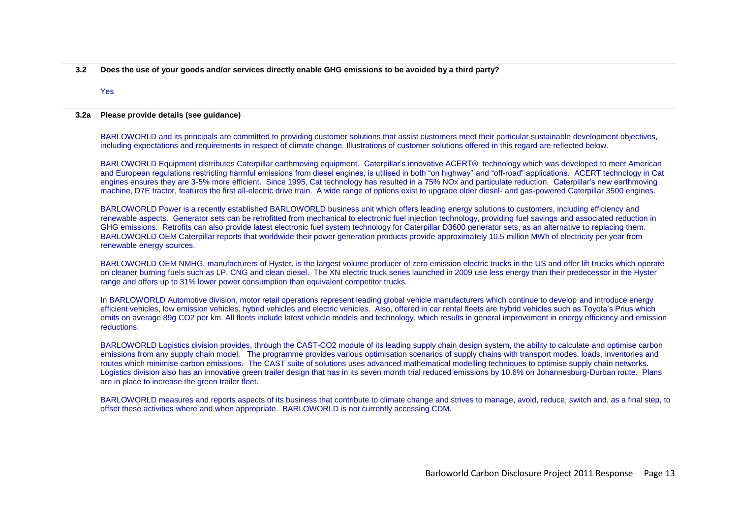**3.2 Does the use of your goods and/or services directly enable GHG emissions to be avoided by a third party?**

Yes

**3.2a Please provide details (see guidance)**

BARLOWORLD and its principals are committed to providing customer solutions that assist customers meet their particular sustainable development objectives, including expectations and requirements in respect of climate change. Illustrations of customer solutions offered in this regard are reflected below.

BARLOWORLD Equipment distributes Caterpillar earthmoving equipment. Caterpillar's innovative ACERT® technology which was developed to meet American and European regulations restricting harmful emissions from diesel engines, is utilised in both "on highway" and "off-road" applications. ACERT technology in Cat engines ensures they are 3-5% more efficient. Since 1995, Cat technology has resulted in a 75% NOx and particulate reduction. Caterpillar's new earthmoving machine, D7E tractor, features the first all-electric drive train. A wide range of options exist to upgrade older diesel- and gas-powered Caterpillar 3500 engines.

BARLOWORLD Power is a recently established BARLOWORLD business unit which offers leading energy solutions to customers, including efficiency and renewable aspects. Generator sets can be retrofitted from mechanical to electronic fuel injection technology, providing fuel savings and associated reduction in GHG emissions. Retrofits can also provide latest electronic fuel system technology for Caterpillar D3600 generator sets, as an alternative to replacing them. BARLOWORLD OEM Caterpillar reports that worldwide their power generation products provide approximately 10.5 million MWh of electricity per year from renewable energy sources.

BARLOWORLD OEM NMHG, manufacturers of Hyster, is the largest volume producer of zero emission electric trucks in the US and offer lift trucks which operate on cleaner burning fuels such as LP, CNG and clean diesel. The XN electric truck series launched in 2009 use less energy than their predecessor in the Hyster range and offers up to 31% lower power consumption than equivalent competitor trucks.

In BARLOWORLD Automotive division, motor retail operations represent leading global vehicle manufacturers which continue to develop and introduce energy efficient vehicles, low emission vehicles, hybrid vehicles and electric vehicles. Also, offered in car rental fleets are hybrid vehicles such as Toyota's Prius which emits on average 89g $CO_2$ per km. All fleets include latest vehicle models and technology, which results in general improvement in energy efficiency and emission reductions.

BARLOWORLD Logistics division provides, through the CAST-CO2 module of its leading supply chain design system, the ability to calculate and optimise carbon emissions from any supply chain model. The programme provides various optimisation scenarios of supply chains with transport modes, loads, inventories and routes which minimise carbon emissions. The CAST suite of solutions uses advanced mathematical modelling techniques to optimise supply chain networks. Logistics division also has an innovative green trailer design that has in its seven month trial reduced emissions by 10.6% on Johannesburg-Durban route. Plans are in place to increase the green trailer fleet.

BARLOWORLD measures and reports aspects of its business that contribute to climate change and strives to manage, avoid, reduce, switch and, as a final step, to offset these activities where and when appropriate. BARLOWORLD is not currently accessing CDM.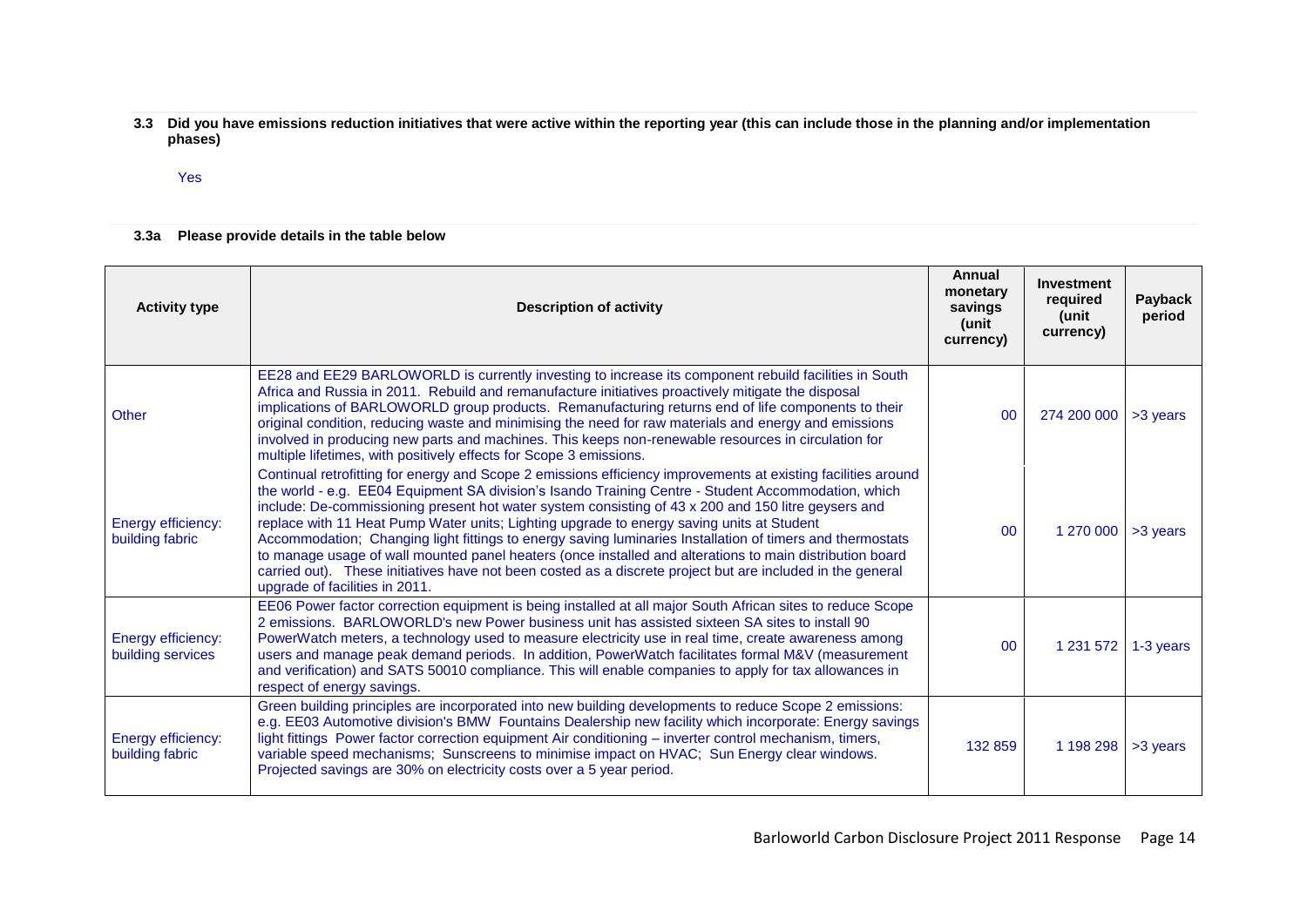**3.3 Did you have emissions reduction initiatives that were active within the reporting year (this can include those in the planning and/or implementation phases)**

Yes

**3.3a Please provide details in the table below**

| Activity type | Description of activity | Annual monetary savings (unit currency) | Investment required (unit currency) | Payback period |
|---|---|---|---|---|
| Other | EE28 and EE29 BARLOWORLD is currently investing to increase its component rebuild facilities in South Africa and Russia in 2011. Rebuild and remanufacture initiatives proactively mitigate the disposal implications of BARLOWORLD group products. Remanufacturing returns end of life components to their original condition, reducing waste and minimising the need for raw materials and energy and emissions involved in producing new parts and machines. This keeps non-renewable resources in circulation for multiple lifetimes, with positively effects for Scope 3 emissions. | 00 | 274 200 000 | >3 years |
| Energy efficiency: building fabric | Continual retrofitting for energy and Scope 2 emissions efficiency improvements at existing facilities around the world - e.g. EE04 Equipment SA division's Isando Training Centre - Student Accommodation, which include: De-commissioning present hot water system consisting of 43 x 200 and 150 litre geysers and replace with 11 Heat Pump Water units; Lighting upgrade to energy saving units at Student Accommodation; Changing light fittings to energy saving luminaries Installation of timers and thermostats to manage usage of wall mounted panel heaters (once installed and alterations to main distribution board carried out). These initiatives have not been costed as a discrete project but are included in the general upgrade of facilities in 2011. | 00 | 1 270 000 | >3 years |
| Energy efficiency: building services | EE06 Power factor correction equipment is being installed at all major South African sites to reduce Scope 2 emissions. BARLOWORLD's new Power business unit has assisted sixteen SA sites to install 90 PowerWatch meters, a technology used to measure electricity use in real time, create awareness among users and manage peak demand periods. In addition, PowerWatch facilitates formal M&V (measurement and verification) and SATS 50010 compliance. This will enable companies to apply for tax allowances in respect of energy savings. | 00 | 1 231 572 | 1-3 years |
| Energy efficiency: building fabric | Green building principles are incorporated into new building developments to reduce Scope 2 emissions: e.g. EE03 Automotive division's BMW Fountains Dealership new facility which incorporate: Energy savings light fittings Power factor correction equipment Air conditioning – inverter control mechanism, timers, variable speed mechanisms; Sunscreens to minimise impact on HVAC; Sun Energy clear windows. Projected savings are 30% on electricity costs over a 5 year period. | 132 859 | 1 198 298 | >3 years |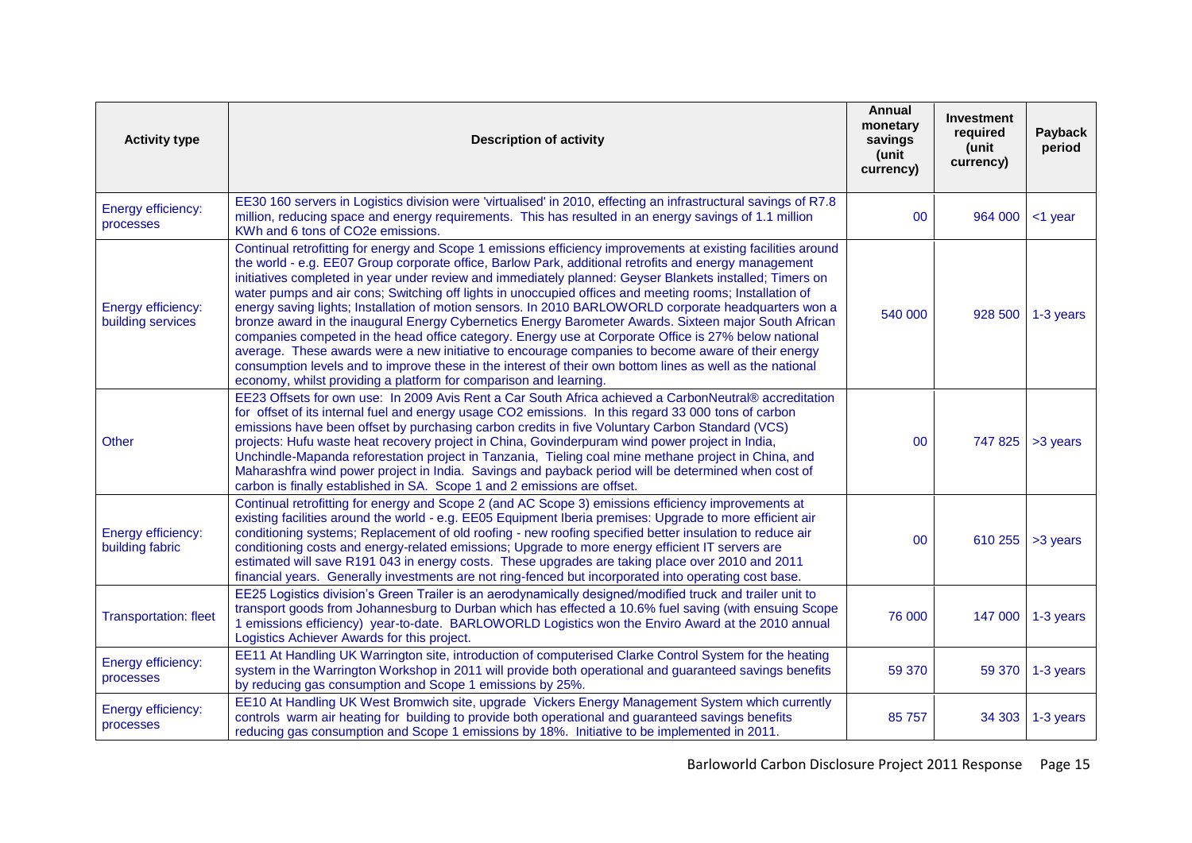| Activity type | Description of activity | Annual monetary savings (unit currency) | Investment required (unit currency) | Payback period |
|---|---|---|---|---|
| Energy efficiency: processes | EE30 160 servers in Logistics division were 'virtualised' in 2010, effecting an infrastructural savings of R7.8 million, reducing space and energy requirements. This has resulted in an energy savings of 1.1 million KWh and 6 tons of CO2e emissions. | 00 | 964 000 | <1 year |
| Energy efficiency: building services | Continual retrofitting for energy and Scope 1 emissions efficiency improvements at existing facilities around the world - e.g. EE07 Group corporate office, Barlow Park, additional retrofits and energy management initiatives completed in year under review and immediately planned: Geyser Blankets installed; Timers on water pumps and air cons; Switching off lights in unoccupied offices and meeting rooms; Installation of energy saving lights; Installation of motion sensors. In 2010 BARLOWORLD corporate headquarters won a bronze award in the inaugural Energy Cybernetics Energy Barometer Awards. Sixteen major South African companies competed in the head office category. Energy use at Corporate Office is 27% below national average. These awards were a new initiative to encourage companies to become aware of their energy consumption levels and to improve these in the interest of their own bottom lines as well as the national economy, whilst providing a platform for comparison and learning. | 540 000 | 928 500 | 1-3 years |
| Other | EE23 Offsets for own use: In 2009 Avis Rent a Car South Africa achieved a CarbonNeutral® accreditation for offset of its internal fuel and energy usage CO2 emissions. In this regard 33 000 tons of carbon emissions have been offset by purchasing carbon credits in five Voluntary Carbon Standard (VCS) projects: Hufu waste heat recovery project in China, Govinderpuram wind power project in India, Unchindle-Mapanda reforestation project in Tanzania, Tieling coal mine methane project in China, and Maharashfra wind power project in India. Savings and payback period will be determined when cost of carbon is finally established in SA. Scope 1 and 2 emissions are offset. | 00 | 747 825 | >3 years |
| Energy efficiency: building fabric | Continual retrofitting for energy and Scope 2 (and AC Scope 3) emissions efficiency improvements at existing facilities around the world - e.g. EE05 Equipment Iberia premises: Upgrade to more efficient air conditioning systems; Replacement of old roofing - new roofing specified better insulation to reduce air conditioning costs and energy-related emissions; Upgrade to more energy efficient IT servers are estimated will save R191 043 in energy costs. These upgrades are taking place over 2010 and 2011 financial years. Generally investments are not ring-fenced but incorporated into operating cost base. | 00 | 610 255 | >3 years |
| Transportation: fleet | EE25 Logistics division's Green Trailer is an aerodynamically designed/modified truck and trailer unit to transport goods from Johannesburg to Durban which has effected a 10.6% fuel saving (with ensuing Scope 1 emissions efficiency) year-to-date. BARLOWORLD Logistics won the Enviro Award at the 2010 annual Logistics Achiever Awards for this project. | 76 000 | 147 000 | 1-3 years |
| Energy efficiency: processes | EE11 At Handling UK Warrington site, introduction of computerised Clarke Control System for the heating system in the Warrington Workshop in 2011 will provide both operational and guaranteed savings benefits by reducing gas consumption and Scope 1 emissions by 25%. | 59 370 | 59 370 | 1-3 years |
| Energy efficiency: processes | EE10 At Handling UK West Bromwich site, upgrade Vickers Energy Management System which currently controls warm air heating for building to provide both operational and guaranteed savings benefits reducing gas consumption and Scope 1 emissions by 18%. Initiative to be implemented in 2011. | 85 757 | 34 303 | 1-3 years |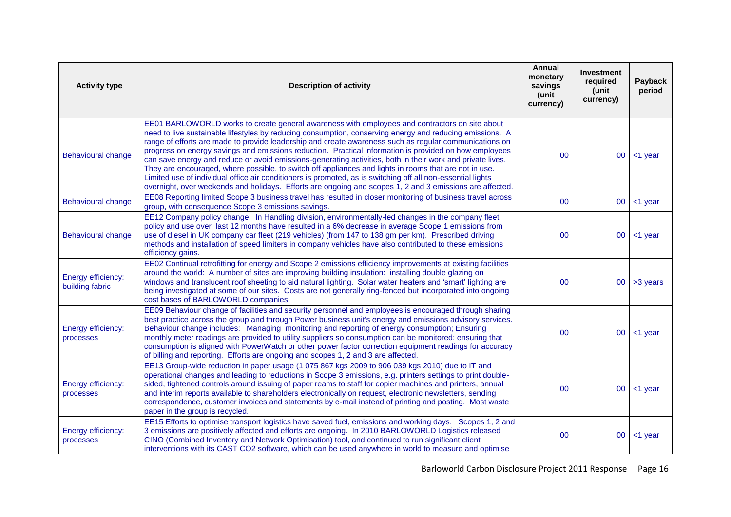| Activity type | Description of activity | Annual monetary savings (unit currency) | Investment required (unit currency) | Payback period |
|---|---|---|---|---|
| Behavioural change | EE01 BARLOWORLD works to create general awareness with employees and contractors on site about need to live sustainable lifestyles by reducing consumption, conserving energy and reducing emissions. A range of efforts are made to provide leadership and create awareness such as regular communications on progress on energy savings and emissions reduction. Practical information is provided on how employees can save energy and reduce or avoid emissions-generating activities, both in their work and private lives. They are encouraged, where possible, to switch off appliances and lights in rooms that are not in use. Limited use of individual office air conditioners is promoted, as is switching off all non-essential lights overnight, over weekends and holidays. Efforts are ongoing and scopes 1, 2 and 3 emissions are affected. | 00 | 00 | <1 year |
| Behavioural change | EE08 Reporting limited Scope 3 business travel has resulted in closer monitoring of business travel across group, with consequence Scope 3 emissions savings. | 00 | 00 | <1 year |
| Behavioural change | EE12 Company policy change: In Handling division, environmentally-led changes in the company fleet policy and use over last 12 months have resulted in a 6% decrease in average Scope 1 emissions from use of diesel in UK company car fleet (219 vehicles) (from 147 to 138 gm per km). Prescribed driving methods and installation of speed limiters in company vehicles have also contributed to these emissions efficiency gains. | 00 | 00 | <1 year |
| Energy efficiency: building fabric | EE02 Continual retrofitting for energy and Scope 2 emissions efficiency improvements at existing facilities around the world: A number of sites are improving building insulation: installing double glazing on windows and translucent roof sheeting to aid natural lighting. Solar water heaters and 'smart' lighting are being investigated at some of our sites. Costs are not generally ring-fenced but incorporated into ongoing cost bases of BARLOWORLD companies. | 00 | 00 | >3 years |
| Energy efficiency: processes | EE09 Behaviour change of facilities and security personnel and employees is encouraged through sharing best practice across the group and through Power business unit's energy and emissions advisory services. Behaviour change includes: Managing monitoring and reporting of energy consumption; Ensuring monthly meter readings are provided to utility suppliers so consumption can be monitored; ensuring that consumption is aligned with PowerWatch or other power factor correction equipment readings for accuracy of billing and reporting. Efforts are ongoing and scopes 1, 2 and 3 are affected. | 00 | 00 | <1 year |
| Energy efficiency: processes | EE13 Group-wide reduction in paper usage (1 075 867 kgs 2009 to 906 039 kgs 2010) due to IT and operational changes and leading to reductions in Scope 3 emissions, e.g. printers settings to print double-sided, tightened controls around issuing of paper reams to staff for copier machines and printers, annual and interim reports available to shareholders electronically on request, electronic newsletters, sending correspondence, customer invoices and statements by e-mail instead of printing and posting. Most waste paper in the group is recycled. | 00 | 00 | <1 year |
| Energy efficiency: processes | EE15 Efforts to optimise transport logistics have saved fuel, emissions and working days. Scopes 1, 2 and 3 emissions are positively affected and efforts are ongoing. In 2010 BARLOWORLD Logistics released CINO (Combined Inventory and Network Optimisation) tool, and continued to run significant client interventions with its CAST CO2 software, which can be used anywhere in world to measure and optimise | 00 | 00 | <1 year |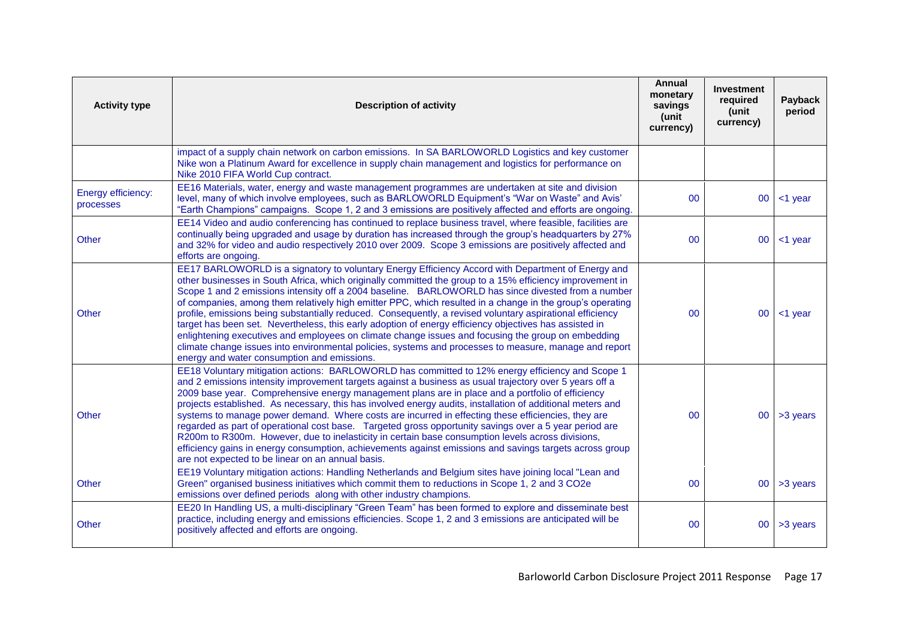| Activity type | Description of activity | Annual monetary savings (unit currency) | Investment required (unit currency) | Payback period |
|---|---|---|---|---|
| | impact of a supply chain network on carbon emissions. In SA BARLOWORLD Logistics and key customer Nike won a Platinum Award for excellence in supply chain management and logistics for performance on Nike 2010 FIFA World Cup contract. | | | |
| Energy efficiency: processes | EE16 Materials, water, energy and waste management programmes are undertaken at site and division level, many of which involve employees, such as BARLOWORLD Equipment's "War on Waste" and Avis' "Earth Champions" campaigns. Scope 1, 2 and 3 emissions are positively affected and efforts are ongoing. | 00 | 00 | <1 year |
| Other | EE14 Video and audio conferencing has continued to replace business travel, where feasible, facilities are continually being upgraded and usage by duration has increased through the group's headquarters by 27% and 32% for video and audio respectively 2010 over 2009. Scope 3 emissions are positively affected and efforts are ongoing. | 00 | 00 | <1 year |
| Other | EE17 BARLOWORLD is a signatory to voluntary Energy Efficiency Accord with Department of Energy and other businesses in South Africa, which originally committed the group to a 15% efficiency improvement in Scope 1 and 2 emissions intensity off a 2004 baseline. BARLOWORLD has since divested from a number of companies, among them relatively high emitter PPC, which resulted in a change in the group's operating profile, emissions being substantially reduced. Consequently, a revised voluntary aspirational efficiency target has been set. Nevertheless, this early adoption of energy efficiency objectives has assisted in enlightening executives and employees on climate change issues and focusing the group on embedding climate change issues into environmental policies, systems and processes to measure, manage and report energy and water consumption and emissions. | 00 | 00 | <1 year |
| Other | EE18 Voluntary mitigation actions: BARLOWORLD has committed to 12% energy efficiency and Scope 1 and 2 emissions intensity improvement targets against a business as usual trajectory over 5 years off a 2009 base year. Comprehensive energy management plans are in place and a portfolio of efficiency projects established. As necessary, this has involved energy audits, installation of additional meters and systems to manage power demand. Where costs are incurred in effecting these efficiencies, they are regarded as part of operational cost base. Targeted gross opportunity savings over a 5 year period are R200m to R300m. However, due to inelasticity in certain base consumption levels across divisions, efficiency gains in energy consumption, achievements against emissions and savings targets across group are not expected to be linear on an annual basis. | 00 | 00 | >3 years |
| Other | EE19 Voluntary mitigation actions: Handling Netherlands and Belgium sites have joining local "Lean and Green" organised business initiatives which commit them to reductions in Scope 1, 2 and 3 CO2e emissions over defined periods along with other industry champions. | 00 | 00 | >3 years |
| Other | EE20 In Handling US, a multi-disciplinary "Green Team" has been formed to explore and disseminate best practice, including energy and emissions efficiencies. Scope 1, 2 and 3 emissions are anticipated will be positively affected and efforts are ongoing. | 00 | 00 | >3 years |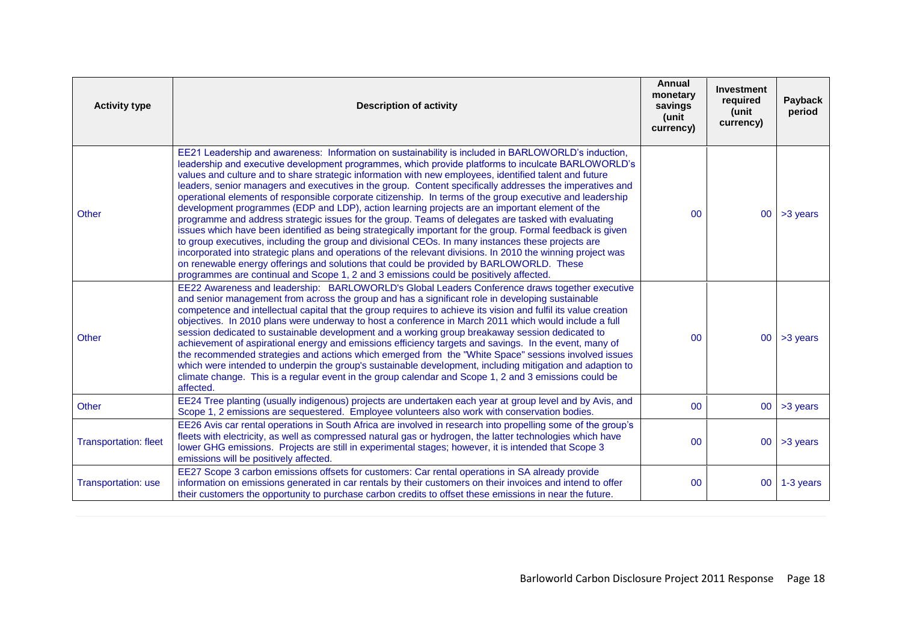| Activity type | Description of activity | Annual monetary savings (unit currency) | Investment required (unit currency) | Payback period |
|---|---|---|---|---|
| Other | EE21 Leadership and awareness: Information on sustainability is included in BARLOWORLD's induction, leadership and executive development programmes, which provide platforms to inculcate BARLOWORLD's values and culture and to share strategic information with new employees, identified talent and future leaders, senior managers and executives in the group. Content specifically addresses the imperatives and operational elements of responsible corporate citizenship. In terms of the group executive and leadership development programmes (EDP and LDP), action learning projects are an important element of the programme and address strategic issues for the group. Teams of delegates are tasked with evaluating issues which have been identified as being strategically important for the group. Formal feedback is given to group executives, including the group and divisional CEOs. In many instances these projects are incorporated into strategic plans and operations of the relevant divisions. In 2010 the winning project was on renewable energy offerings and solutions that could be provided by BARLOWORLD. These programmes are continual and Scope 1, 2 and 3 emissions could be positively affected. | 00 | 00 | >3 years |
| Other | EE22 Awareness and leadership: BARLOWORLD's Global Leaders Conference draws together executive and senior management from across the group and has a significant role in developing sustainable competence and intellectual capital that the group requires to achieve its vision and fulfil its value creation objectives. In 2010 plans were underway to host a conference in March 2011 which would include a full session dedicated to sustainable development and a working group breakaway session dedicated to achievement of aspirational energy and emissions efficiency targets and savings. In the event, many of the recommended strategies and actions which emerged from the "White Space" sessions involved issues which were intended to underpin the group's sustainable development, including mitigation and adaption to climate change. This is a regular event in the group calendar and Scope 1, 2 and 3 emissions could be affected. | 00 | 00 | >3 years |
| Other | EE24 Tree planting (usually indigenous) projects are undertaken each year at group level and by Avis, and Scope 1, 2 emissions are sequestered. Employee volunteers also work with conservation bodies. | 00 | 00 | >3 years |
| Transportation: fleet | EE26 Avis car rental operations in South Africa are involved in research into propelling some of the group's fleets with electricity, as well as compressed natural gas or hydrogen, the latter technologies which have lower GHG emissions. Projects are still in experimental stages; however, it is intended that Scope 3 emissions will be positively affected. | 00 | 00 | >3 years |
| Transportation: use | EE27 Scope 3 carbon emissions offsets for customers: Car rental operations in SA already provide information on emissions generated in car rentals by their customers on their invoices and intend to offer their customers the opportunity to purchase carbon credits to offset these emissions in near the future. | 00 | 00 | 1-3 years |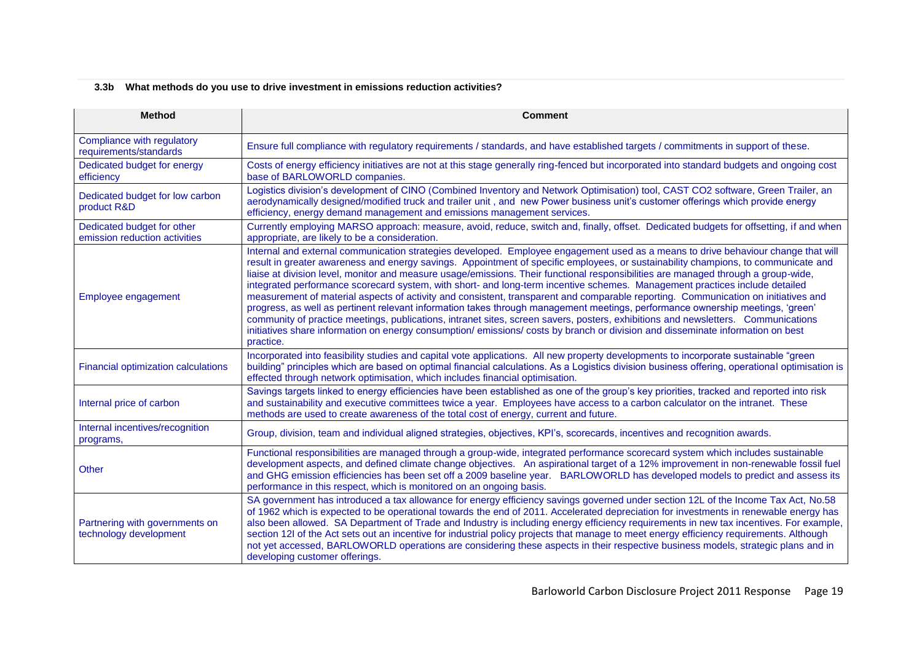**3.3b What methods do you use to drive investment in emissions reduction activities?**

| Method | Comment |
| --- | --- |
| Compliance with regulatory requirements/standards | Ensure full compliance with regulatory requirements / standards, and have established targets / commitments in support of these. |
| Dedicated budget for energy efficiency | Costs of energy efficiency initiatives are not at this stage generally ring-fenced but incorporated into standard budgets and ongoing cost base of BARLOWORLD companies. |
| Dedicated budget for low carbon product R&D | Logistics division's development of CINO (Combined Inventory and Network Optimisation) tool, CAST CO2 software, Green Trailer, an aerodynamically designed/modified truck and trailer unit , and new Power business unit's customer offerings which provide energy efficiency, energy demand management and emissions management services. |
| Dedicated budget for other emission reduction activities | Currently employing MARSO approach: measure, avoid, reduce, switch and, finally, offset. Dedicated budgets for offsetting, if and when appropriate, are likely to be a consideration. |
| Employee engagement | Internal and external communication strategies developed. Employee engagement used as a means to drive behaviour change that will result in greater awareness and energy savings. Appointment of specific employees, or sustainability champions, to communicate and liaise at division level, monitor and measure usage/emissions. Their functional responsibilities are managed through a group-wide, integrated performance scorecard system, with short- and long-term incentive schemes. Management practices include detailed measurement of material aspects of activity and consistent, transparent and comparable reporting. Communication on initiatives and progress, as well as pertinent relevant information takes through management meetings, performance ownership meetings, 'green' community of practice meetings, publications, intranet sites, screen savers, posters, exhibitions and newsletters. Communications initiatives share information on energy consumption/ emissions/ costs by branch or division and disseminate information on best practice. |
| Financial optimization calculations | Incorporated into feasibility studies and capital vote applications. All new property developments to incorporate sustainable "green building" principles which are based on optimal financial calculations. As a Logistics division business offering, operational optimisation is effected through network optimisation, which includes financial optimisation. |
| Internal price of carbon | Savings targets linked to energy efficiencies have been established as one of the group's key priorities, tracked and reported into risk and sustainability and executive committees twice a year. Employees have access to a carbon calculator on the intranet. These methods are used to create awareness of the total cost of energy, current and future. |
| Internal incentives/recognition programs, | Group, division, team and individual aligned strategies, objectives, KPI's, scorecards, incentives and recognition awards. |
| Other | Functional responsibilities are managed through a group-wide, integrated performance scorecard system which includes sustainable development aspects, and defined climate change objectives. An aspirational target of a 12% improvement in non-renewable fossil fuel and GHG emission efficiencies has been set off a 2009 baseline year. BARLOWORLD has developed models to predict and assess its performance in this respect, which is monitored on an ongoing basis. |
| Partnering with governments on technology development | SA government has introduced a tax allowance for energy efficiency savings governed under section 12L of the Income Tax Act, No.58 of 1962 which is expected to be operational towards the end of 2011. Accelerated depreciation for investments in renewable energy has also been allowed. SA Department of Trade and Industry is including energy efficiency requirements in new tax incentives. For example, section 12I of the Act sets out an incentive for industrial policy projects that manage to meet energy efficiency requirements. Although not yet accessed, BARLOWORLD operations are considering these aspects in their respective business models, strategic plans and in developing customer offerings. |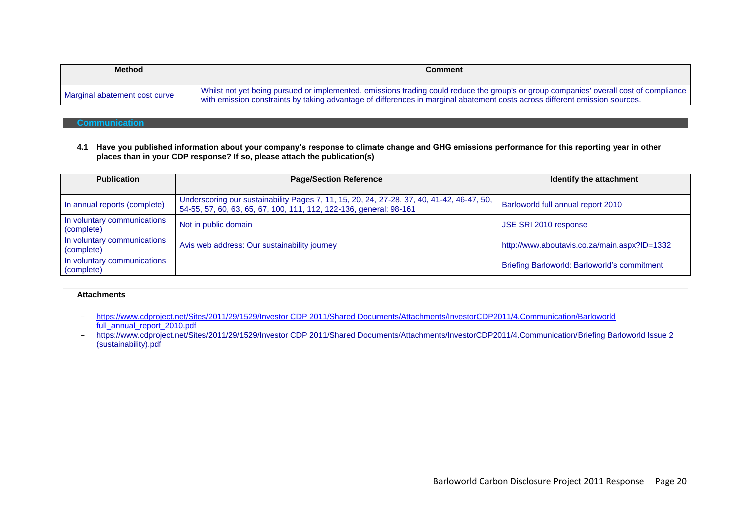| Method | Comment |
| --- | --- |
| Marginal abatement cost curve | Whilst not yet being pursued or implemented, emissions trading could reduce the group's or group companies' overall cost of compliance with emission constraints by taking advantage of differences in marginal abatement costs across different emission sources. |

## Communication

**4.1 Have you published information about your company's response to climate change and GHG emissions performance for this reporting year in other places than in your CDP response? If so, please attach the publication(s)**

| Publication | Page/Section Reference | Identify the attachment |
| --- | --- | --- |
| In annual reports (complete) | Underscoring our sustainability Pages 7, 11, 15, 20, 24, 27-28, 37, 40, 41-42, 46-47, 50, 54-55, 57, 60, 63, 65, 67, 100, 111, 112, 122-136, general: 98-161 | Barloworld full annual report 2010 |
| In voluntary communications (complete) | Not in public domain | JSE SRI 2010 response |
| In voluntary communications (complete) | Avis web address: Our sustainability journey | http://www.aboutavis.co.za/main.aspx?ID=1332 |
| In voluntary communications (complete) | | Briefing Barloworld: Barloworld's commitment |

**Attachments**

- https://www.cdproject.net/Sites/2011/29/1529/Investor CDP 2011/Shared Documents/Attachments/InvestorCDP2011/4.Communication/Barloworld full_annual_report_2010.pdf
- https://www.cdproject.net/Sites/2011/29/1529/Investor CDP 2011/Shared Documents/Attachments/InvestorCDP2011/4.Communication/Briefing Barloworld Issue 2 (sustainability).pdf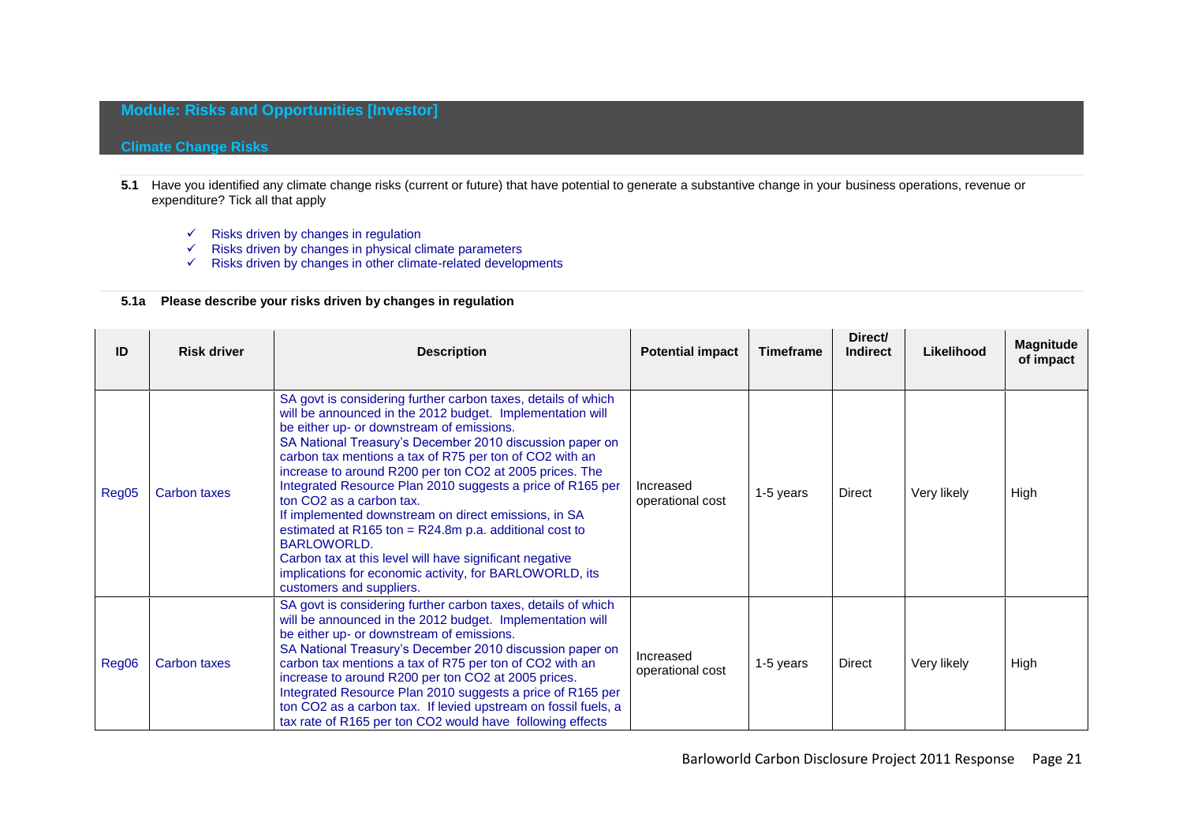## Module: Risks and Opportunities [Investor]

### Climate Change Risks

**5.1** Have you identified any climate change risks (current or future) that have potential to generate a substantive change in your business operations, revenue or expenditure? Tick all that apply

- ✓ Risks driven by changes in regulation
- ✓ Risks driven by changes in physical climate parameters
- ✓ Risks driven by changes in other climate-related developments

**5.1a Please describe your risks driven by changes in regulation**

| ID | Risk driver | Description | Potential impact | Timeframe | Direct/ Indirect | Likelihood | Magnitude of impact |
|---|---|---|---|---|---|---|---|
| Reg05 | Carbon taxes | SA govt is considering further carbon taxes, details of which will be announced in the 2012 budget. Implementation will be either up- or downstream of emissions. SA National Treasury's December 2010 discussion paper on carbon tax mentions a tax of R75 per ton of $CO_2$ with an increase to around R200 per ton $CO_2$ at 2005 prices. The Integrated Resource Plan 2010 suggests a price of R165 per ton $CO_2$ as a carbon tax. If implemented downstream on direct emissions, in SA estimated at R165 ton = R24.8m p.a. additional cost to BARLOWORLD. Carbon tax at this level will have significant negative implications for economic activity, for BARLOWORLD, its customers and suppliers. | Increased operational cost | 1-5 years | Direct | Very likely | High |
| Reg06 | Carbon taxes | SA govt is considering further carbon taxes, details of which will be announced in the 2012 budget. Implementation will be either up- or downstream of emissions. SA National Treasury's December 2010 discussion paper on carbon tax mentions a tax of R75 per ton of $CO_2$ with an increase to around R200 per ton $CO_2$ at 2005 prices. Integrated Resource Plan 2010 suggests a price of R165 per ton $CO_2$ as a carbon tax. If levied upstream on fossil fuels, a tax rate of R165 per ton $CO_2$ would have following effects | Increased operational cost | 1-5 years | Direct | Very likely | High |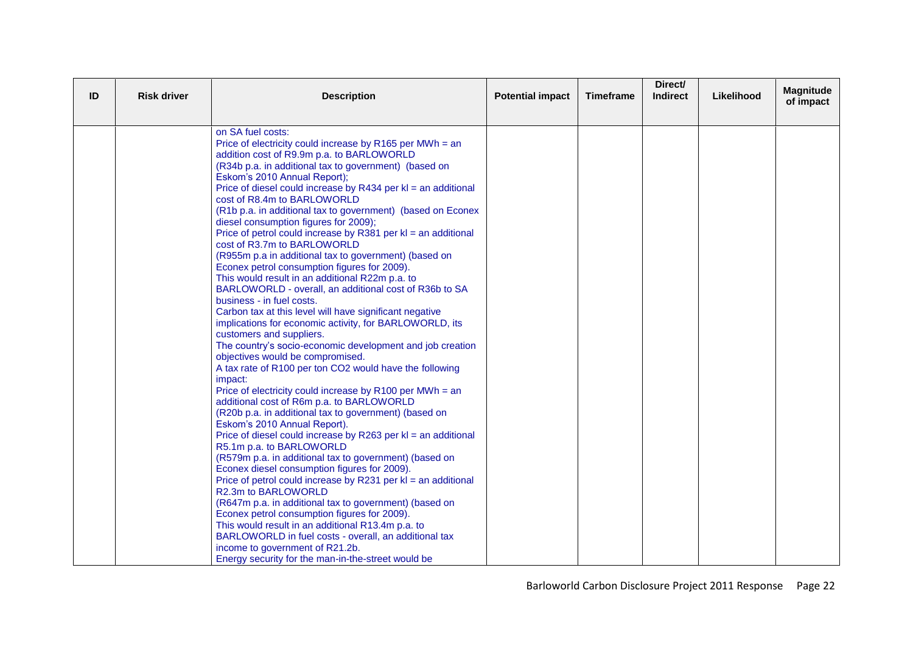| ID | Risk driver | Description | Potential impact | Timeframe | Direct/ Indirect | Likelihood | Magnitude of impact |
|---|---|---|---|---|---|---|---|
| | | on SA fuel costs:<br>Price of electricity could increase by R165 per MWh = an addition cost of R9.9m p.a. to BARLOWORLD<br>(R34b p.a. in additional tax to government) (based on Eskom's 2010 Annual Report);<br>Price of diesel could increase by R434 per kl = an additional cost of R8.4m to BARLOWORLD<br>(R1b p.a. in additional tax to government) (based on Econex diesel consumption figures for 2009);<br>Price of petrol could increase by R381 per kl = an additional cost of R3.7m to BARLOWORLD<br>(R955m p.a in additional tax to government) (based on Econex petrol consumption figures for 2009).<br>This would result in an additional R22m p.a. to BARLOWORLD - overall, an additional cost of R36b to SA business - in fuel costs.<br>Carbon tax at this level will have significant negative implications for economic activity, for BARLOWORLD, its customers and suppliers.<br>The country's socio-economic development and job creation objectives would be compromised.<br>A tax rate of R100 per ton CO2 would have the following impact:<br>Price of electricity could increase by R100 per MWh = an additional cost of R6m p.a. to BARLOWORLD<br>(R20b p.a. in additional tax to government) (based on Eskom's 2010 Annual Report).<br>Price of diesel could increase by R263 per kl = an additional R5.1m p.a. to BARLOWORLD<br>(R579m p.a. in additional tax to government) (based on Econex diesel consumption figures for 2009).<br>Price of petrol could increase by R231 per kl = an additional R2.3m to BARLOWORLD<br>(R647m p.a. in additional tax to government) (based on Econex petrol consumption figures for 2009).<br>This would result in an additional R13.4m p.a. to BARLOWORLD in fuel costs - overall, an additional tax income to government of R21.2b.<br>Energy security for the man-in-the-street would be | | | | | |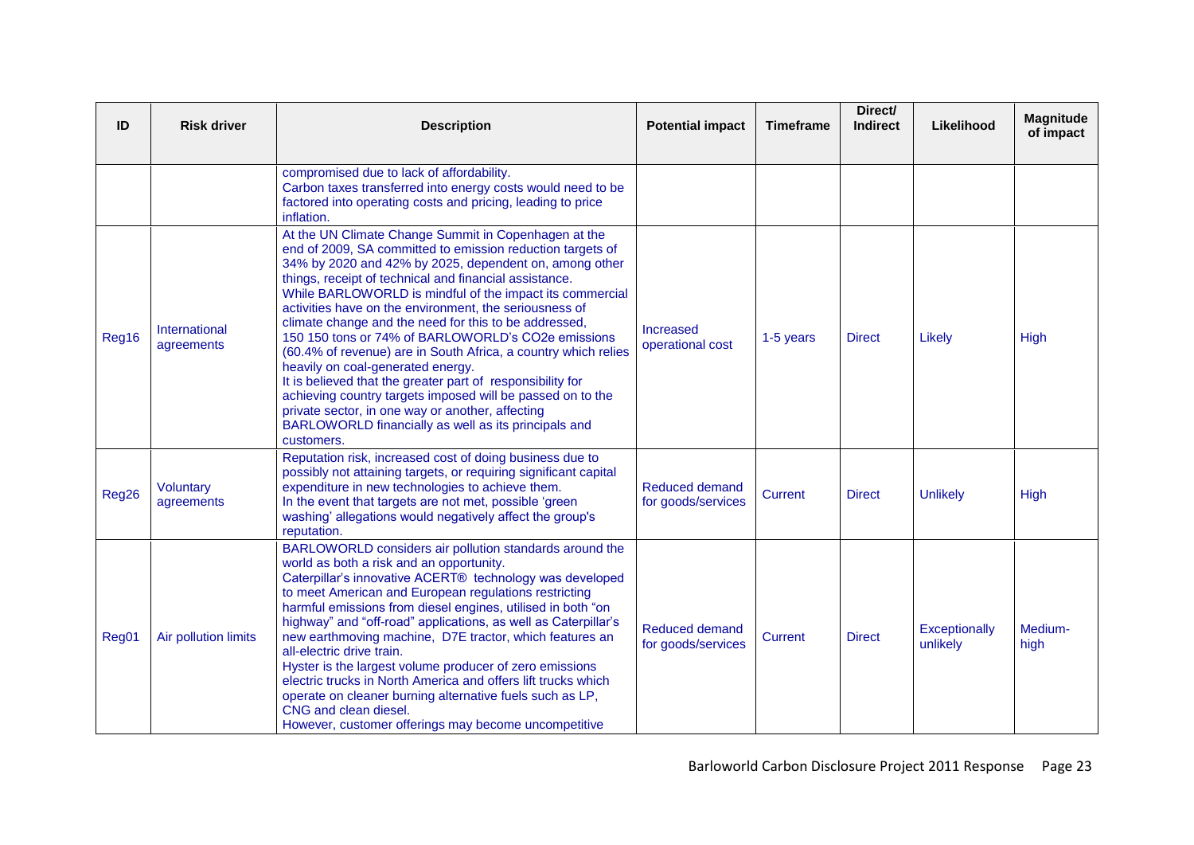| ID | Risk driver | Description | Potential impact | Timeframe | Direct/ Indirect | Likelihood | Magnitude of impact |
|---|---|---|---|---|---|---|---|
| | | compromised due to lack of affordability.<br>Carbon taxes transferred into energy costs would need to be factored into operating costs and pricing, leading to price inflation. | | | | | |
| Reg16 | International agreements | At the UN Climate Change Summit in Copenhagen at the end of 2009, SA committed to emission reduction targets of 34% by 2020 and 42% by 2025, dependent on, among other things, receipt of technical and financial assistance.<br>While BARLOWORLD is mindful of the impact its commercial activities have on the environment, the seriousness of climate change and the need for this to be addressed, 150 150 tons or 74% of BARLOWORLD's CO2e emissions (60.4% of revenue) are in South Africa, a country which relies heavily on coal-generated energy.<br>It is believed that the greater part of responsibility for achieving country targets imposed will be passed on to the private sector, in one way or another, affecting BARLOWORLD financially as well as its principals and customers. | Increased operational cost | 1-5 years | Direct | Likely | High |
| Reg26 | Voluntary agreements | Reputation risk, increased cost of doing business due to possibly not attaining targets, or requiring significant capital expenditure in new technologies to achieve them.<br>In the event that targets are not met, possible 'green washing' allegations would negatively affect the group's reputation. | Reduced demand for goods/services | Current | Direct | Unlikely | High |
| Reg01 | Air pollution limits | BARLOWORLD considers air pollution standards around the world as both a risk and an opportunity.<br>Caterpillar's innovative ACERT® technology was developed to meet American and European regulations restricting harmful emissions from diesel engines, utilised in both "on highway" and "off-road" applications, as well as Caterpillar's new earthmoving machine, D7E tractor, which features an all-electric drive train.<br>Hyster is the largest volume producer of zero emissions electric trucks in North America and offers lift trucks which operate on cleaner burning alternative fuels such as LP, CNG and clean diesel.<br>However, customer offerings may become uncompetitive | Reduced demand for goods/services | Current | Direct | Exceptionally unlikely | Medium-high |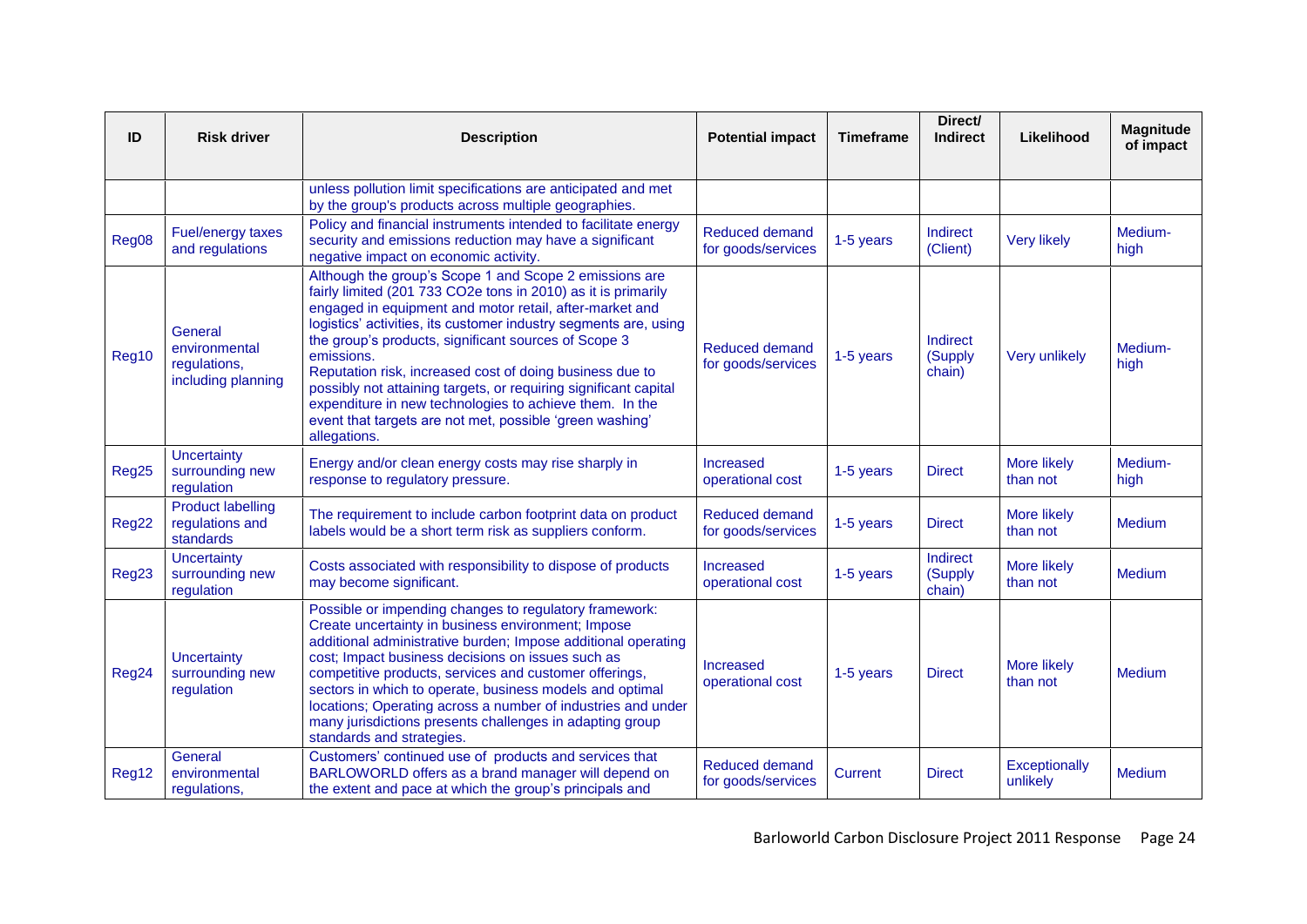| ID | Risk driver | Description | Potential impact | Timeframe | Direct/ Indirect | Likelihood | Magnitude of impact |
|---|---|---|---|---|---|---|---|
| | | unless pollution limit specifications are anticipated and met by the group's products across multiple geographies. | | | | | |
| Reg08 | Fuel/energy taxes and regulations | Policy and financial instruments intended to facilitate energy security and emissions reduction may have a significant negative impact on economic activity. | Reduced demand for goods/services | 1-5 years | Indirect (Client) | Very likely | Medium-high |
| Reg10 | General environmental regulations, including planning | Although the group's Scope 1 and Scope 2 emissions are fairly limited (201 733 CO2e tons in 2010) as it is primarily engaged in equipment and motor retail, after-market and logistics' activities, its customer industry segments are, using the group's products, significant sources of Scope 3 emissions.<br>Reputation risk, increased cost of doing business due to possibly not attaining targets, or requiring significant capital expenditure in new technologies to achieve them. In the event that targets are not met, possible 'green washing' allegations. | Reduced demand for goods/services | 1-5 years | Indirect (Supply chain) | Very unlikely | Medium-high |
| Reg25 | Uncertainty surrounding new regulation | Energy and/or clean energy costs may rise sharply in response to regulatory pressure. | Increased operational cost | 1-5 years | Direct | More likely than not | Medium-high |
| Reg22 | Product labelling regulations and standards | The requirement to include carbon footprint data on product labels would be a short term risk as suppliers conform. | Reduced demand for goods/services | 1-5 years | Direct | More likely than not | Medium |
| Reg23 | Uncertainty surrounding new regulation | Costs associated with responsibility to dispose of products may become significant. | Increased operational cost | 1-5 years | Indirect (Supply chain) | More likely than not | Medium |
| Reg24 | Uncertainty surrounding new regulation | Possible or impending changes to regulatory framework: Create uncertainty in business environment; Impose additional administrative burden; Impose additional operating cost; Impact business decisions on issues such as competitive products, services and customer offerings, sectors in which to operate, business models and optimal locations; Operating across a number of industries and under many jurisdictions presents challenges in adapting group standards and strategies. | Increased operational cost | 1-5 years | Direct | More likely than not | Medium |
| Reg12 | General environmental regulations, | Customers' continued use of products and services that BARLOWORLD offers as a brand manager will depend on the extent and pace at which the group's principals and | Reduced demand for goods/services | Current | Direct | Exceptionally unlikely | Medium |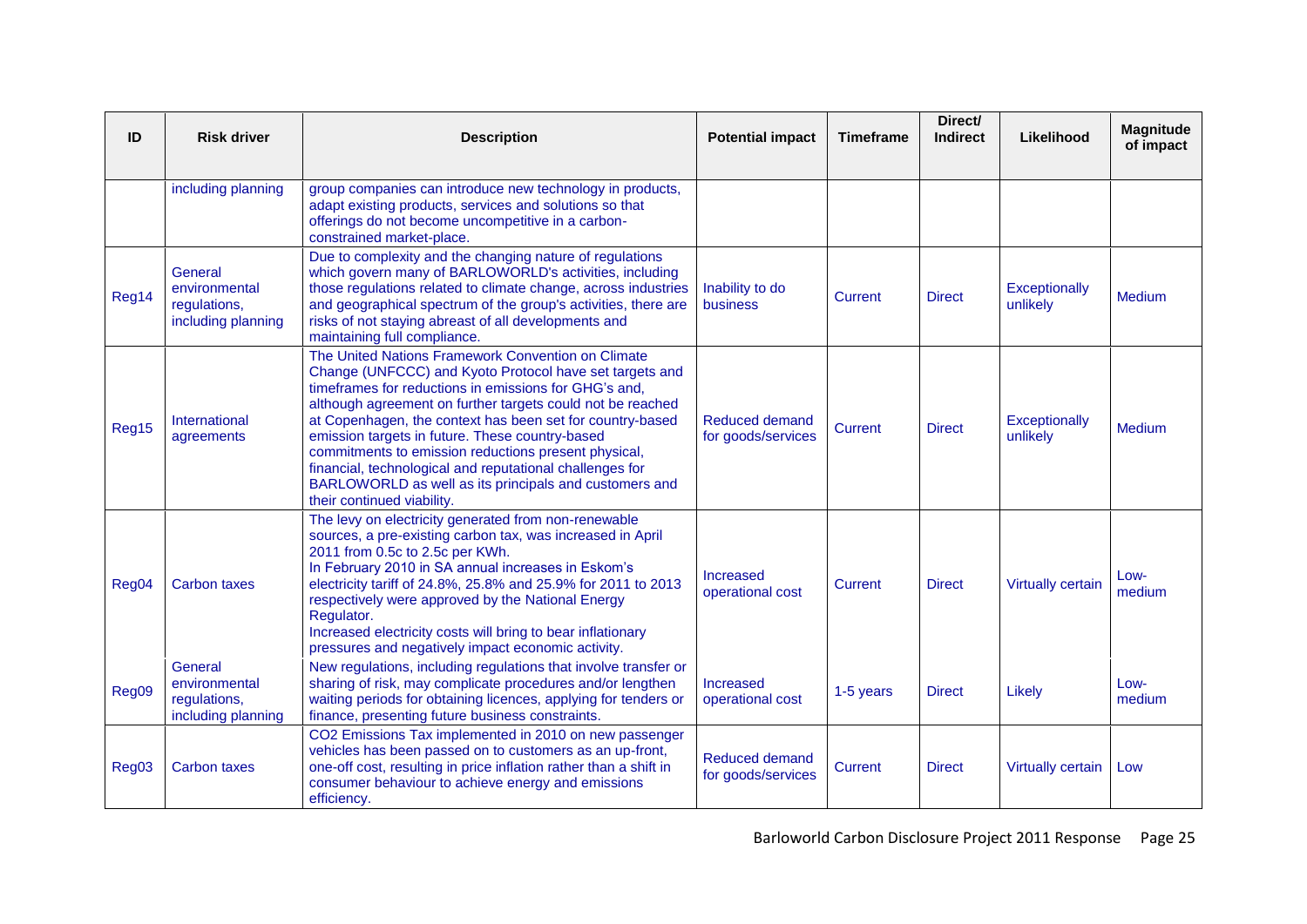| ID | Risk driver | Description | Potential impact | Timeframe | Direct/ Indirect | Likelihood | Magnitude of impact |
|---|---|---|---|---|---|---|---|
| | including planning | group companies can introduce new technology in products, adapt existing products, services and solutions so that offerings do not become uncompetitive in a carbon-constrained market-place. | | | | | |
| Reg14 | General environmental regulations, including planning | Due to complexity and the changing nature of regulations which govern many of BARLOWORLD's activities, including those regulations related to climate change, across industries and geographical spectrum of the group's activities, there are risks of not staying abreast of all developments and maintaining full compliance. | Inability to do business | Current | Direct | Exceptionally unlikely | Medium |
| Reg15 | International agreements | The United Nations Framework Convention on Climate Change (UNFCCC) and Kyoto Protocol have set targets and timeframes for reductions in emissions for GHG's and, although agreement on further targets could not be reached at Copenhagen, the context has been set for country-based emission targets in future. These country-based commitments to emission reductions present physical, financial, technological and reputational challenges for BARLOWORLD as well as its principals and customers and their continued viability. | Reduced demand for goods/services | Current | Direct | Exceptionally unlikely | Medium |
| Reg04 | Carbon taxes | The levy on electricity generated from non-renewable sources, a pre-existing carbon tax, was increased in April 2011 from 0.5c to 2.5c per KWh.<br>In February 2010 in SA annual increases in Eskom's electricity tariff of 24.8%, 25.8% and 25.9% for 2011 to 2013 respectively were approved by the National Energy Regulator.<br>Increased electricity costs will bring to bear inflationary pressures and negatively impact economic activity. | Increased operational cost | Current | Direct | Virtually certain | Low-medium |
| Reg09 | General environmental regulations, including planning | New regulations, including regulations that involve transfer or sharing of risk, may complicate procedures and/or lengthen waiting periods for obtaining licences, applying for tenders or finance, presenting future business constraints. | Increased operational cost | 1-5 years | Direct | Likely | Low-medium |
| Reg03 | Carbon taxes | $CO_2$ Emissions Tax implemented in 2010 on new passenger vehicles has been passed on to customers as an up-front, one-off cost, resulting in price inflation rather than a shift in consumer behaviour to achieve energy and emissions efficiency. | Reduced demand for goods/services | Current | Direct | Virtually certain | Low |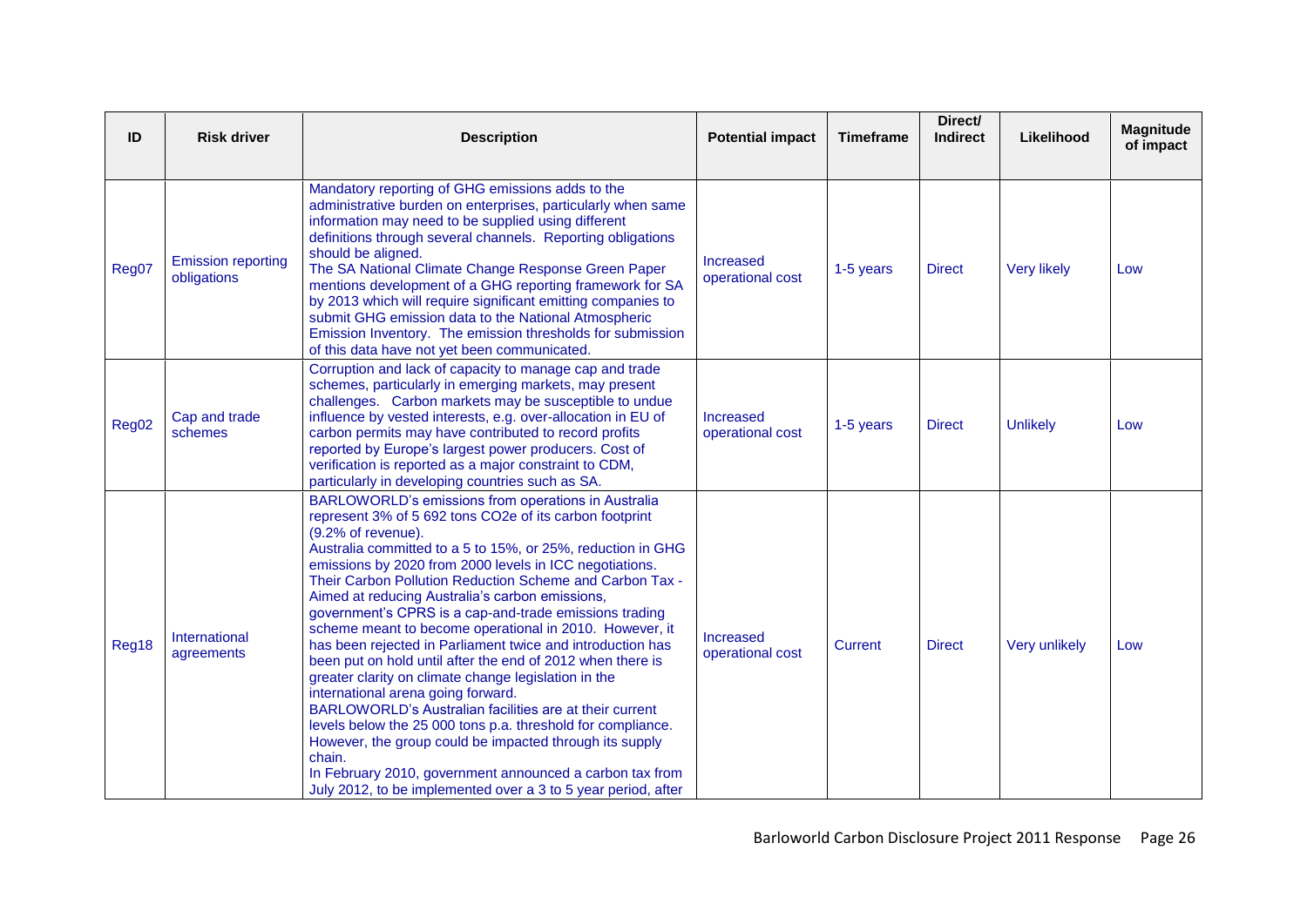| ID | Risk driver | Description | Potential impact | Timeframe | Direct/ Indirect | Likelihood | Magnitude of impact |
|---|---|---|---|---|---|---|---|
| Reg07 | Emission reporting obligations | Mandatory reporting of GHG emissions adds to the administrative burden on enterprises, particularly when same information may need to be supplied using different definitions through several channels. Reporting obligations should be aligned. The SA National Climate Change Response Green Paper mentions development of a GHG reporting framework for SA by 2013 which will require significant emitting companies to submit GHG emission data to the National Atmospheric Emission Inventory. The emission thresholds for submission of this data have not yet been communicated. | Increased operational cost | 1-5 years | Direct | Very likely | Low |
| Reg02 | Cap and trade schemes | Corruption and lack of capacity to manage cap and trade schemes, particularly in emerging markets, may present challenges. Carbon markets may be susceptible to undue influence by vested interests, e.g. over-allocation in EU of carbon permits may have contributed to record profits reported by Europe's largest power producers. Cost of verification is reported as a major constraint to CDM, particularly in developing countries such as SA. | Increased operational cost | 1-5 years | Direct | Unlikely | Low |
| Reg18 | International agreements | BARLOWORLD's emissions from operations in Australia represent 3% of 5 692 tons CO2e of its carbon footprint (9.2% of revenue). Australia committed to a 5 to 15%, or 25%, reduction in GHG emissions by 2020 from 2000 levels in ICC negotiations. Their Carbon Pollution Reduction Scheme and Carbon Tax - Aimed at reducing Australia's carbon emissions, government's CPRS is a cap-and-trade emissions trading scheme meant to become operational in 2010. However, it has been rejected in Parliament twice and introduction has been put on hold until after the end of 2012 when there is greater clarity on climate change legislation in the international arena going forward. BARLOWORLD's Australian facilities are at their current levels below the 25 000 tons p.a. threshold for compliance. However, the group could be impacted through its supply chain. In February 2010, government announced a carbon tax from July 2012, to be implemented over a 3 to 5 year period, after | Increased operational cost | Current | Direct | Very unlikely | Low |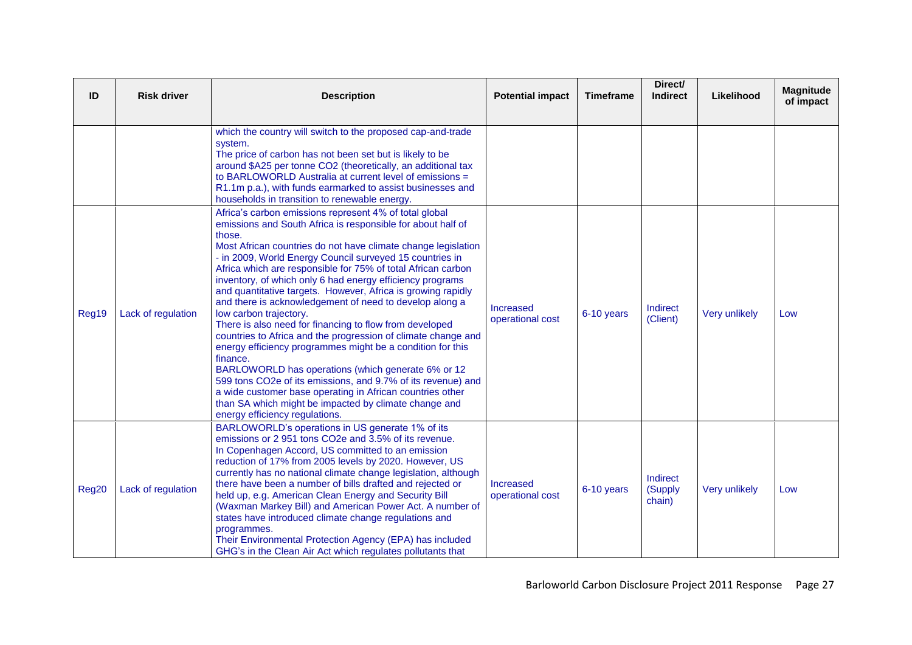| ID | Risk driver | Description | Potential impact | Timeframe | Direct/ Indirect | Likelihood | Magnitude of impact |
|---|---|---|---|---|---|---|---|
| | | which the country will switch to the proposed cap-and-trade system. The price of carbon has not been set but is likely to be around $A25 per tonne CO2 (theoretically, an additional tax to BARLOWORLD Australia at current level of emissions = R1.1m p.a.), with funds earmarked to assist businesses and households in transition to renewable energy. | | | | | |
| Reg19 | Lack of regulation | Africa's carbon emissions represent 4% of total global emissions and South Africa is responsible for about half of those. Most African countries do not have climate change legislation - in 2009, World Energy Council surveyed 15 countries in Africa which are responsible for 75% of total African carbon inventory, of which only 6 had energy efficiency programs and quantitative targets. However, Africa is growing rapidly and there is acknowledgement of need to develop along a low carbon trajectory. There is also need for financing to flow from developed countries to Africa and the progression of climate change and energy efficiency programmes might be a condition for this finance. BARLOWORLD has operations (which generate 6% or 12 599 tons CO2e of its emissions, and 9.7% of its revenue) and a wide customer base operating in African countries other than SA which might be impacted by climate change and energy efficiency regulations. | Increased operational cost | 6-10 years | Indirect (Client) | Very unlikely | Low |
| Reg20 | Lack of regulation | BARLOWORLD's operations in US generate 1% of its emissions or 2 951 tons CO2e and 3.5% of its revenue. In Copenhagen Accord, US committed to an emission reduction of 17% from 2005 levels by 2020. However, US currently has no national climate change legislation, although there have been a number of bills drafted and rejected or held up, e.g. American Clean Energy and Security Bill (Waxman Markey Bill) and American Power Act. A number of states have introduced climate change regulations and programmes. Their Environmental Protection Agency (EPA) has included GHG's in the Clean Air Act which regulates pollutants that | Increased operational cost | 6-10 years | Indirect (Supply chain) | Very unlikely | Low |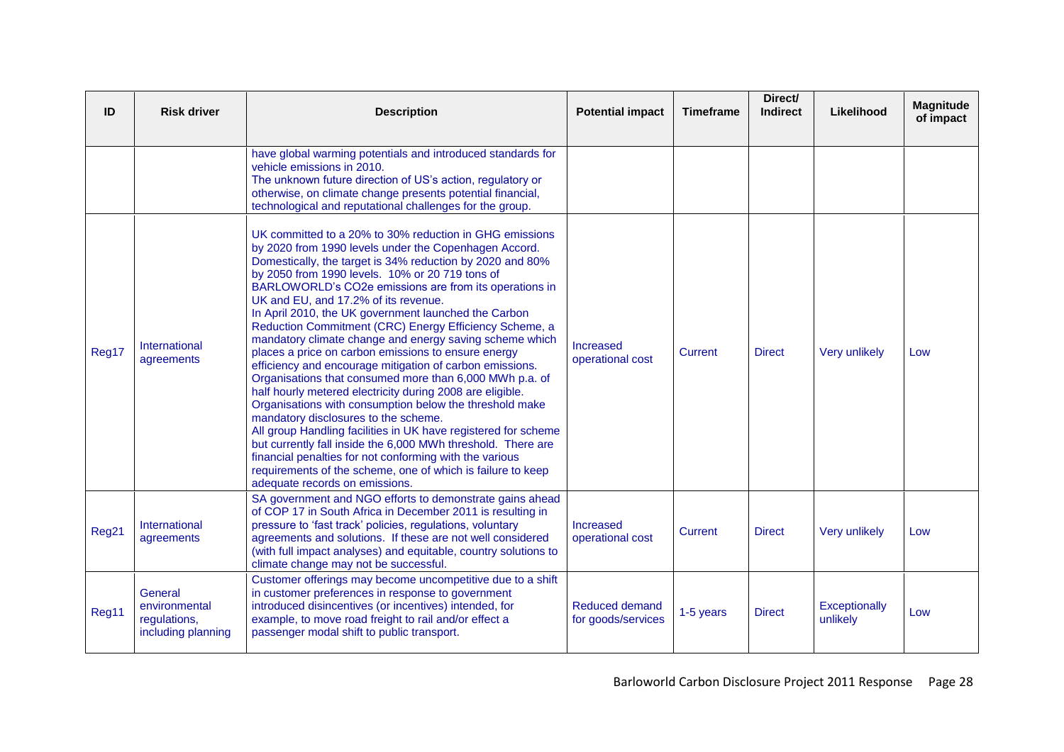| ID | Risk driver | Description | Potential impact | Timeframe | Direct/ Indirect | Likelihood | Magnitude of impact |
|---|---|---|---|---|---|---|---|
| | | have global warming potentials and introduced standards for vehicle emissions in 2010. The unknown future direction of US's action, regulatory or otherwise, on climate change presents potential financial, technological and reputational challenges for the group. | | | | | |
| Reg17 | International agreements | UK committed to a 20% to 30% reduction in GHG emissions by 2020 from 1990 levels under the Copenhagen Accord. Domestically, the target is 34% reduction by 2020 and 80% by 2050 from 1990 levels. 10% or 20 719 tons of BARLOWORLD's CO2e emissions are from its operations in UK and EU, and 17.2% of its revenue. In April 2010, the UK government launched the Carbon Reduction Commitment (CRC) Energy Efficiency Scheme, a mandatory climate change and energy saving scheme which places a price on carbon emissions to ensure energy efficiency and encourage mitigation of carbon emissions. Organisations that consumed more than 6,000 MWh p.a. of half hourly metered electricity during 2008 are eligible. Organisations with consumption below the threshold make mandatory disclosures to the scheme. All group Handling facilities in UK have registered for scheme but currently fall inside the 6,000 MWh threshold. There are financial penalties for not conforming with the various requirements of the scheme, one of which is failure to keep adequate records on emissions. | Increased operational cost | Current | Direct | Very unlikely | Low |
| Reg21 | International agreements | SA government and NGO efforts to demonstrate gains ahead of COP 17 in South Africa in December 2011 is resulting in pressure to 'fast track' policies, regulations, voluntary agreements and solutions. If these are not well considered (with full impact analyses) and equitable, country solutions to climate change may not be successful. | Increased operational cost | Current | Direct | Very unlikely | Low |
| Reg11 | General environmental regulations, including planning | Customer offerings may become uncompetitive due to a shift in customer preferences in response to government introduced disincentives (or incentives) intended, for example, to move road freight to rail and/or effect a passenger modal shift to public transport. | Reduced demand for goods/services | 1-5 years | Direct | Exceptionally unlikely | Low |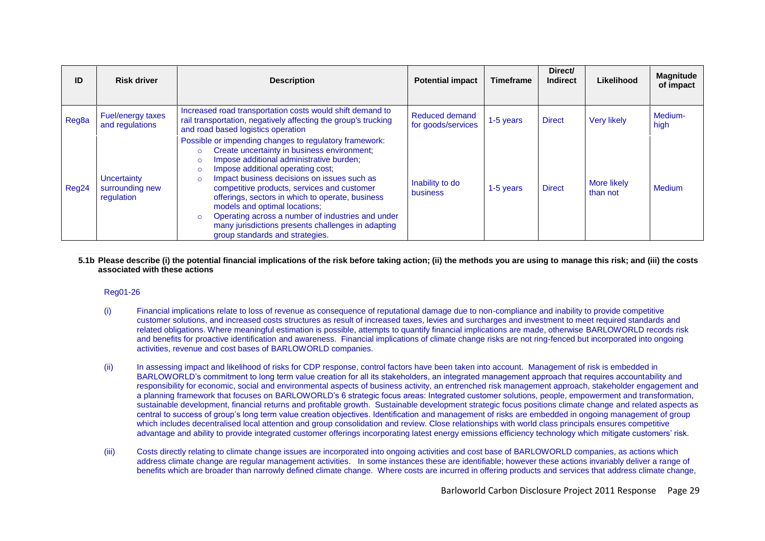| ID | Risk driver | Description | Potential impact | Timeframe | Direct/ Indirect | Likelihood | Magnitude of impact |
|---|---|---|---|---|---|---|---|
| Reg8a | Fuel/energy taxes and regulations | Increased road transportation costs would shift demand to rail transportation, negatively affecting the group's trucking and road based logistics operation | Reduced demand for goods/services | 1-5 years | Direct | Very likely | Medium-high |
| Reg24 | Uncertainty surrounding new regulation | Possible or impending changes to regulatory framework:<br>○ Create uncertainty in business environment;<br>○ Impose additional administrative burden;<br>○ Impose additional operating cost;<br>○ Impact business decisions on issues such as competitive products, services and customer offerings, sectors in which to operate, business models and optimal locations;<br>○ Operating across a number of industries and under many jurisdictions presents challenges in adapting group standards and strategies. | Inability to do business | 1-5 years | Direct | More likely than not | Medium |

**5.1b Please describe (i) the potential financial implications of the risk before taking action; (ii) the methods you are using to manage this risk; and (iii) the costs associated with these actions**

Reg01-26

(i) Financial implications relate to loss of revenue as consequence of reputational damage due to non-compliance and inability to provide competitive customer solutions, and increased costs structures as result of increased taxes, levies and surcharges and investment to meet required standards and related obligations. Where meaningful estimation is possible, attempts to quantify financial implications are made, otherwise BARLOWORLD records risk and benefits for proactive identification and awareness. Financial implications of climate change risks are not ring-fenced but incorporated into ongoing activities, revenue and cost bases of BARLOWORLD companies.

(ii) In assessing impact and likelihood of risks for CDP response, control factors have been taken into account. Management of risk is embedded in BARLOWORLD's commitment to long term value creation for all its stakeholders, an integrated management approach that requires accountability and responsibility for economic, social and environmental aspects of business activity, an entrenched risk management approach, stakeholder engagement and a planning framework that focuses on BARLOWORLD's 6 strategic focus areas: Integrated customer solutions, people, empowerment and transformation, sustainable development, financial returns and profitable growth. Sustainable development strategic focus positions climate change and related aspects as central to success of group's long term value creation objectives. Identification and management of risks are embedded in ongoing management of group which includes decentralised local attention and group consolidation and review. Close relationships with world class principals ensures competitive advantage and ability to provide integrated customer offerings incorporating latest energy emissions efficiency technology which mitigate customers' risk.

(iii) Costs directly relating to climate change issues are incorporated into ongoing activities and cost base of BARLOWORLD companies, as actions which address climate change are regular management activities. In some instances these are identifiable; however these actions invariably deliver a range of benefits which are broader than narrowly defined climate change. Where costs are incurred in offering products and services that address climate change,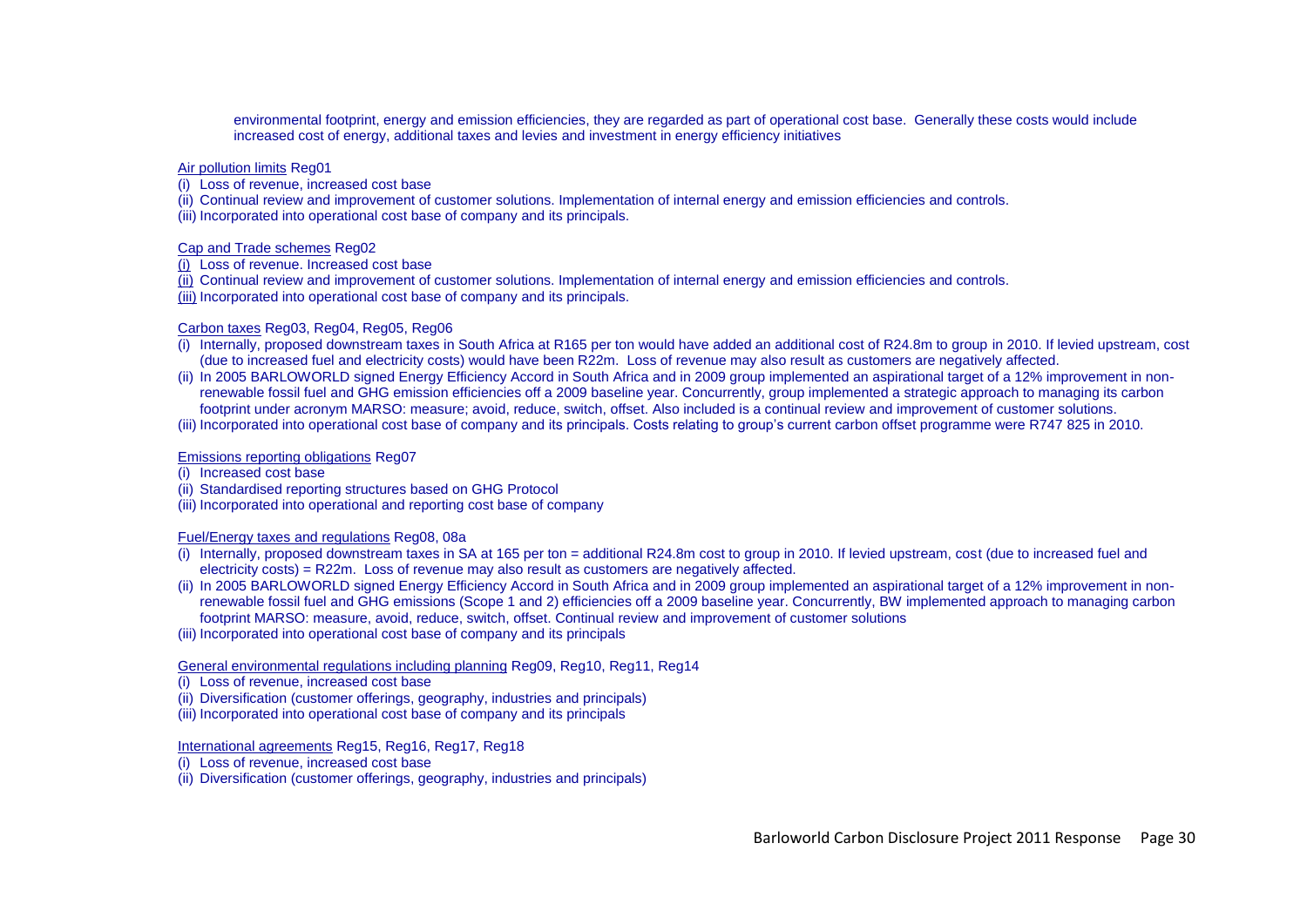environmental footprint, energy and emission efficiencies, they are regarded as part of operational cost base. Generally these costs would include increased cost of energy, additional taxes and levies and investment in energy efficiency initiatives

Air pollution limits Reg01

(i) Loss of revenue, increased cost base
(ii) Continual review and improvement of customer solutions. Implementation of internal energy and emission efficiencies and controls.
(iii) Incorporated into operational cost base of company and its principals.

Cap and Trade schemes Reg02

(i) Loss of revenue. Increased cost base
(ii) Continual review and improvement of customer solutions. Implementation of internal energy and emission efficiencies and controls.
(iii) Incorporated into operational cost base of company and its principals.

Carbon taxes Reg03, Reg04, Reg05, Reg06

(i) Internally, proposed downstream taxes in South Africa at R165 per ton would have added an additional cost of R24.8m to group in 2010. If levied upstream, cost (due to increased fuel and electricity costs) would have been R22m. Loss of revenue may also result as customers are negatively affected.
(ii) In 2005 BARLOWORLD signed Energy Efficiency Accord in South Africa and in 2009 group implemented an aspirational target of a 12% improvement in non-renewable fossil fuel and GHG emission efficiencies off a 2009 baseline year. Concurrently, group implemented a strategic approach to managing its carbon footprint under acronym MARSO: measure; avoid, reduce, switch, offset. Also included is a continual review and improvement of customer solutions.
(iii) Incorporated into operational cost base of company and its principals. Costs relating to group's current carbon offset programme were R747 825 in 2010.

Emissions reporting obligations Reg07

(i) Increased cost base
(ii) Standardised reporting structures based on GHG Protocol
(iii) Incorporated into operational and reporting cost base of company

Fuel/Energy taxes and regulations Reg08, 08a

(i) Internally, proposed downstream taxes in SA at 165 per ton = additional R24.8m cost to group in 2010. If levied upstream, cost (due to increased fuel and electricity costs) = R22m. Loss of revenue may also result as customers are negatively affected.
(ii) In 2005 BARLOWORLD signed Energy Efficiency Accord in South Africa and in 2009 group implemented an aspirational target of a 12% improvement in non-renewable fossil fuel and GHG emissions (Scope 1 and 2) efficiencies off a 2009 baseline year. Concurrently, BW implemented approach to managing carbon footprint MARSO: measure, avoid, reduce, switch, offset. Continual review and improvement of customer solutions
(iii) Incorporated into operational cost base of company and its principals

General environmental regulations including planning Reg09, Reg10, Reg11, Reg14

(i) Loss of revenue, increased cost base
(ii) Diversification (customer offerings, geography, industries and principals)
(iii) Incorporated into operational cost base of company and its principals

International agreements Reg15, Reg16, Reg17, Reg18

(i) Loss of revenue, increased cost base
(ii) Diversification (customer offerings, geography, industries and principals)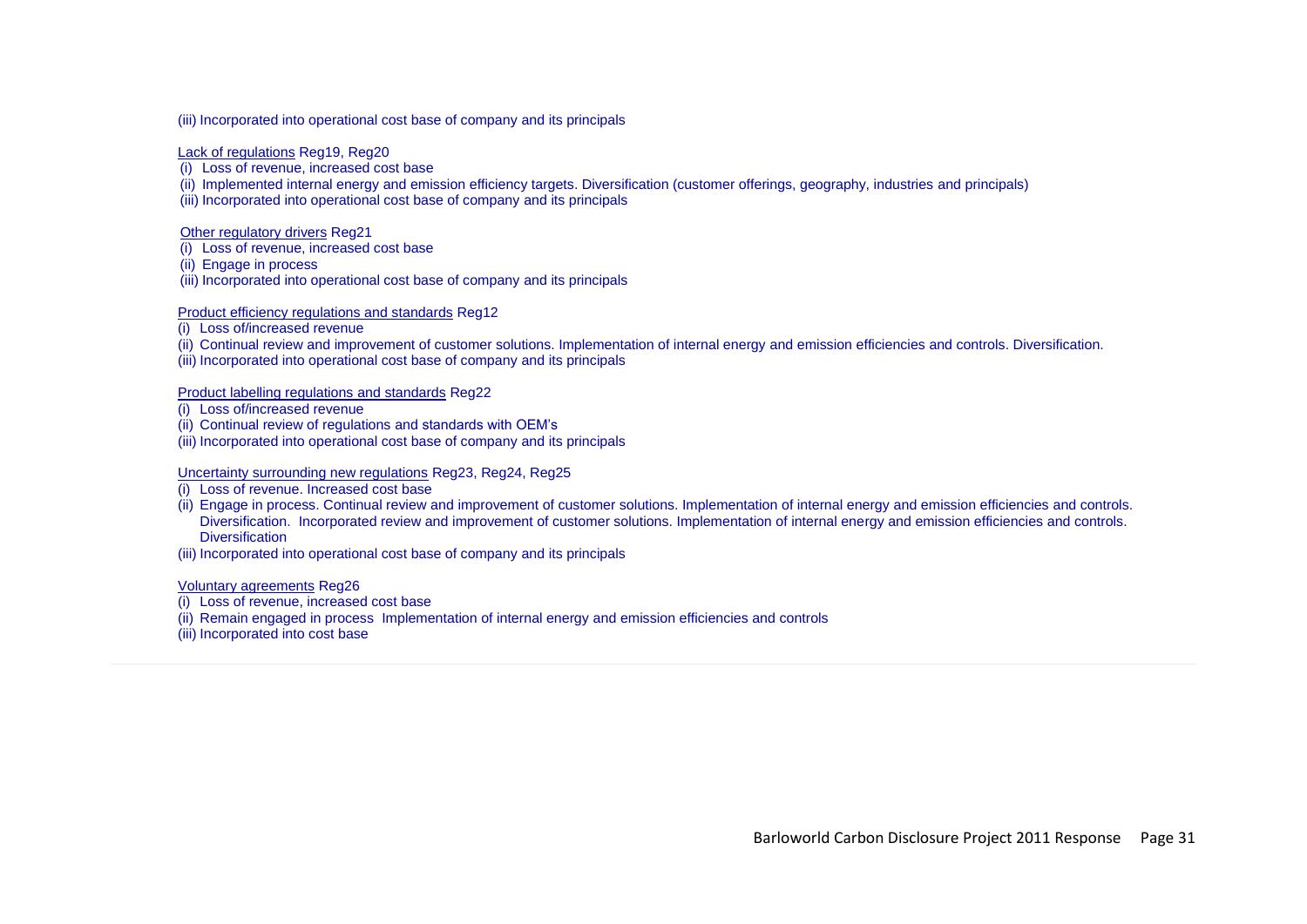(iii) Incorporated into operational cost base of company and its principals

Lack of regulations Reg19, Reg20

(i) Loss of revenue, increased cost base
(ii) Implemented internal energy and emission efficiency targets. Diversification (customer offerings, geography, industries and principals)
(iii) Incorporated into operational cost base of company and its principals

Other regulatory drivers Reg21

(i) Loss of revenue, increased cost base
(ii) Engage in process
(iii) Incorporated into operational cost base of company and its principals

Product efficiency regulations and standards Reg12

(i) Loss of/increased revenue
(ii) Continual review and improvement of customer solutions. Implementation of internal energy and emission efficiencies and controls. Diversification.
(iii) Incorporated into operational cost base of company and its principals

Product labelling regulations and standards Reg22

(i) Loss of/increased revenue
(ii) Continual review of regulations and standards with OEM's
(iii) Incorporated into operational cost base of company and its principals

Uncertainty surrounding new regulations Reg23, Reg24, Reg25

(i) Loss of revenue. Increased cost base
(ii) Engage in process. Continual review and improvement of customer solutions. Implementation of internal energy and emission efficiencies and controls. Diversification. Incorporated review and improvement of customer solutions. Implementation of internal energy and emission efficiencies and controls. Diversification
(iii) Incorporated into operational cost base of company and its principals

Voluntary agreements Reg26

(i) Loss of revenue, increased cost base
(ii) Remain engaged in process Implementation of internal energy and emission efficiencies and controls
(iii) Incorporated into cost base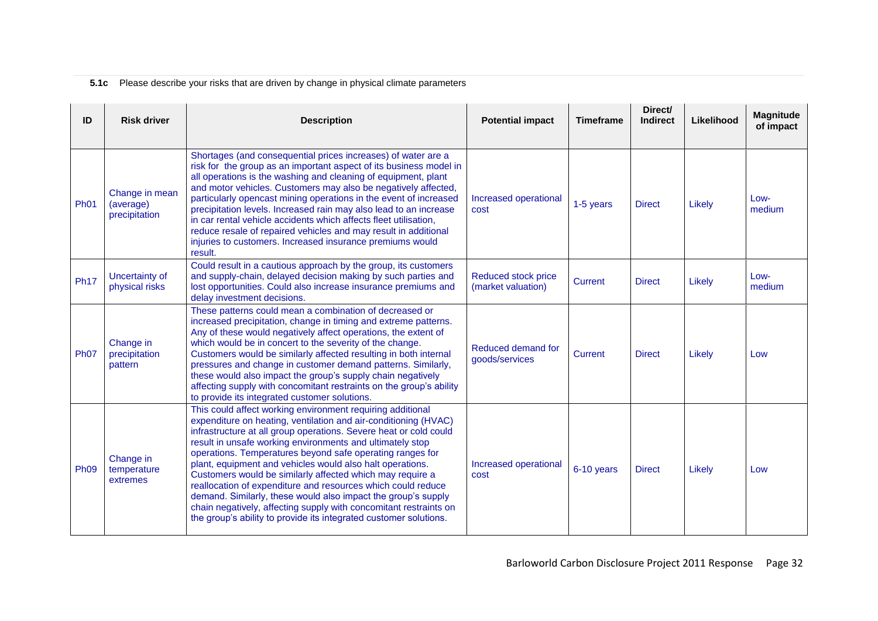**5.1c** Please describe your risks that are driven by change in physical climate parameters

| ID | Risk driver | Description | Potential impact | Timeframe | Direct/ Indirect | Likelihood | Magnitude of impact |
|---|---|---|---|---|---|---|---|
| Ph01 | Change in mean (average) precipitation | Shortages (and consequential prices increases) of water are a risk for the group as an important aspect of its business model in all operations is the washing and cleaning of equipment, plant and motor vehicles. Customers may also be negatively affected, particularly opencast mining operations in the event of increased precipitation levels. Increased rain may also lead to an increase in car rental vehicle accidents which affects fleet utilisation, reduce resale of repaired vehicles and may result in additional injuries to customers. Increased insurance premiums would result. | Increased operational cost | 1-5 years | Direct | Likely | Low-medium |
| Ph17 | Uncertainty of physical risks | Could result in a cautious approach by the group, its customers and supply-chain, delayed decision making by such parties and lost opportunities. Could also increase insurance premiums and delay investment decisions. | Reduced stock price (market valuation) | Current | Direct | Likely | Low-medium |
| Ph07 | Change in precipitation pattern | These patterns could mean a combination of decreased or increased precipitation, change in timing and extreme patterns. Any of these would negatively affect operations, the extent of which would be in concert to the severity of the change. Customers would be similarly affected resulting in both internal pressures and change in customer demand patterns. Similarly, these would also impact the group's supply chain negatively affecting supply with concomitant restraints on the group's ability to provide its integrated customer solutions. | Reduced demand for goods/services | Current | Direct | Likely | Low |
| Ph09 | Change in temperature extremes | This could affect working environment requiring additional expenditure on heating, ventilation and air-conditioning (HVAC) infrastructure at all group operations. Severe heat or cold could result in unsafe working environments and ultimately stop operations. Temperatures beyond safe operating ranges for plant, equipment and vehicles would also halt operations. Customers would be similarly affected which may require a reallocation of expenditure and resources which could reduce demand. Similarly, these would also impact the group's supply chain negatively, affecting supply with concomitant restraints on the group's ability to provide its integrated customer solutions. | Increased operational cost | 6-10 years | Direct | Likely | Low |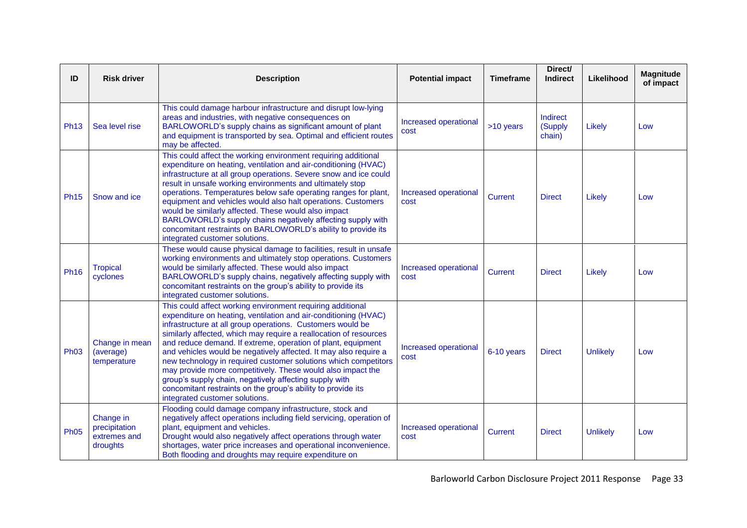| ID | Risk driver | Description | Potential impact | Timeframe | Direct/ Indirect | Likelihood | Magnitude of impact |
|---|---|---|---|---|---|---|---|
| Ph13 | Sea level rise | This could damage harbour infrastructure and disrupt low-lying areas and industries, with negative consequences on BARLOWORLD's supply chains as significant amount of plant and equipment is transported by sea. Optimal and efficient routes may be affected. | Increased operational cost | >10 years | Indirect (Supply chain) | Likely | Low |
| Ph15 | Snow and ice | This could affect the working environment requiring additional expenditure on heating, ventilation and air-conditioning (HVAC) infrastructure at all group operations. Severe snow and ice could result in unsafe working environments and ultimately stop operations. Temperatures below safe operating ranges for plant, equipment and vehicles would also halt operations. Customers would be similarly affected. These would also impact BARLOWORLD's supply chains negatively affecting supply with concomitant restraints on BARLOWORLD's ability to provide its integrated customer solutions. | Increased operational cost | Current | Direct | Likely | Low |
| Ph16 | Tropical cyclones | These would cause physical damage to facilities, result in unsafe working environments and ultimately stop operations. Customers would be similarly affected. These would also impact BARLOWORLD's supply chains, negatively affecting supply with concomitant restraints on the group's ability to provide its integrated customer solutions. | Increased operational cost | Current | Direct | Likely | Low |
| Ph03 | Change in mean (average) temperature | This could affect working environment requiring additional expenditure on heating, ventilation and air-conditioning (HVAC) infrastructure at all group operations. Customers would be similarly affected, which may require a reallocation of resources and reduce demand. If extreme, operation of plant, equipment and vehicles would be negatively affected. It may also require a new technology in required customer solutions which competitors may provide more competitively. These would also impact the group's supply chain, negatively affecting supply with concomitant restraints on the group's ability to provide its integrated customer solutions. | Increased operational cost | 6-10 years | Direct | Unlikely | Low |
| Ph05 | Change in precipitation extremes and droughts | Flooding could damage company infrastructure, stock and negatively affect operations including field servicing, operation of plant, equipment and vehicles.<br>Drought would also negatively affect operations through water shortages, water price increases and operational inconvenience. Both flooding and droughts may require expenditure on | Increased operational cost | Current | Direct | Unlikely | Low |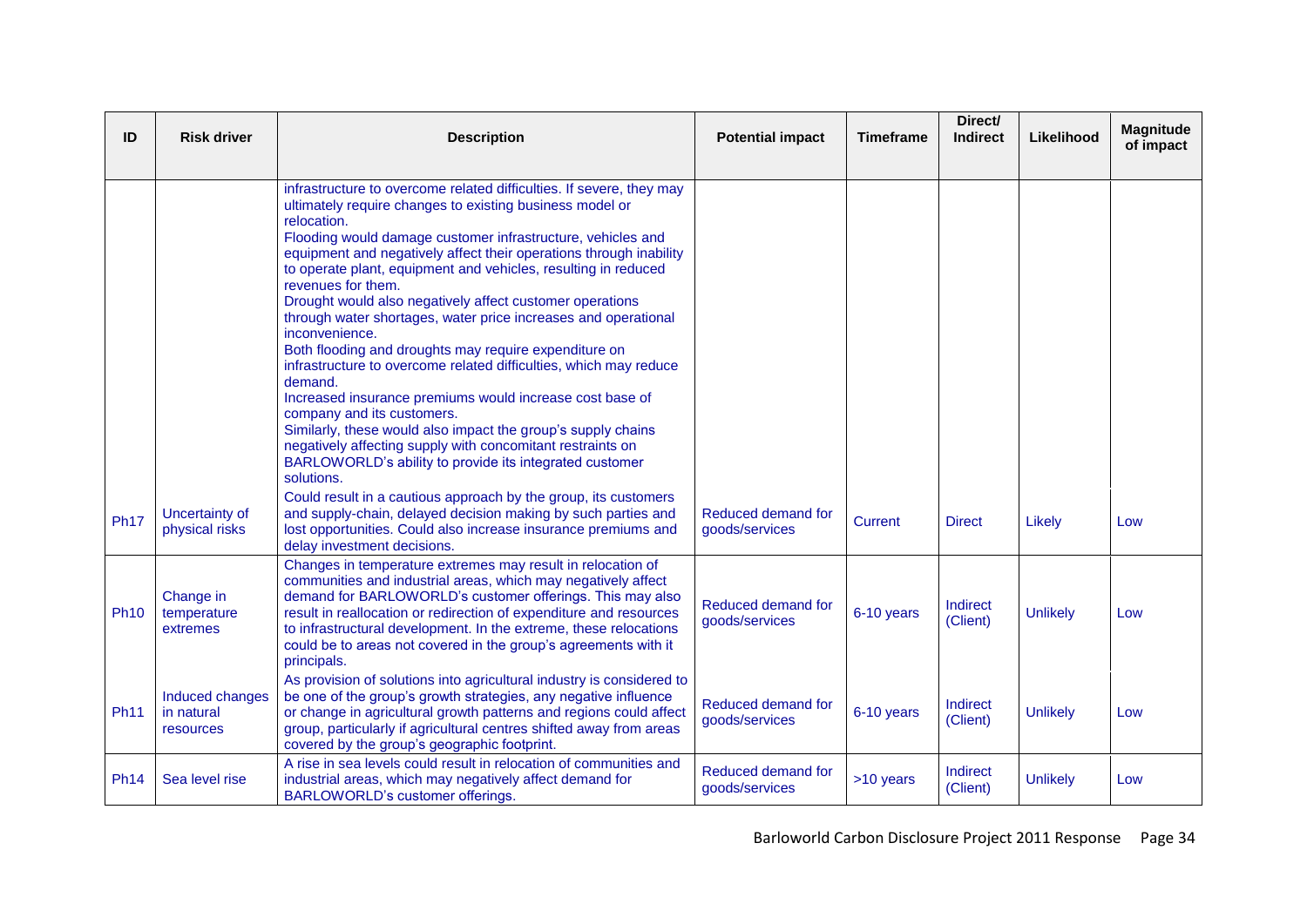| ID | Risk driver | Description | Potential impact | Timeframe | Direct/ Indirect | Likelihood | Magnitude of impact |
|---|---|---|---|---|---|---|---|
| | | infrastructure to overcome related difficulties. If severe, they may ultimately require changes to existing business model or relocation. Flooding would damage customer infrastructure, vehicles and equipment and negatively affect their operations through inability to operate plant, equipment and vehicles, resulting in reduced revenues for them. Drought would also negatively affect customer operations through water shortages, water price increases and operational inconvenience. Both flooding and droughts may require expenditure on infrastructure to overcome related difficulties, which may reduce demand. Increased insurance premiums would increase cost base of company and its customers. Similarly, these would also impact the group's supply chains negatively affecting supply with concomitant restraints on BARLOWORLD's ability to provide its integrated customer solutions. | | | | | |
| Ph17 | Uncertainty of physical risks | Could result in a cautious approach by the group, its customers and supply-chain, delayed decision making by such parties and lost opportunities. Could also increase insurance premiums and delay investment decisions. | Reduced demand for goods/services | Current | Direct | Likely | Low |
| Ph10 | Change in temperature extremes | Changes in temperature extremes may result in relocation of communities and industrial areas, which may negatively affect demand for BARLOWORLD's customer offerings. This may also result in reallocation or redirection of expenditure and resources to infrastructural development. In the extreme, these relocations could be to areas not covered in the group's agreements with it principals. | Reduced demand for goods/services | 6-10 years | Indirect (Client) | Unlikely | Low |
| Ph11 | Induced changes in natural resources | As provision of solutions into agricultural industry is considered to be one of the group's growth strategies, any negative influence or change in agricultural growth patterns and regions could affect group, particularly if agricultural centres shifted away from areas covered by the group's geographic footprint. | Reduced demand for goods/services | 6-10 years | Indirect (Client) | Unlikely | Low |
| Ph14 | Sea level rise | A rise in sea levels could result in relocation of communities and industrial areas, which may negatively affect demand for BARLOWORLD's customer offerings. | Reduced demand for goods/services | >10 years | Indirect (Client) | Unlikely | Low |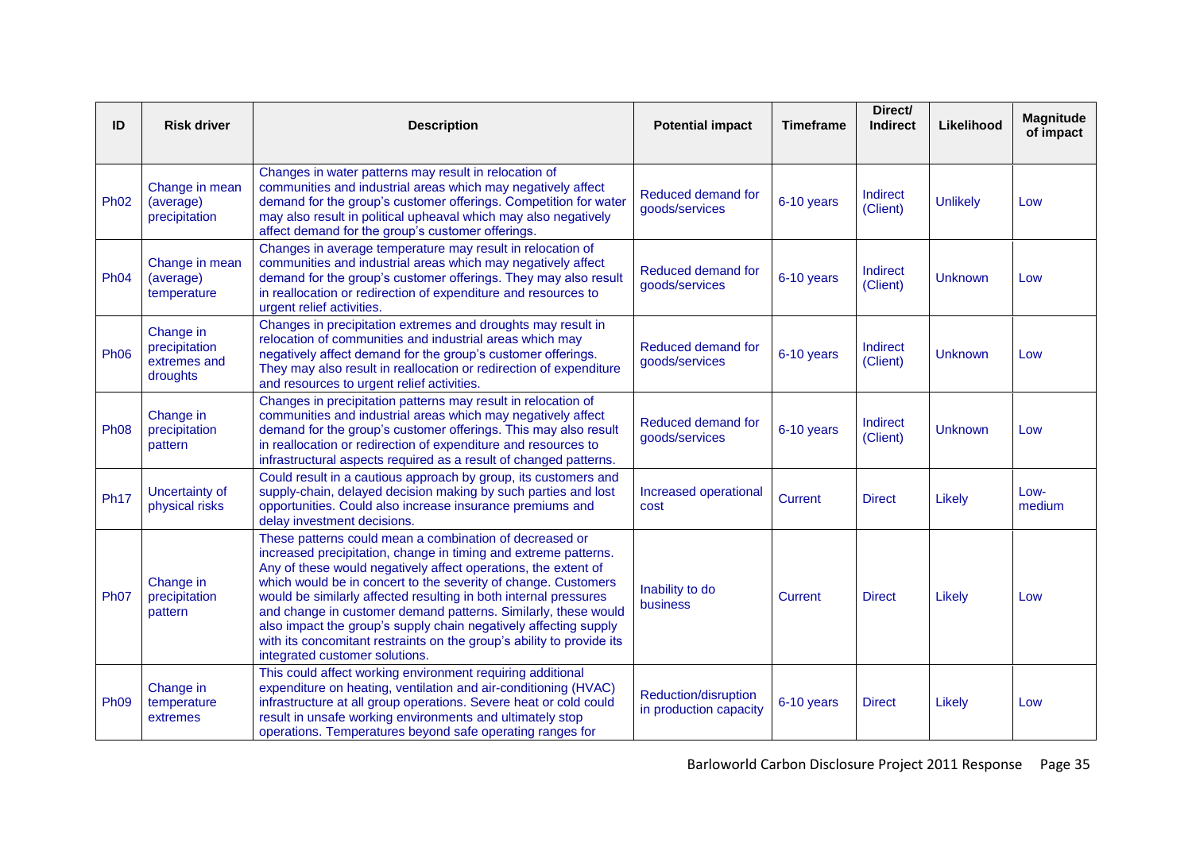| ID | Risk driver | Description | Potential impact | Timeframe | Direct/ Indirect | Likelihood | Magnitude of impact |
|---|---|---|---|---|---|---|---|
| Ph02 | Change in mean (average) precipitation | Changes in water patterns may result in relocation of communities and industrial areas which may negatively affect demand for the group's customer offerings. Competition for water may also result in political upheaval which may also negatively affect demand for the group's customer offerings. | Reduced demand for goods/services | 6-10 years | Indirect (Client) | Unlikely | Low |
| Ph04 | Change in mean (average) temperature | Changes in average temperature may result in relocation of communities and industrial areas which may negatively affect demand for the group's customer offerings. They may also result in reallocation or redirection of expenditure and resources to urgent relief activities. | Reduced demand for goods/services | 6-10 years | Indirect (Client) | Unknown | Low |
| Ph06 | Change in precipitation extremes and droughts | Changes in precipitation extremes and droughts may result in relocation of communities and industrial areas which may negatively affect demand for the group's customer offerings. They may also result in reallocation or redirection of expenditure and resources to urgent relief activities. | Reduced demand for goods/services | 6-10 years | Indirect (Client) | Unknown | Low |
| Ph08 | Change in precipitation pattern | Changes in precipitation patterns may result in relocation of communities and industrial areas which may negatively affect demand for the group's customer offerings. This may also result in reallocation or redirection of expenditure and resources to infrastructural aspects required as a result of changed patterns. | Reduced demand for goods/services | 6-10 years | Indirect (Client) | Unknown | Low |
| Ph17 | Uncertainty of physical risks | Could result in a cautious approach by group, its customers and supply-chain, delayed decision making by such parties and lost opportunities. Could also increase insurance premiums and delay investment decisions. | Increased operational cost | Current | Direct | Likely | Low-medium |
| Ph07 | Change in precipitation pattern | These patterns could mean a combination of decreased or increased precipitation, change in timing and extreme patterns. Any of these would negatively affect operations, the extent of which would be in concert to the severity of change. Customers would be similarly affected resulting in both internal pressures and change in customer demand patterns. Similarly, these would also impact the group's supply chain negatively affecting supply with its concomitant restraints on the group's ability to provide its integrated customer solutions. | Inability to do business | Current | Direct | Likely | Low |
| Ph09 | Change in temperature extremes | This could affect working environment requiring additional expenditure on heating, ventilation and air-conditioning (HVAC) infrastructure at all group operations. Severe heat or cold could result in unsafe working environments and ultimately stop operations. Temperatures beyond safe operating ranges for | Reduction/disruption in production capacity | 6-10 years | Direct | Likely | Low |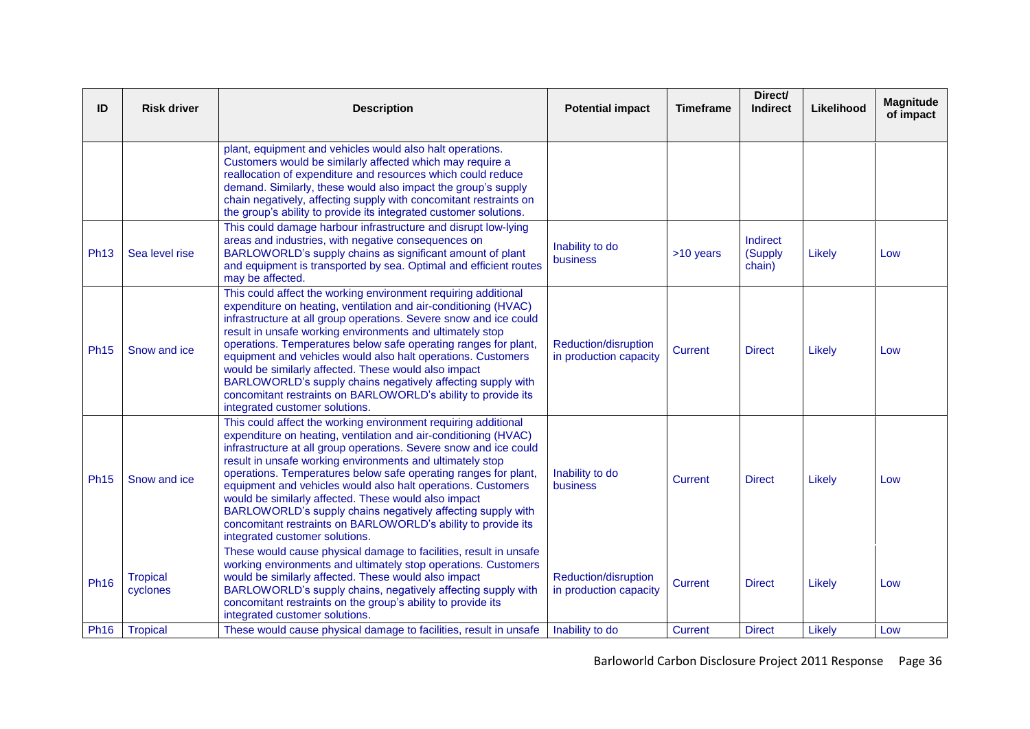| ID | Risk driver | Description | Potential impact | Timeframe | Direct/ Indirect | Likelihood | Magnitude of impact |
|---|---|---|---|---|---|---|---|
| | | plant, equipment and vehicles would also halt operations. Customers would be similarly affected which may require a reallocation of expenditure and resources which could reduce demand. Similarly, these would also impact the group's supply chain negatively, affecting supply with concomitant restraints on the group's ability to provide its integrated customer solutions. | | | | | |
| Ph13 | Sea level rise | This could damage harbour infrastructure and disrupt low-lying areas and industries, with negative consequences on BARLOWORLD's supply chains as significant amount of plant and equipment is transported by sea. Optimal and efficient routes may be affected. | Inability to do business | >10 years | Indirect (Supply chain) | Likely | Low |
| Ph15 | Snow and ice | This could affect the working environment requiring additional expenditure on heating, ventilation and air-conditioning (HVAC) infrastructure at all group operations. Severe snow and ice could result in unsafe working environments and ultimately stop operations. Temperatures below safe operating ranges for plant, equipment and vehicles would also halt operations. Customers would be similarly affected. These would also impact BARLOWORLD's supply chains negatively affecting supply with concomitant restraints on BARLOWORLD's ability to provide its integrated customer solutions. | Reduction/disruption in production capacity | Current | Direct | Likely | Low |
| Ph15 | Snow and ice | This could affect the working environment requiring additional expenditure on heating, ventilation and air-conditioning (HVAC) infrastructure at all group operations. Severe snow and ice could result in unsafe working environments and ultimately stop operations. Temperatures below safe operating ranges for plant, equipment and vehicles would also halt operations. Customers would be similarly affected. These would also impact BARLOWORLD's supply chains negatively affecting supply with concomitant restraints on BARLOWORLD's ability to provide its integrated customer solutions. | Inability to do business | Current | Direct | Likely | Low |
| Ph16 | Tropical cyclones | These would cause physical damage to facilities, result in unsafe working environments and ultimately stop operations. Customers would be similarly affected. These would also impact BARLOWORLD's supply chains, negatively affecting supply with concomitant restraints on the group's ability to provide its integrated customer solutions. | Reduction/disruption in production capacity | Current | Direct | Likely | Low |
| Ph16 | Tropical | These would cause physical damage to facilities, result in unsafe | Inability to do | Current | Direct | Likely | Low |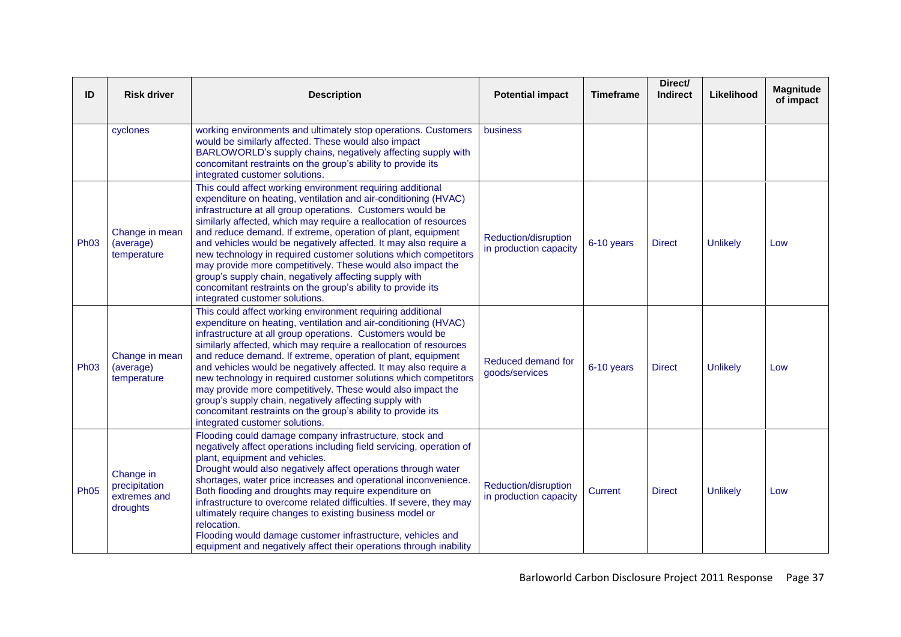| ID | Risk driver | Description | Potential impact | Timeframe | Direct/ Indirect | Likelihood | Magnitude of impact |
|---|---|---|---|---|---|---|---|
| | cyclones | working environments and ultimately stop operations. Customers would be similarly affected. These would also impact BARLOWORLD's supply chains, negatively affecting supply with concomitant restraints on the group's ability to provide its integrated customer solutions. | business | | | | |
| Ph03 | Change in mean (average) temperature | This could affect working environment requiring additional expenditure on heating, ventilation and air-conditioning (HVAC) infrastructure at all group operations. Customers would be similarly affected, which may require a reallocation of resources and reduce demand. If extreme, operation of plant, equipment and vehicles would be negatively affected. It may also require a new technology in required customer solutions which competitors may provide more competitively. These would also impact the group's supply chain, negatively affecting supply with concomitant restraints on the group's ability to provide its integrated customer solutions. | Reduction/disruption in production capacity | 6-10 years | Direct | Unlikely | Low |
| Ph03 | Change in mean (average) temperature | This could affect working environment requiring additional expenditure on heating, ventilation and air-conditioning (HVAC) infrastructure at all group operations. Customers would be similarly affected, which may require a reallocation of resources and reduce demand. If extreme, operation of plant, equipment and vehicles would be negatively affected. It may also require a new technology in required customer solutions which competitors may provide more competitively. These would also impact the group's supply chain, negatively affecting supply with concomitant restraints on the group's ability to provide its integrated customer solutions. | Reduced demand for goods/services | 6-10 years | Direct | Unlikely | Low |
| Ph05 | Change in precipitation extremes and droughts | Flooding could damage company infrastructure, stock and negatively affect operations including field servicing, operation of plant, equipment and vehicles.<br>Drought would also negatively affect operations through water shortages, water price increases and operational inconvenience. Both flooding and droughts may require expenditure on infrastructure to overcome related difficulties. If severe, they may ultimately require changes to existing business model or relocation.<br>Flooding would damage customer infrastructure, vehicles and equipment and negatively affect their operations through inability | Reduction/disruption in production capacity | Current | Direct | Unlikely | Low |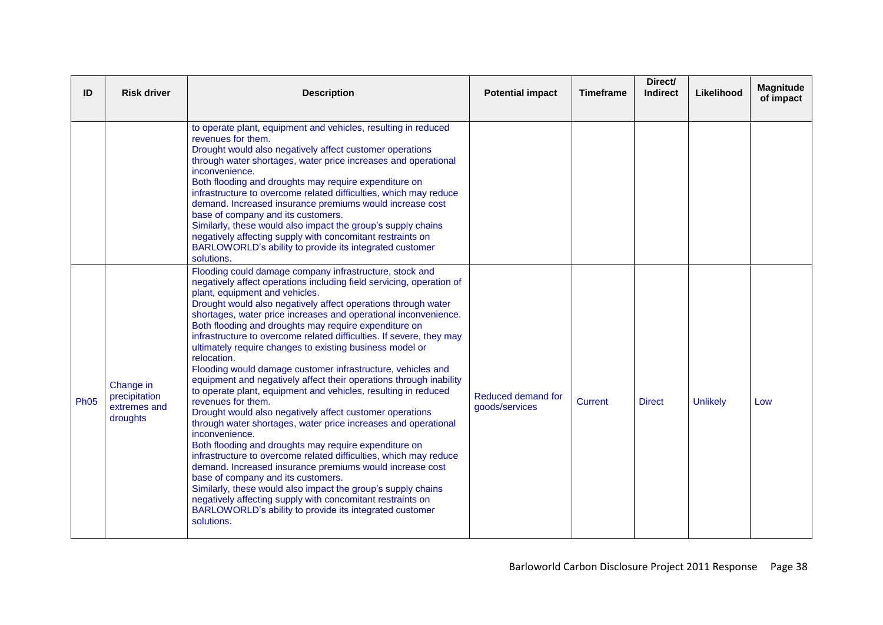| ID | Risk driver | Description | Potential impact | Timeframe | Direct/ Indirect | Likelihood | Magnitude of impact |
|---|---|---|---|---|---|---|---|
| | | to operate plant, equipment and vehicles, resulting in reduced revenues for them.<br>Drought would also negatively affect customer operations through water shortages, water price increases and operational inconvenience.<br>Both flooding and droughts may require expenditure on infrastructure to overcome related difficulties, which may reduce demand. Increased insurance premiums would increase cost base of company and its customers.<br>Similarly, these would also impact the group's supply chains negatively affecting supply with concomitant restraints on BARLOWORLD's ability to provide its integrated customer solutions. | | | | | |
| Ph05 | Change in precipitation extremes and droughts | Flooding could damage company infrastructure, stock and negatively affect operations including field servicing, operation of plant, equipment and vehicles.<br>Drought would also negatively affect operations through water shortages, water price increases and operational inconvenience.<br>Both flooding and droughts may require expenditure on infrastructure to overcome related difficulties. If severe, they may ultimately require changes to existing business model or relocation.<br>Flooding would damage customer infrastructure, vehicles and equipment and negatively affect their operations through inability to operate plant, equipment and vehicles, resulting in reduced revenues for them.<br>Drought would also negatively affect customer operations through water shortages, water price increases and operational inconvenience.<br>Both flooding and droughts may require expenditure on infrastructure to overcome related difficulties, which may reduce demand. Increased insurance premiums would increase cost base of company and its customers.<br>Similarly, these would also impact the group's supply chains negatively affecting supply with concomitant restraints on BARLOWORLD's ability to provide its integrated customer solutions. | Reduced demand for goods/services | Current | Direct | Unlikely | Low |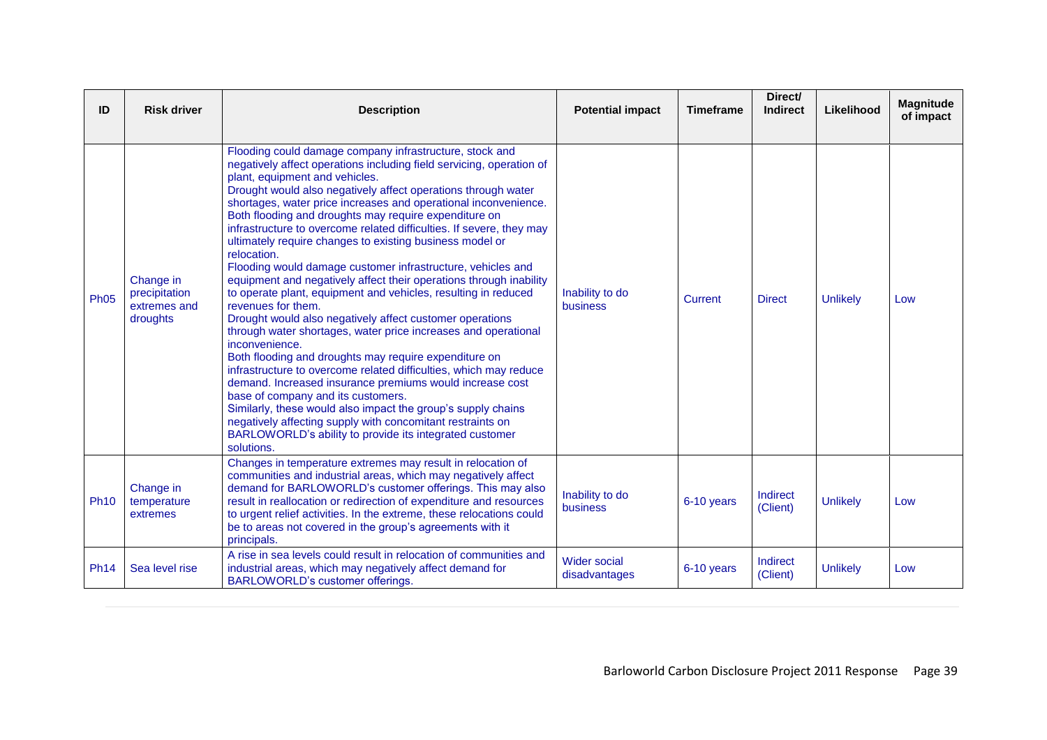| ID | Risk driver | Description | Potential impact | Timeframe | Direct/ Indirect | Likelihood | Magnitude of impact |
|---|---|---|---|---|---|---|---|
| Ph05 | Change in precipitation extremes and droughts | Flooding could damage company infrastructure, stock and negatively affect operations including field servicing, operation of plant, equipment and vehicles.<br>Drought would also negatively affect operations through water shortages, water price increases and operational inconvenience. Both flooding and droughts may require expenditure on infrastructure to overcome related difficulties. If severe, they may ultimately require changes to existing business model or relocation.<br>Flooding would damage customer infrastructure, vehicles and equipment and negatively affect their operations through inability to operate plant, equipment and vehicles, resulting in reduced revenues for them.<br>Drought would also negatively affect customer operations through water shortages, water price increases and operational inconvenience.<br>Both flooding and droughts may require expenditure on infrastructure to overcome related difficulties, which may reduce demand. Increased insurance premiums would increase cost base of company and its customers.<br>Similarly, these would also impact the group's supply chains negatively affecting supply with concomitant restraints on BARLOWORLD's ability to provide its integrated customer solutions. | Inability to do business | Current | Direct | Unlikely | Low |
| Ph10 | Change in temperature extremes | Changes in temperature extremes may result in relocation of communities and industrial areas, which may negatively affect demand for BARLOWORLD's customer offerings. This may also result in reallocation or redirection of expenditure and resources to urgent relief activities. In the extreme, these relocations could be to areas not covered in the group's agreements with it principals. | Inability to do business | 6-10 years | Indirect (Client) | Unlikely | Low |
| Ph14 | Sea level rise | A rise in sea levels could result in relocation of communities and industrial areas, which may negatively affect demand for BARLOWORLD's customer offerings. | Wider social disadvantages | 6-10 years | Indirect (Client) | Unlikely | Low |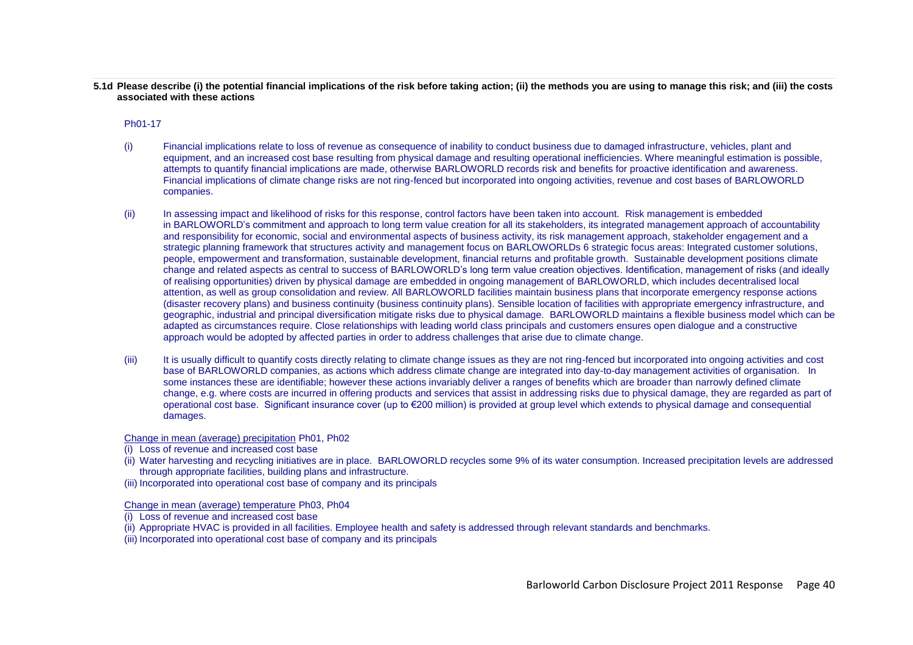**5.1d Please describe (i) the potential financial implications of the risk before taking action; (ii) the methods you are using to manage this risk; and (iii) the costs associated with these actions**

Ph01-17

(i) Financial implications relate to loss of revenue as consequence of inability to conduct business due to damaged infrastructure, vehicles, plant and equipment, and an increased cost base resulting from physical damage and resulting operational inefficiencies. Where meaningful estimation is possible, attempts to quantify financial implications are made, otherwise BARLOWORLD records risk and benefits for proactive identification and awareness. Financial implications of climate change risks are not ring-fenced but incorporated into ongoing activities, revenue and cost bases of BARLOWORLD companies.

(ii) In assessing impact and likelihood of risks for this response, control factors have been taken into account. Risk management is embedded in BARLOWORLD's commitment and approach to long term value creation for all its stakeholders, its integrated management approach of accountability and responsibility for economic, social and environmental aspects of business activity, its risk management approach, stakeholder engagement and a strategic planning framework that structures activity and management focus on BARLOWORLDs 6 strategic focus areas: Integrated customer solutions, people, empowerment and transformation, sustainable development, financial returns and profitable growth. Sustainable development positions climate change and related aspects as central to success of BARLOWORLD's long term value creation objectives. Identification, management of risks (and ideally of realising opportunities) driven by physical damage are embedded in ongoing management of BARLOWORLD, which includes decentralised local attention, as well as group consolidation and review. All BARLOWORLD facilities maintain business plans that incorporate emergency response actions (disaster recovery plans) and business continuity (business continuity plans). Sensible location of facilities with appropriate emergency infrastructure, and geographic, industrial and principal diversification mitigate risks due to physical damage. BARLOWORLD maintains a flexible business model which can be adapted as circumstances require. Close relationships with leading world class principals and customers ensures open dialogue and a constructive approach would be adopted by affected parties in order to address challenges that arise due to climate change.

(iii) It is usually difficult to quantify costs directly relating to climate change issues as they are not ring-fenced but incorporated into ongoing activities and cost base of BARLOWORLD companies, as actions which address climate change are integrated into day-to-day management activities of organisation. In some instances these are identifiable; however these actions invariably deliver a ranges of benefits which are broader than narrowly defined climate change, e.g. where costs are incurred in offering products and services that assist in addressing risks due to physical damage, they are regarded as part of operational cost base. Significant insurance cover (up to €200 million) is provided at group level which extends to physical damage and consequential damages.

Change in mean (average) precipitation Ph01, Ph02

(i) Loss of revenue and increased cost base
(ii) Water harvesting and recycling initiatives are in place. BARLOWORLD recycles some 9% of its water consumption. Increased precipitation levels are addressed through appropriate facilities, building plans and infrastructure.
(iii) Incorporated into operational cost base of company and its principals

Change in mean (average) temperature Ph03, Ph04

(i) Loss of revenue and increased cost base
(ii) Appropriate HVAC is provided in all facilities. Employee health and safety is addressed through relevant standards and benchmarks.
(iii) Incorporated into operational cost base of company and its principals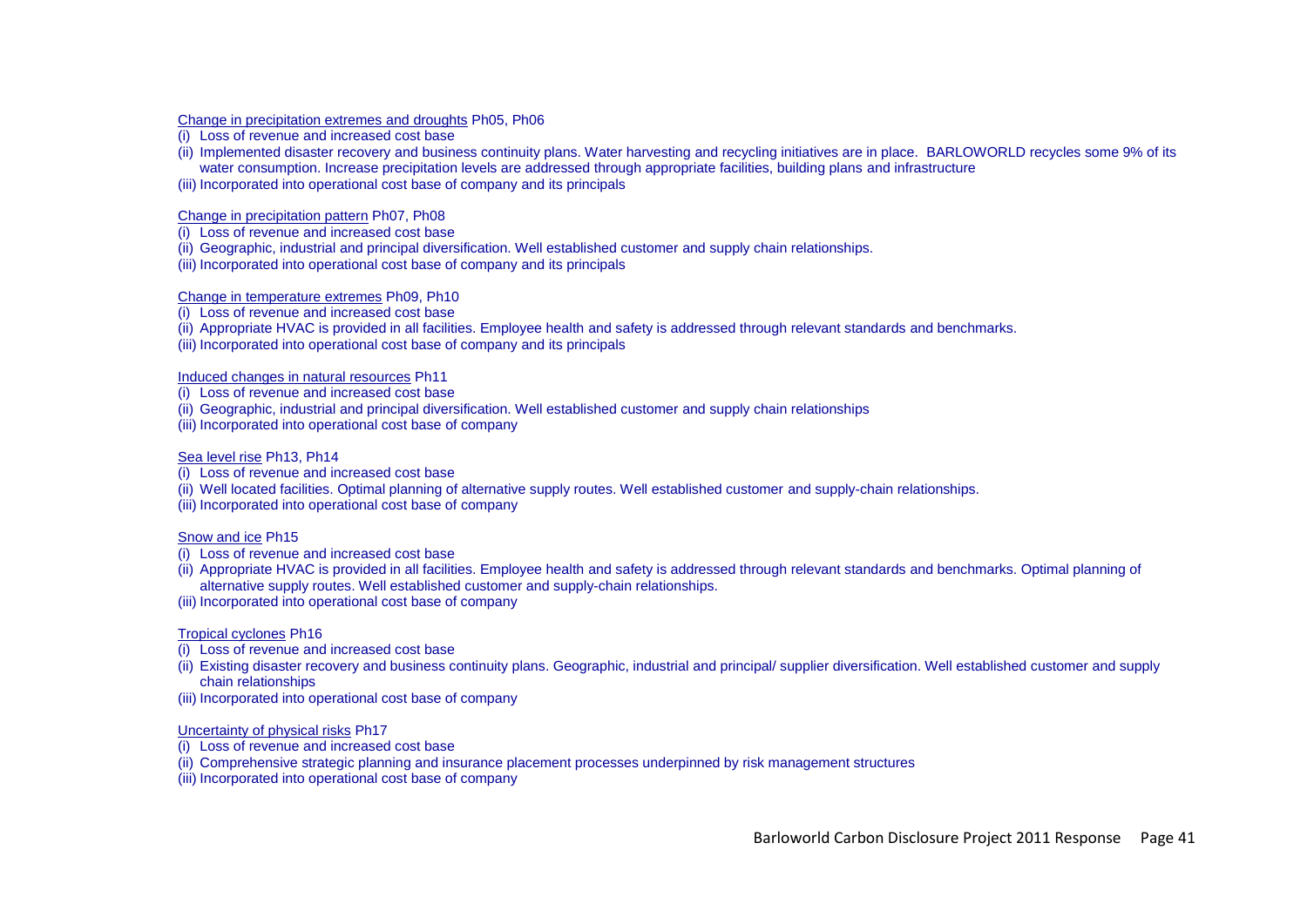Change in precipitation extremes and droughts Ph05, Ph06

(i) Loss of revenue and increased cost base
(ii) Implemented disaster recovery and business continuity plans. Water harvesting and recycling initiatives are in place. BARLOWORLD recycles some 9% of its water consumption. Increase precipitation levels are addressed through appropriate facilities, building plans and infrastructure
(iii) Incorporated into operational cost base of company and its principals

Change in precipitation pattern Ph07, Ph08

(i) Loss of revenue and increased cost base
(ii) Geographic, industrial and principal diversification. Well established customer and supply chain relationships.
(iii) Incorporated into operational cost base of company and its principals

Change in temperature extremes Ph09, Ph10

(i) Loss of revenue and increased cost base
(ii) Appropriate HVAC is provided in all facilities. Employee health and safety is addressed through relevant standards and benchmarks.
(iii) Incorporated into operational cost base of company and its principals

Induced changes in natural resources Ph11

(i) Loss of revenue and increased cost base
(ii) Geographic, industrial and principal diversification. Well established customer and supply chain relationships
(iii) Incorporated into operational cost base of company

Sea level rise Ph13, Ph14

(i) Loss of revenue and increased cost base
(ii) Well located facilities. Optimal planning of alternative supply routes. Well established customer and supply-chain relationships.
(iii) Incorporated into operational cost base of company

Snow and ice Ph15

(i) Loss of revenue and increased cost base
(ii) Appropriate HVAC is provided in all facilities. Employee health and safety is addressed through relevant standards and benchmarks. Optimal planning of alternative supply routes. Well established customer and supply-chain relationships.
(iii) Incorporated into operational cost base of company

Tropical cyclones Ph16

(i) Loss of revenue and increased cost base
(ii) Existing disaster recovery and business continuity plans. Geographic, industrial and principal/ supplier diversification. Well established customer and supply chain relationships
(iii) Incorporated into operational cost base of company

Uncertainty of physical risks Ph17

(i) Loss of revenue and increased cost base
(ii) Comprehensive strategic planning and insurance placement processes underpinned by risk management structures
(iii) Incorporated into operational cost base of company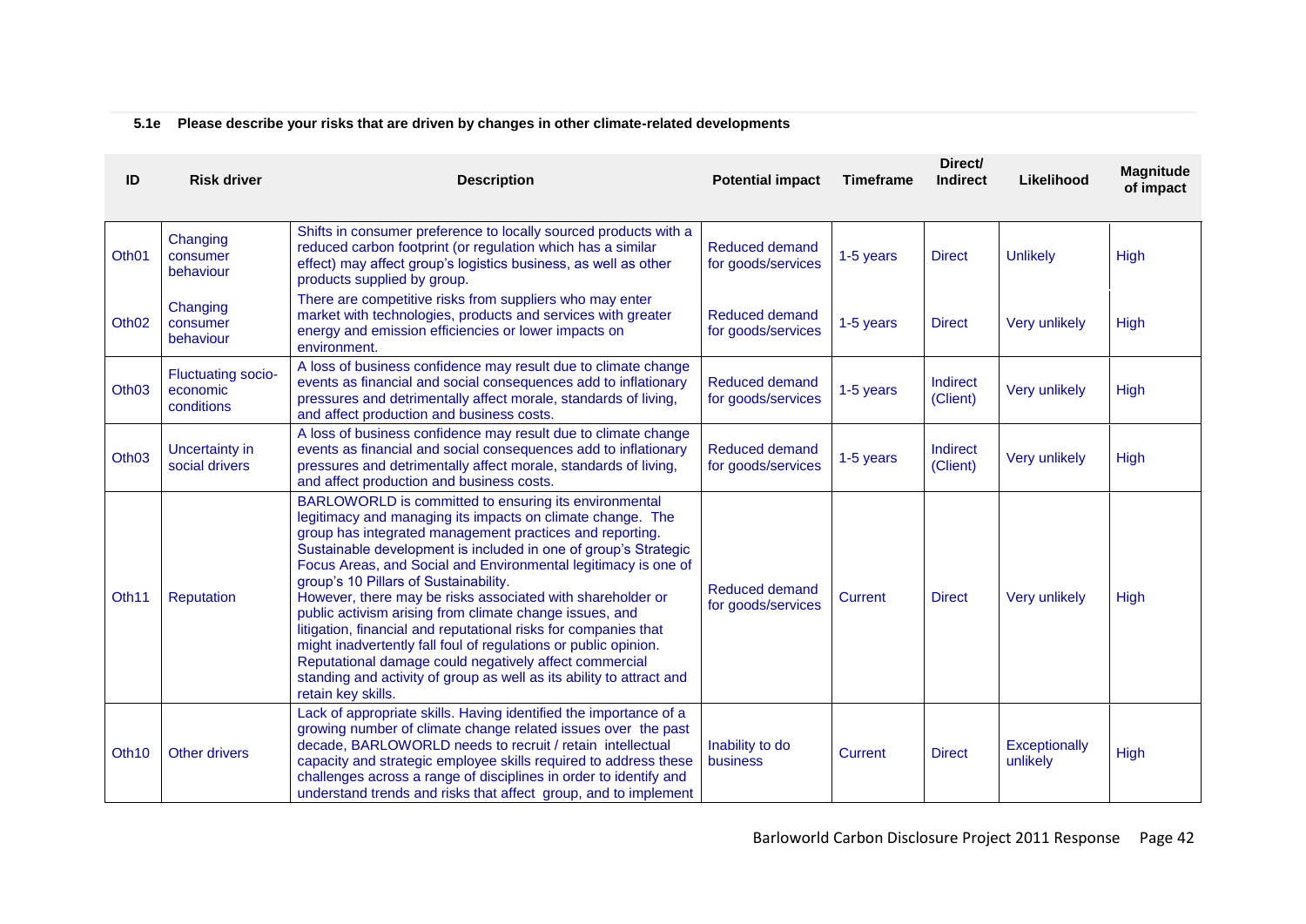**5.1e Please describe your risks that are driven by changes in other climate-related developments**

| ID | Risk driver | Description | Potential impact | Timeframe | Direct/ Indirect | Likelihood | Magnitude of impact |
|---|---|---|---|---|---|---|---|
| Oth01 | Changing consumer behaviour | Shifts in consumer preference to locally sourced products with a reduced carbon footprint (or regulation which has a similar effect) may affect group's logistics business, as well as other products supplied by group. | Reduced demand for goods/services | 1-5 years | Direct | Unlikely | High |
| Oth02 | Changing consumer behaviour | There are competitive risks from suppliers who may enter market with technologies, products and services with greater energy and emission efficiencies or lower impacts on environment. | Reduced demand for goods/services | 1-5 years | Direct | Very unlikely | High |
| Oth03 | Fluctuating socio-economic conditions | A loss of business confidence may result due to climate change events as financial and social consequences add to inflationary pressures and detrimentally affect morale, standards of living, and affect production and business costs. | Reduced demand for goods/services | 1-5 years | Indirect (Client) | Very unlikely | High |
| Oth03 | Uncertainty in social drivers | A loss of business confidence may result due to climate change events as financial and social consequences add to inflationary pressures and detrimentally affect morale, standards of living, and affect production and business costs. | Reduced demand for goods/services | 1-5 years | Indirect (Client) | Very unlikely | High |
| Oth11 | Reputation | BARLOWORLD is committed to ensuring its environmental legitimacy and managing its impacts on climate change. The group has integrated management practices and reporting. Sustainable development is included in one of group's Strategic Focus Areas, and Social and Environmental legitimacy is one of group's 10 Pillars of Sustainability.<br>However, there may be risks associated with shareholder or public activism arising from climate change issues, and litigation, financial and reputational risks for companies that might inadvertently fall foul of regulations or public opinion. Reputational damage could negatively affect commercial standing and activity of group as well as its ability to attract and retain key skills. | Reduced demand for goods/services | Current | Direct | Very unlikely | High |
| Oth10 | Other drivers | Lack of appropriate skills. Having identified the importance of a growing number of climate change related issues over the past decade, BARLOWORLD needs to recruit / retain intellectual capacity and strategic employee skills required to address these challenges across a range of disciplines in order to identify and understand trends and risks that affect group, and to implement | Inability to do business | Current | Direct | Exceptionally unlikely | High |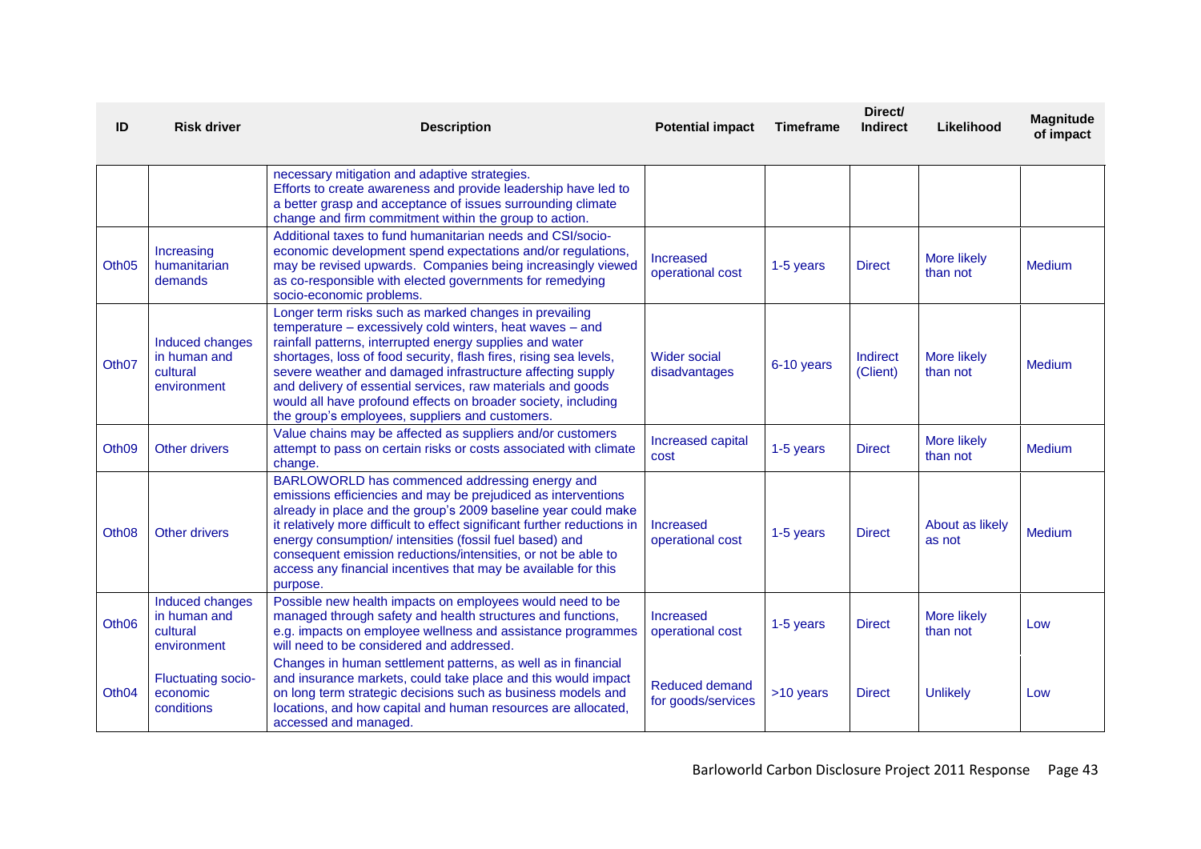| ID | Risk driver | Description | Potential impact | Timeframe | Direct/ Indirect | Likelihood | Magnitude of impact |
|---|---|---|---|---|---|---|---|
| | | necessary mitigation and adaptive strategies. Efforts to create awareness and provide leadership have led to a better grasp and acceptance of issues surrounding climate change and firm commitment within the group to action. | | | | | |
| Oth05 | Increasing humanitarian demands | Additional taxes to fund humanitarian needs and CSI/socio-economic development spend expectations and/or regulations, may be revised upwards. Companies being increasingly viewed as co-responsible with elected governments for remedying socio-economic problems. | Increased operational cost | 1-5 years | Direct | More likely than not | Medium |
| Oth07 | Induced changes in human and cultural environment | Longer term risks such as marked changes in prevailing temperature – excessively cold winters, heat waves – and rainfall patterns, interrupted energy supplies and water shortages, loss of food security, flash fires, rising sea levels, severe weather and damaged infrastructure affecting supply and delivery of essential services, raw materials and goods would all have profound effects on broader society, including the group's employees, suppliers and customers. | Wider social disadvantages | 6-10 years | Indirect (Client) | More likely than not | Medium |
| Oth09 | Other drivers | Value chains may be affected as suppliers and/or customers attempt to pass on certain risks or costs associated with climate change. | Increased capital cost | 1-5 years | Direct | More likely than not | Medium |
| Oth08 | Other drivers | BARLOWORLD has commenced addressing energy and emissions efficiencies and may be prejudiced as interventions already in place and the group's 2009 baseline year could make it relatively more difficult to effect significant further reductions in energy consumption/ intensities (fossil fuel based) and consequent emission reductions/intensities, or not be able to access any financial incentives that may be available for this purpose. | Increased operational cost | 1-5 years | Direct | About as likely as not | Medium |
| Oth06 | Induced changes in human and cultural environment | Possible new health impacts on employees would need to be managed through safety and health structures and functions, e.g. impacts on employee wellness and assistance programmes will need to be considered and addressed. | Increased operational cost | 1-5 years | Direct | More likely than not | Low |
| Oth04 | Fluctuating socio-economic conditions | Changes in human settlement patterns, as well as in financial and insurance markets, could take place and this would impact on long term strategic decisions such as business models and locations, and how capital and human resources are allocated, accessed and managed. | Reduced demand for goods/services | >10 years | Direct | Unlikely | Low |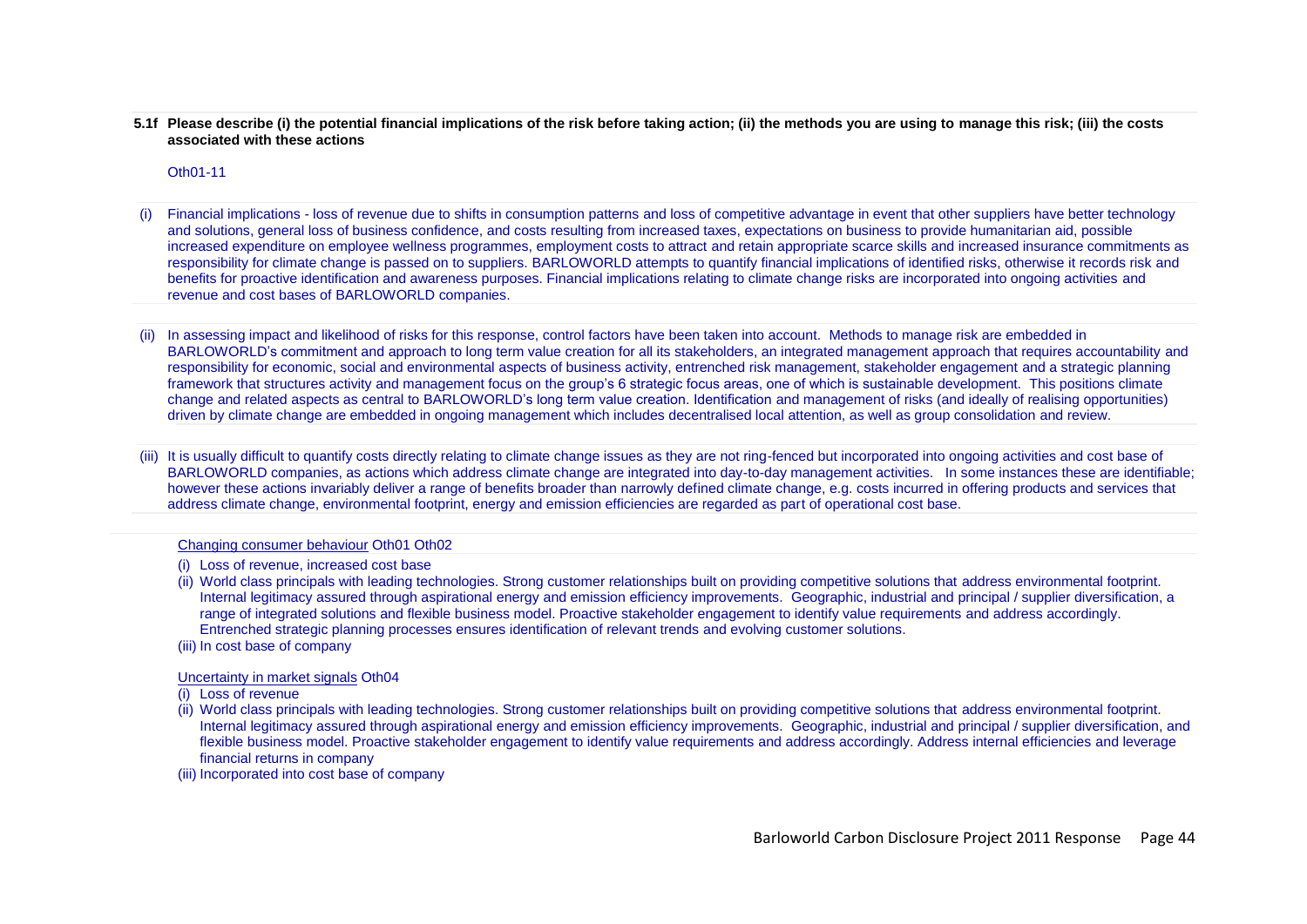**5.1f Please describe (i) the potential financial implications of the risk before taking action; (ii) the methods you are using to manage this risk; (iii) the costs associated with these actions**

Oth01-11

(i) Financial implications - loss of revenue due to shifts in consumption patterns and loss of competitive advantage in event that other suppliers have better technology and solutions, general loss of business confidence, and costs resulting from increased taxes, expectations on business to provide humanitarian aid, possible increased expenditure on employee wellness programmes, employment costs to attract and retain appropriate scarce skills and increased insurance commitments as responsibility for climate change is passed on to suppliers. BARLOWORLD attempts to quantify financial implications of identified risks, otherwise it records risk and benefits for proactive identification and awareness purposes. Financial implications relating to climate change risks are incorporated into ongoing activities and revenue and cost bases of BARLOWORLD companies.

(ii) In assessing impact and likelihood of risks for this response, control factors have been taken into account. Methods to manage risk are embedded in BARLOWORLD's commitment and approach to long term value creation for all its stakeholders, an integrated management approach that requires accountability and responsibility for economic, social and environmental aspects of business activity, entrenched risk management, stakeholder engagement and a strategic planning framework that structures activity and management focus on the group's 6 strategic focus areas, one of which is sustainable development. This positions climate change and related aspects as central to BARLOWORLD's long term value creation. Identification and management of risks (and ideally of realising opportunities) driven by climate change are embedded in ongoing management which includes decentralised local attention, as well as group consolidation and review.

(iii) It is usually difficult to quantify costs directly relating to climate change issues as they are not ring-fenced but incorporated into ongoing activities and cost base of BARLOWORLD companies, as actions which address climate change are integrated into day-to-day management activities. In some instances these are identifiable; however these actions invariably deliver a range of benefits broader than narrowly defined climate change, e.g. costs incurred in offering products and services that address climate change, environmental footprint, energy and emission efficiencies are regarded as part of operational cost base.

Changing consumer behaviour Oth01 Oth02

(i) Loss of revenue, increased cost base

(ii) World class principals with leading technologies. Strong customer relationships built on providing competitive solutions that address environmental footprint. Internal legitimacy assured through aspirational energy and emission efficiency improvements. Geographic, industrial and principal / supplier diversification, a range of integrated solutions and flexible business model. Proactive stakeholder engagement to identify value requirements and address accordingly. Entrenched strategic planning processes ensures identification of relevant trends and evolving customer solutions.

(iii) In cost base of company

Uncertainty in market signals Oth04

(i) Loss of revenue

(ii) World class principals with leading technologies. Strong customer relationships built on providing competitive solutions that address environmental footprint. Internal legitimacy assured through aspirational energy and emission efficiency improvements. Geographic, industrial and principal / supplier diversification, and flexible business model. Proactive stakeholder engagement to identify value requirements and address accordingly. Address internal efficiencies and leverage financial returns in company

(iii) Incorporated into cost base of company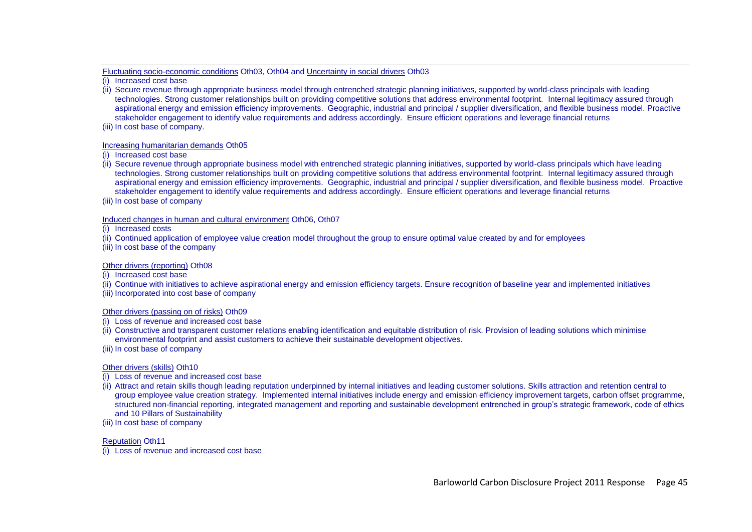Fluctuating socio-economic conditions Oth03, Oth04 and Uncertainty in social drivers Oth03

(i) Increased cost base

(ii) Secure revenue through appropriate business model through entrenched strategic planning initiatives, supported by world-class principals with leading technologies. Strong customer relationships built on providing competitive solutions that address environmental footprint. Internal legitimacy assured through aspirational energy and emission efficiency improvements. Geographic, industrial and principal / supplier diversification, and flexible business model. Proactive stakeholder engagement to identify value requirements and address accordingly. Ensure efficient operations and leverage financial returns

(iii) In cost base of company.

Increasing humanitarian demands Oth05

(i) Increased cost base

(ii) Secure revenue through appropriate business model with entrenched strategic planning initiatives, supported by world-class principals which have leading technologies. Strong customer relationships built on providing competitive solutions that address environmental footprint. Internal legitimacy assured through aspirational energy and emission efficiency improvements. Geographic, industrial and principal / supplier diversification, and flexible business model. Proactive stakeholder engagement to identify value requirements and address accordingly. Ensure efficient operations and leverage financial returns

(iii) In cost base of company

Induced changes in human and cultural environment Oth06, Oth07

(i) Increased costs

(ii) Continued application of employee value creation model throughout the group to ensure optimal value created by and for employees

(iii) In cost base of the company

Other drivers (reporting) Oth08

(i) Increased cost base

(ii) Continue with initiatives to achieve aspirational energy and emission efficiency targets. Ensure recognition of baseline year and implemented initiatives

(iii) Incorporated into cost base of company

Other drivers (passing on of risks) Oth09

(i) Loss of revenue and increased cost base

(ii) Constructive and transparent customer relations enabling identification and equitable distribution of risk. Provision of leading solutions which minimise environmental footprint and assist customers to achieve their sustainable development objectives.

(iii) In cost base of company

Other drivers (skills) Oth10

(i) Loss of revenue and increased cost base

(ii) Attract and retain skills though leading reputation underpinned by internal initiatives and leading customer solutions. Skills attraction and retention central to group employee value creation strategy. Implemented internal initiatives include energy and emission efficiency improvement targets, carbon offset programme, structured non-financial reporting, integrated management and reporting and sustainable development entrenched in group's strategic framework, code of ethics and 10 Pillars of Sustainability

(iii) In cost base of company

Reputation Oth11

(i) Loss of revenue and increased cost base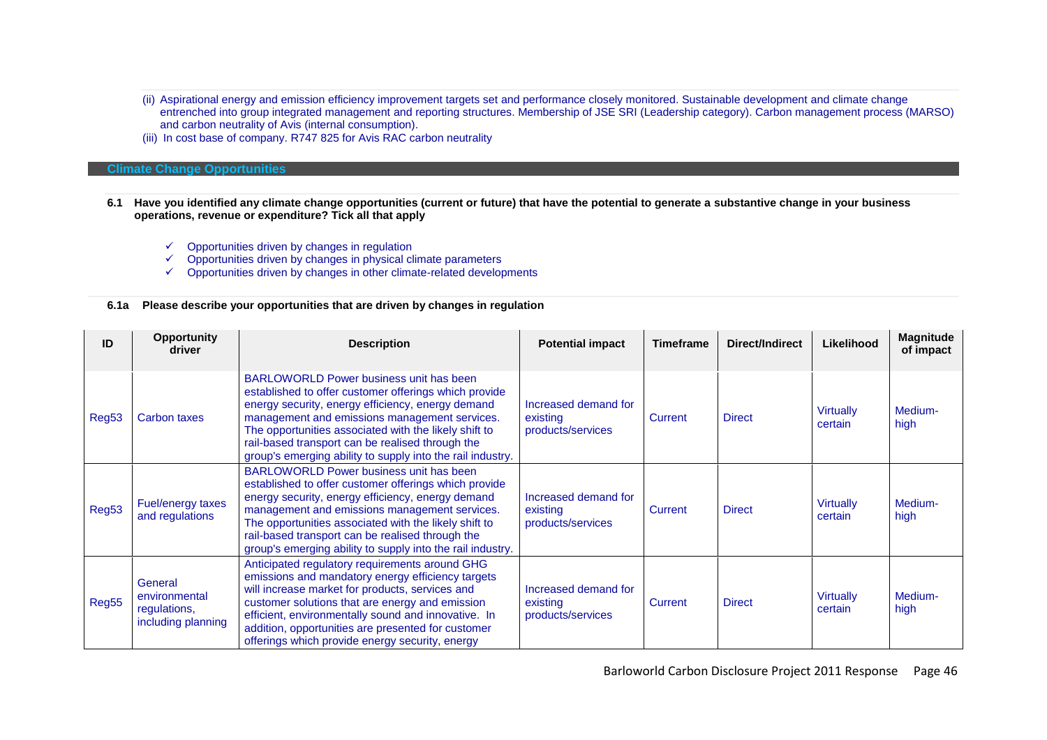(ii) Aspirational energy and emission efficiency improvement targets set and performance closely monitored. Sustainable development and climate change entrenched into group integrated management and reporting structures. Membership of JSE SRI (Leadership category). Carbon management process (MARSO) and carbon neutrality of Avis (internal consumption).

(iii) In cost base of company. R747 825 for Avis RAC carbon neutrality

## Climate Change Opportunities

**6.1 Have you identified any climate change opportunities (current or future) that have the potential to generate a substantive change in your business operations, revenue or expenditure? Tick all that apply**

- ✓ Opportunities driven by changes in regulation
- ✓ Opportunities driven by changes in physical climate parameters
- ✓ Opportunities driven by changes in other climate-related developments

**6.1a Please describe your opportunities that are driven by changes in regulation**

| ID | Opportunity driver | Description | Potential impact | Timeframe | Direct/Indirect | Likelihood | Magnitude of impact |
|---|---|---|---|---|---|---|---|
| Reg53 | Carbon taxes | BARLOWORLD Power business unit has been established to offer customer offerings which provide energy security, energy efficiency, energy demand management and emissions management services. The opportunities associated with the likely shift to rail-based transport can be realised through the group's emerging ability to supply into the rail industry. | Increased demand for existing products/services | Current | Direct | Virtually certain | Medium-high |
| Reg53 | Fuel/energy taxes and regulations | BARLOWORLD Power business unit has been established to offer customer offerings which provide energy security, energy efficiency, energy demand management and emissions management services. The opportunities associated with the likely shift to rail-based transport can be realised through the group's emerging ability to supply into the rail industry. | Increased demand for existing products/services | Current | Direct | Virtually certain | Medium-high |
| Reg55 | General environmental regulations, including planning | Anticipated regulatory requirements around GHG emissions and mandatory energy efficiency targets will increase market for products, services and customer solutions that are energy and emission efficient, environmentally sound and innovative. In addition, opportunities are presented for customer offerings which provide energy security, energy | Increased demand for existing products/services | Current | Direct | Virtually certain | Medium-high |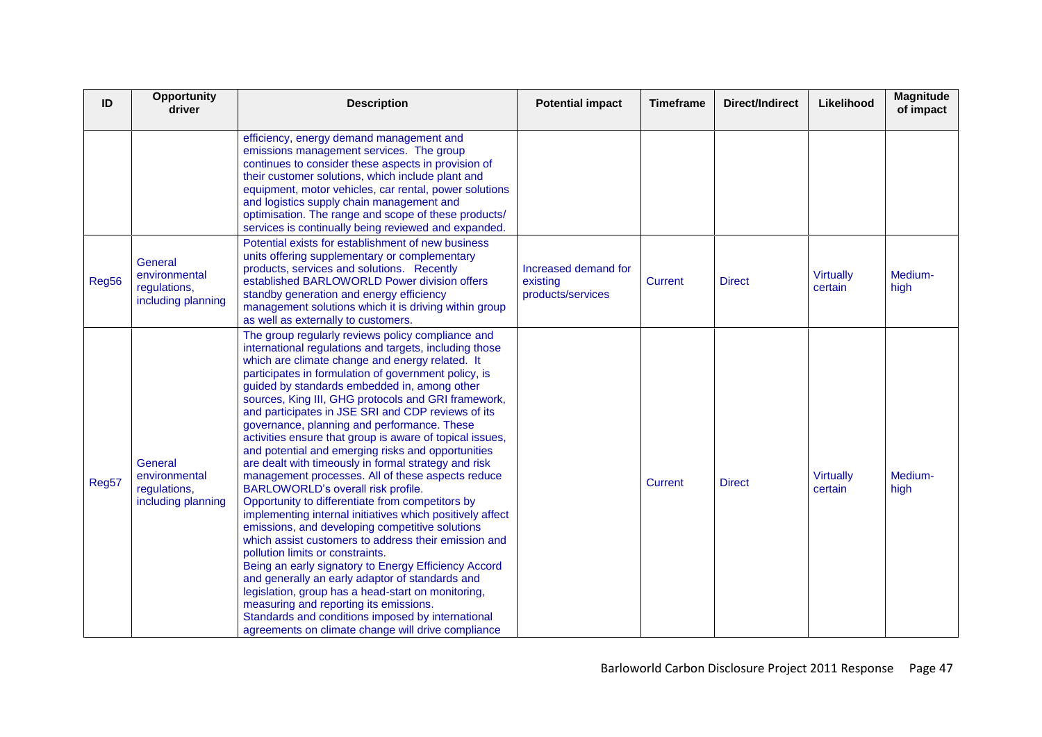| ID | Opportunity driver | Description | Potential impact | Timeframe | Direct/Indirect | Likelihood | Magnitude of impact |
|---|---|---|---|---|---|---|---|
| | | efficiency, energy demand management and emissions management services. The group continues to consider these aspects in provision of their customer solutions, which include plant and equipment, motor vehicles, car rental, power solutions and logistics supply chain management and optimisation. The range and scope of these products/ services is continually being reviewed and expanded. | | | | | |
| Reg56 | General environmental regulations, including planning | Potential exists for establishment of new business units offering supplementary or complementary products, services and solutions. Recently established BARLOWORLD Power division offers standby generation and energy efficiency management solutions which it is driving within group as well as externally to customers. | Increased demand for existing products/services | Current | Direct | Virtually certain | Medium-high |
| Reg57 | General environmental regulations, including planning | The group regularly reviews policy compliance and international regulations and targets, including those which are climate change and energy related. It participates in formulation of government policy, is guided by standards embedded in, among other sources, King III, GHG protocols and GRI framework, and participates in JSE SRI and CDP reviews of its governance, planning and performance. These activities ensure that group is aware of topical issues, and potential and emerging risks and opportunities are dealt with timeously in formal strategy and risk management processes. All of these aspects reduce BARLOWORLD's overall risk profile. Opportunity to differentiate from competitors by implementing internal initiatives which positively affect emissions, and developing competitive solutions which assist customers to address their emission and pollution limits or constraints. Being an early signatory to Energy Efficiency Accord and generally an early adaptor of standards and legislation, group has a head-start on monitoring, measuring and reporting its emissions. Standards and conditions imposed by international agreements on climate change will drive compliance | | Current | Direct | Virtually certain | Medium-high |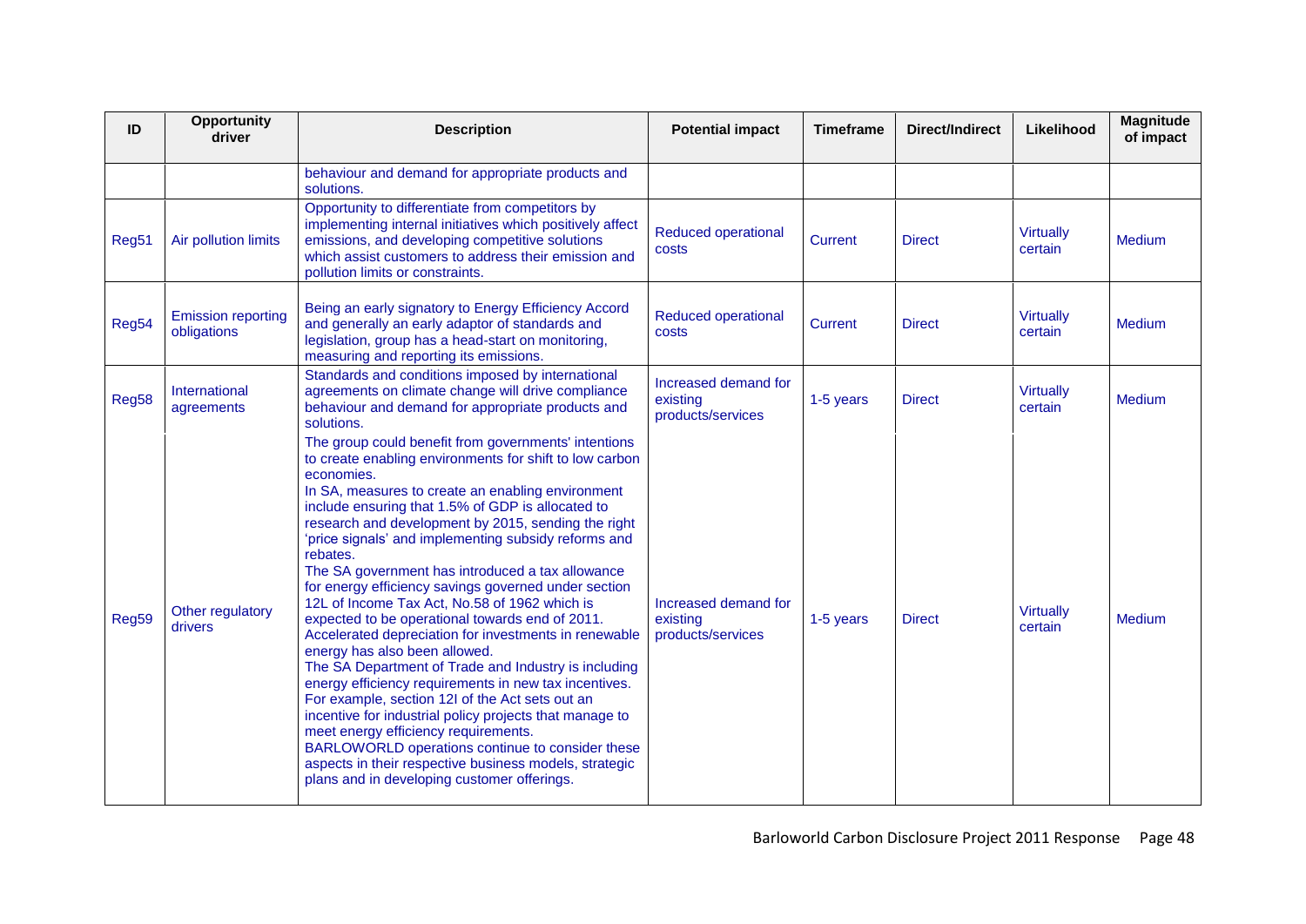| ID | Opportunity driver | Description | Potential impact | Timeframe | Direct/Indirect | Likelihood | Magnitude of impact |
|---|---|---|---|---|---|---|---|
| | | behaviour and demand for appropriate products and solutions. | | | | | |
| Reg51 | Air pollution limits | Opportunity to differentiate from competitors by implementing internal initiatives which positively affect emissions, and developing competitive solutions which assist customers to address their emission and pollution limits or constraints. | Reduced operational costs | Current | Direct | Virtually certain | Medium |
| Reg54 | Emission reporting obligations | Being an early signatory to Energy Efficiency Accord and generally an early adaptor of standards and legislation, group has a head-start on monitoring, measuring and reporting its emissions. | Reduced operational costs | Current | Direct | Virtually certain | Medium |
| Reg58 | International agreements | Standards and conditions imposed by international agreements on climate change will drive compliance behaviour and demand for appropriate products and solutions. | Increased demand for existing products/services | 1-5 years | Direct | Virtually certain | Medium |
| Reg59 | Other regulatory drivers | The group could benefit from governments' intentions to create enabling environments for shift to low carbon economies.<br>In SA, measures to create an enabling environment include ensuring that 1.5% of GDP is allocated to research and development by 2015, sending the right 'price signals' and implementing subsidy reforms and rebates.<br>The SA government has introduced a tax allowance for energy efficiency savings governed under section 12L of Income Tax Act, No.58 of 1962 which is expected to be operational towards end of 2011. Accelerated depreciation for investments in renewable energy has also been allowed.<br>The SA Department of Trade and Industry is including energy efficiency requirements in new tax incentives. For example, section 12I of the Act sets out an incentive for industrial policy projects that manage to meet energy efficiency requirements.<br>BARLOWORLD operations continue to consider these aspects in their respective business models, strategic plans and in developing customer offerings. | Increased demand for existing products/services | 1-5 years | Direct | Virtually certain | Medium |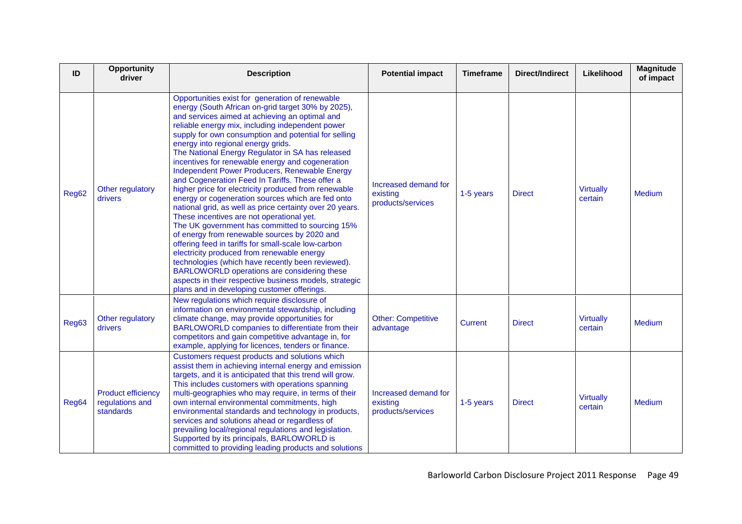| ID | Opportunity driver | Description | Potential impact | Timeframe | Direct/Indirect | Likelihood | Magnitude of impact |
|---|---|---|---|---|---|---|---|
| Reg62 | Other regulatory drivers | Opportunities exist for generation of renewable energy (South African on-grid target 30% by 2025), and services aimed at achieving an optimal and reliable energy mix, including independent power supply for own consumption and potential for selling energy into regional energy grids. The National Energy Regulator in SA has released incentives for renewable energy and cogeneration Independent Power Producers, Renewable Energy and Cogeneration Feed In Tariffs. These offer a higher price for electricity produced from renewable energy or cogeneration sources which are fed onto national grid, as well as price certainty over 20 years. These incentives are not operational yet. The UK government has committed to sourcing 15% of energy from renewable sources by 2020 and offering feed in tariffs for small-scale low-carbon electricity produced from renewable energy technologies (which have recently been reviewed). BARLOWORLD operations are considering these aspects in their respective business models, strategic plans and in developing customer offerings. | Increased demand for existing products/services | 1-5 years | Direct | Virtually certain | Medium |
| Reg63 | Other regulatory drivers | New regulations which require disclosure of information on environmental stewardship, including climate change, may provide opportunities for BARLOWORLD companies to differentiate from their competitors and gain competitive advantage in, for example, applying for licences, tenders or finance. | Other: Competitive advantage | Current | Direct | Virtually certain | Medium |
| Reg64 | Product efficiency regulations and standards | Customers request products and solutions which assist them in achieving internal energy and emission targets, and it is anticipated that this trend will grow. This includes customers with operations spanning multi-geographies who may require, in terms of their own internal environmental commitments, high environmental standards and technology in products, services and solutions ahead or regardless of prevailing local/regional regulations and legislation. Supported by its principals, BARLOWORLD is committed to providing leading products and solutions | Increased demand for existing products/services | 1-5 years | Direct | Virtually certain | Medium |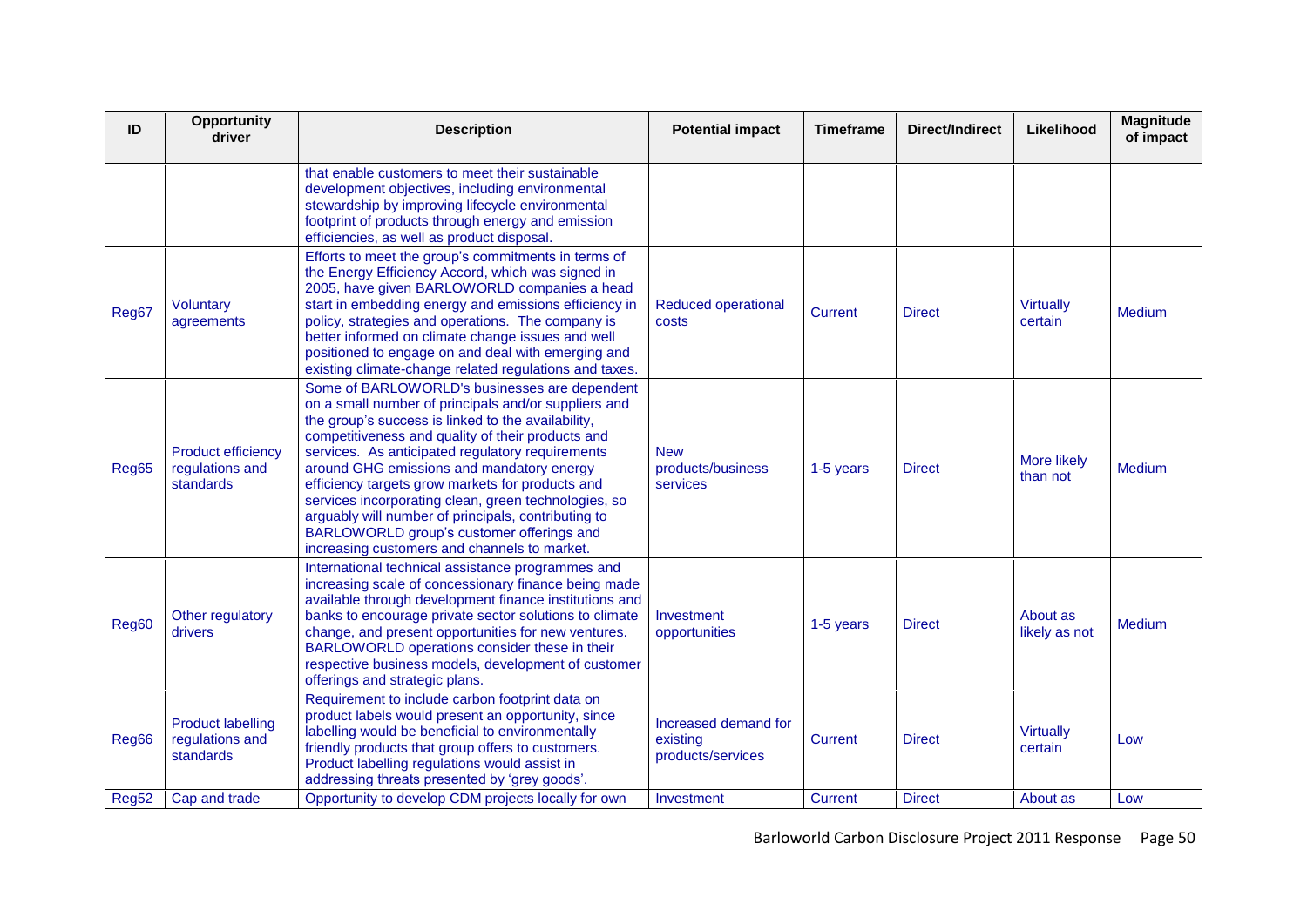| ID | Opportunity driver | Description | Potential impact | Timeframe | Direct/Indirect | Likelihood | Magnitude of impact |
|---|---|---|---|---|---|---|---|
| | | that enable customers to meet their sustainable development objectives, including environmental stewardship by improving lifecycle environmental footprint of products through energy and emission efficiencies, as well as product disposal. | | | | | |
| Reg67 | Voluntary agreements | Efforts to meet the group's commitments in terms of the Energy Efficiency Accord, which was signed in 2005, have given BARLOWORLD companies a head start in embedding energy and emissions efficiency in policy, strategies and operations. The company is better informed on climate change issues and well positioned to engage on and deal with emerging and existing climate-change related regulations and taxes. | Reduced operational costs | Current | Direct | Virtually certain | Medium |
| Reg65 | Product efficiency regulations and standards | Some of BARLOWORLD's businesses are dependent on a small number of principals and/or suppliers and the group's success is linked to the availability, competitiveness and quality of their products and services. As anticipated regulatory requirements around GHG emissions and mandatory energy efficiency targets grow markets for products and services incorporating clean, green technologies, so arguably will number of principals, contributing to BARLOWORLD group's customer offerings and increasing customers and channels to market. | New products/business services | 1-5 years | Direct | More likely than not | Medium |
| Reg60 | Other regulatory drivers | International technical assistance programmes and increasing scale of concessionary finance being made available through development finance institutions and banks to encourage private sector solutions to climate change, and present opportunities for new ventures. BARLOWORLD operations consider these in their respective business models, development of customer offerings and strategic plans. | Investment opportunities | 1-5 years | Direct | About as likely as not | Medium |
| Reg66 | Product labelling regulations and standards | Requirement to include carbon footprint data on product labels would present an opportunity, since labelling would be beneficial to environmentally friendly products that group offers to customers. Product labelling regulations would assist in addressing threats presented by 'grey goods'. | Increased demand for existing products/services | Current | Direct | Virtually certain | Low |
| Reg52 | Cap and trade | Opportunity to develop CDM projects locally for own | Investment | Current | Direct | About as | Low |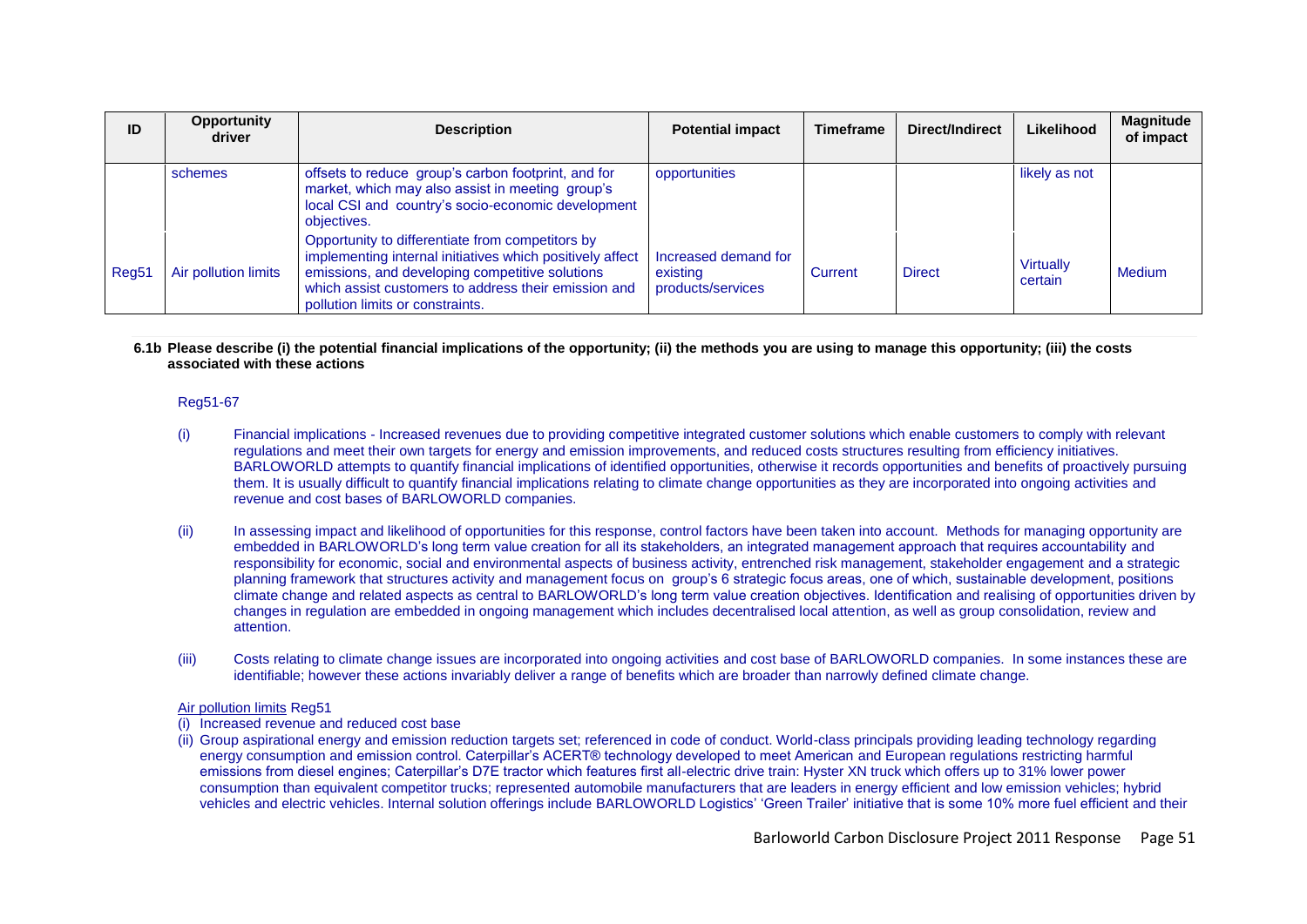| ID | Opportunity driver | Description | Potential impact | Timeframe | Direct/Indirect | Likelihood | Magnitude of impact |
|---|---|---|---|---|---|---|---|
| | schemes | offsets to reduce group's carbon footprint, and for market, which may also assist in meeting group's local CSI and country's socio-economic development objectives. | opportunities | | | likely as not | |
| Reg51 | Air pollution limits | Opportunity to differentiate from competitors by implementing internal initiatives which positively affect emissions, and developing competitive solutions which assist customers to address their emission and pollution limits or constraints. | Increased demand for existing products/services | Current | Direct | Virtually certain | Medium |

**6.1b Please describe (i) the potential financial implications of the opportunity; (ii) the methods you are using to manage this opportunity; (iii) the costs associated with these actions**

Reg51-67

(i) Financial implications - Increased revenues due to providing competitive integrated customer solutions which enable customers to comply with relevant regulations and meet their own targets for energy and emission improvements, and reduced costs structures resulting from efficiency initiatives. BARLOWORLD attempts to quantify financial implications of identified opportunities, otherwise it records opportunities and benefits of proactively pursuing them. It is usually difficult to quantify financial implications relating to climate change opportunities as they are incorporated into ongoing activities and revenue and cost bases of BARLOWORLD companies.

(ii) In assessing impact and likelihood of opportunities for this response, control factors have been taken into account. Methods for managing opportunity are embedded in BARLOWORLD's long term value creation for all its stakeholders, an integrated management approach that requires accountability and responsibility for economic, social and environmental aspects of business activity, entrenched risk management, stakeholder engagement and a strategic planning framework that structures activity and management focus on group's 6 strategic focus areas, one of which, sustainable development, positions climate change and related aspects as central to BARLOWORLD's long term value creation objectives. Identification and realising of opportunities driven by changes in regulation are embedded in ongoing management which includes decentralised local attention, as well as group consolidation, review and attention.

(iii) Costs relating to climate change issues are incorporated into ongoing activities and cost base of BARLOWORLD companies. In some instances these are identifiable; however these actions invariably deliver a range of benefits which are broader than narrowly defined climate change.

Air pollution limits Reg51

(i) Increased revenue and reduced cost base

(ii) Group aspirational energy and emission reduction targets set; referenced in code of conduct. World-class principals providing leading technology regarding energy consumption and emission control. Caterpillar's ACERT® technology developed to meet American and European regulations restricting harmful emissions from diesel engines; Caterpillar's D7E tractor which features first all-electric drive train: Hyster XN truck which offers up to 31% lower power consumption than equivalent competitor trucks; represented automobile manufacturers that are leaders in energy efficient and low emission vehicles; hybrid vehicles and electric vehicles. Internal solution offerings include BARLOWORLD Logistics' 'Green Trailer' initiative that is some 10% more fuel efficient and their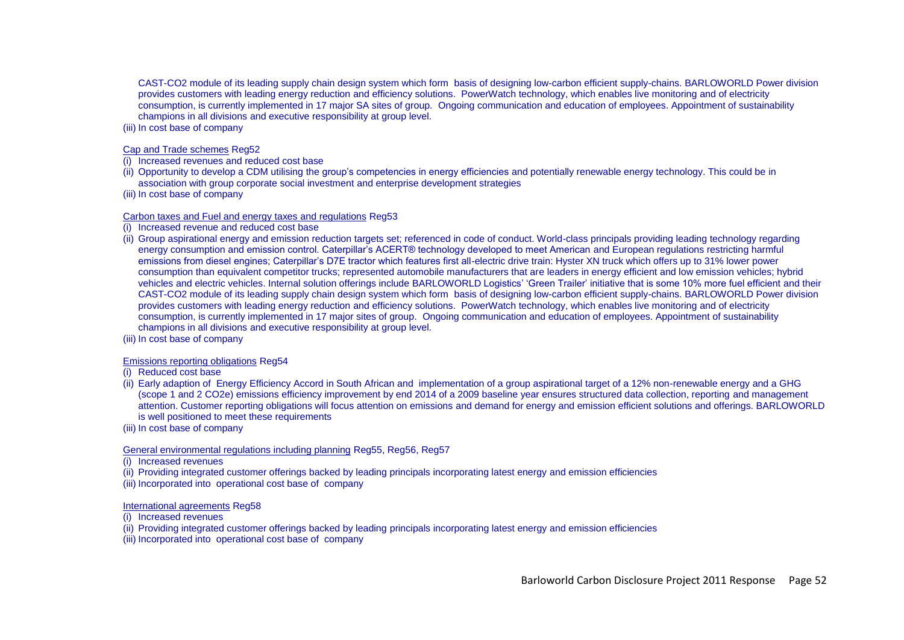CAST-CO2 module of its leading supply chain design system which form basis of designing low-carbon efficient supply-chains. BARLOWORLD Power division provides customers with leading energy reduction and efficiency solutions. PowerWatch technology, which enables live monitoring and of electricity consumption, is currently implemented in 17 major SA sites of group. Ongoing communication and education of employees. Appointment of sustainability champions in all divisions and executive responsibility at group level.

(iii) In cost base of company

Cap and Trade schemes Reg52

(i) Increased revenues and reduced cost base

(ii) Opportunity to develop a CDM utilising the group's competencies in energy efficiencies and potentially renewable energy technology. This could be in association with group corporate social investment and enterprise development strategies

(iii) In cost base of company

Carbon taxes and Fuel and energy taxes and regulations Reg53

(i) Increased revenue and reduced cost base

(ii) Group aspirational energy and emission reduction targets set; referenced in code of conduct. World-class principals providing leading technology regarding energy consumption and emission control. Caterpillar's ACERT® technology developed to meet American and European regulations restricting harmful emissions from diesel engines; Caterpillar's D7E tractor which features first all-electric drive train: Hyster XN truck which offers up to 31% lower power consumption than equivalent competitor trucks; represented automobile manufacturers that are leaders in energy efficient and low emission vehicles; hybrid vehicles and electric vehicles. Internal solution offerings include BARLOWORLD Logistics' 'Green Trailer' initiative that is some 10% more fuel efficient and their CAST-CO2 module of its leading supply chain design system which form basis of designing low-carbon efficient supply-chains. BARLOWORLD Power division provides customers with leading energy reduction and efficiency solutions. PowerWatch technology, which enables live monitoring and of electricity consumption, is currently implemented in 17 major sites of group. Ongoing communication and education of employees. Appointment of sustainability champions in all divisions and executive responsibility at group level.

(iii) In cost base of company

Emissions reporting obligations Reg54

(i) Reduced cost base

(ii) Early adaption of Energy Efficiency Accord in South African and implementation of a group aspirational target of a 12% non-renewable energy and a GHG (scope 1 and 2 CO2e) emissions efficiency improvement by end 2014 of a 2009 baseline year ensures structured data collection, reporting and management attention. Customer reporting obligations will focus attention on emissions and demand for energy and emission efficient solutions and offerings. BARLOWORLD is well positioned to meet these requirements

(iii) In cost base of company

General environmental regulations including planning Reg55, Reg56, Reg57

(i) Increased revenues

(ii) Providing integrated customer offerings backed by leading principals incorporating latest energy and emission efficiencies

(iii) Incorporated into operational cost base of company

International agreements Reg58

(i) Increased revenues

(ii) Providing integrated customer offerings backed by leading principals incorporating latest energy and emission efficiencies

(iii) Incorporated into operational cost base of company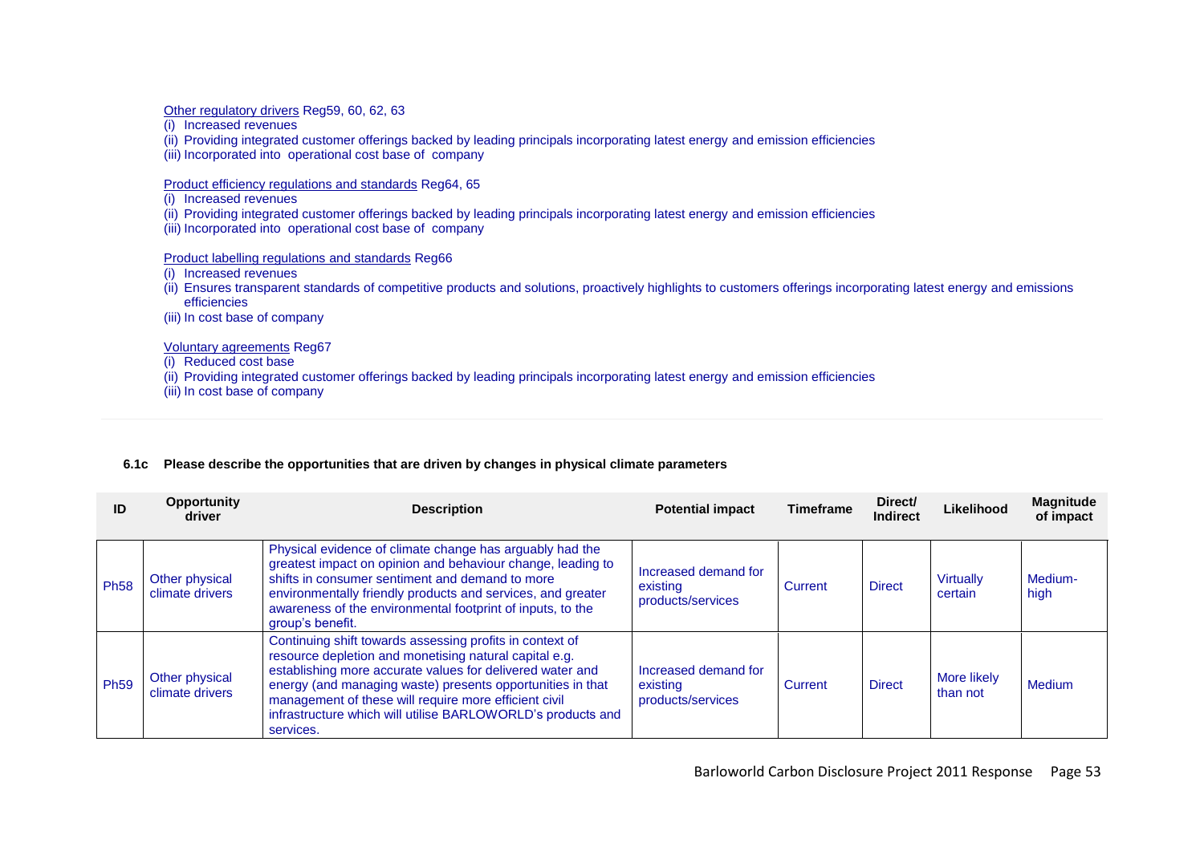Other regulatory drivers Reg59, 60, 62, 63

(i) Increased revenues

(ii) Providing integrated customer offerings backed by leading principals incorporating latest energy and emission efficiencies

(iii) Incorporated into operational cost base of company

Product efficiency regulations and standards Reg64, 65

(i) Increased revenues

(ii) Providing integrated customer offerings backed by leading principals incorporating latest energy and emission efficiencies

(iii) Incorporated into operational cost base of company

Product labelling regulations and standards Reg66

(i) Increased revenues

(ii) Ensures transparent standards of competitive products and solutions, proactively highlights to customers offerings incorporating latest energy and emissions efficiencies

(iii) In cost base of company

Voluntary agreements Reg67

(i) Reduced cost base

(ii) Providing integrated customer offerings backed by leading principals incorporating latest energy and emission efficiencies

(iii) In cost base of company

**6.1c Please describe the opportunities that are driven by changes in physical climate parameters**

| ID | Opportunity driver | Description | Potential impact | Timeframe | Direct/ Indirect | Likelihood | Magnitude of impact |
|---|---|---|---|---|---|---|---|
| Ph58 | Other physical climate drivers | Physical evidence of climate change has arguably had the greatest impact on opinion and behaviour change, leading to shifts in consumer sentiment and demand to more environmentally friendly products and services, and greater awareness of the environmental footprint of inputs, to the group's benefit. | Increased demand for existing products/services | Current | Direct | Virtually certain | Medium-high |
| Ph59 | Other physical climate drivers | Continuing shift towards assessing profits in context of resource depletion and monetising natural capital e.g. establishing more accurate values for delivered water and energy (and managing waste) presents opportunities in that management of these will require more efficient civil infrastructure which will utilise BARLOWORLD's products and services. | Increased demand for existing products/services | Current | Direct | More likely than not | Medium |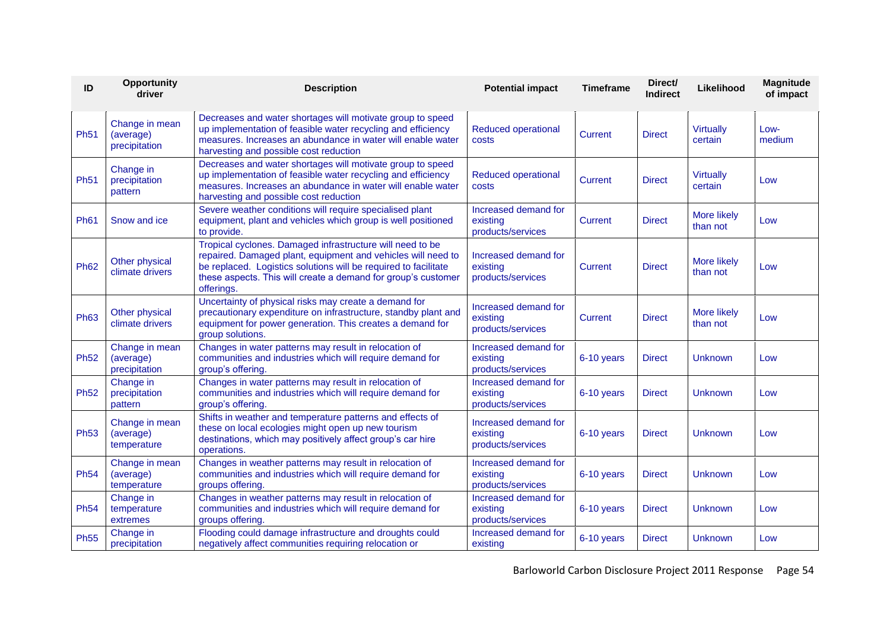| ID | Opportunity driver | Description | Potential impact | Timeframe | Direct/ Indirect | Likelihood | Magnitude of impact |
|---|---|---|---|---|---|---|---|
| Ph51 | Change in mean (average) precipitation | Decreases and water shortages will motivate group to speed up implementation of feasible water recycling and efficiency measures. Increases an abundance in water will enable water harvesting and possible cost reduction | Reduced operational costs | Current | Direct | Virtually certain | Low-medium |
| Ph51 | Change in precipitation pattern | Decreases and water shortages will motivate group to speed up implementation of feasible water recycling and efficiency measures. Increases an abundance in water will enable water harvesting and possible cost reduction | Reduced operational costs | Current | Direct | Virtually certain | Low |
| Ph61 | Snow and ice | Severe weather conditions will require specialised plant equipment, plant and vehicles which group is well positioned to provide. | Increased demand for existing products/services | Current | Direct | More likely than not | Low |
| Ph62 | Other physical climate drivers | Tropical cyclones. Damaged infrastructure will need to be repaired. Damaged plant, equipment and vehicles will need to be replaced. Logistics solutions will be required to facilitate these aspects. This will create a demand for group's customer offerings. | Increased demand for existing products/services | Current | Direct | More likely than not | Low |
| Ph63 | Other physical climate drivers | Uncertainty of physical risks may create a demand for precautionary expenditure on infrastructure, standby plant and equipment for power generation. This creates a demand for group solutions. | Increased demand for existing products/services | Current | Direct | More likely than not | Low |
| Ph52 | Change in mean (average) precipitation | Changes in water patterns may result in relocation of communities and industries which will require demand for group's offering. | Increased demand for existing products/services | 6-10 years | Direct | Unknown | Low |
| Ph52 | Change in precipitation pattern | Changes in water patterns may result in relocation of communities and industries which will require demand for group's offering. | Increased demand for existing products/services | 6-10 years | Direct | Unknown | Low |
| Ph53 | Change in mean (average) temperature | Shifts in weather and temperature patterns and effects of these on local ecologies might open up new tourism destinations, which may positively affect group's car hire operations. | Increased demand for existing products/services | 6-10 years | Direct | Unknown | Low |
| Ph54 | Change in mean (average) temperature | Changes in weather patterns may result in relocation of communities and industries which will require demand for groups offering. | Increased demand for existing products/services | 6-10 years | Direct | Unknown | Low |
| Ph54 | Change in temperature extremes | Changes in weather patterns may result in relocation of communities and industries which will require demand for groups offering. | Increased demand for existing products/services | 6-10 years | Direct | Unknown | Low |
| Ph55 | Change in precipitation | Flooding could damage infrastructure and droughts could negatively affect communities requiring relocation or | Increased demand for existing | 6-10 years | Direct | Unknown | Low |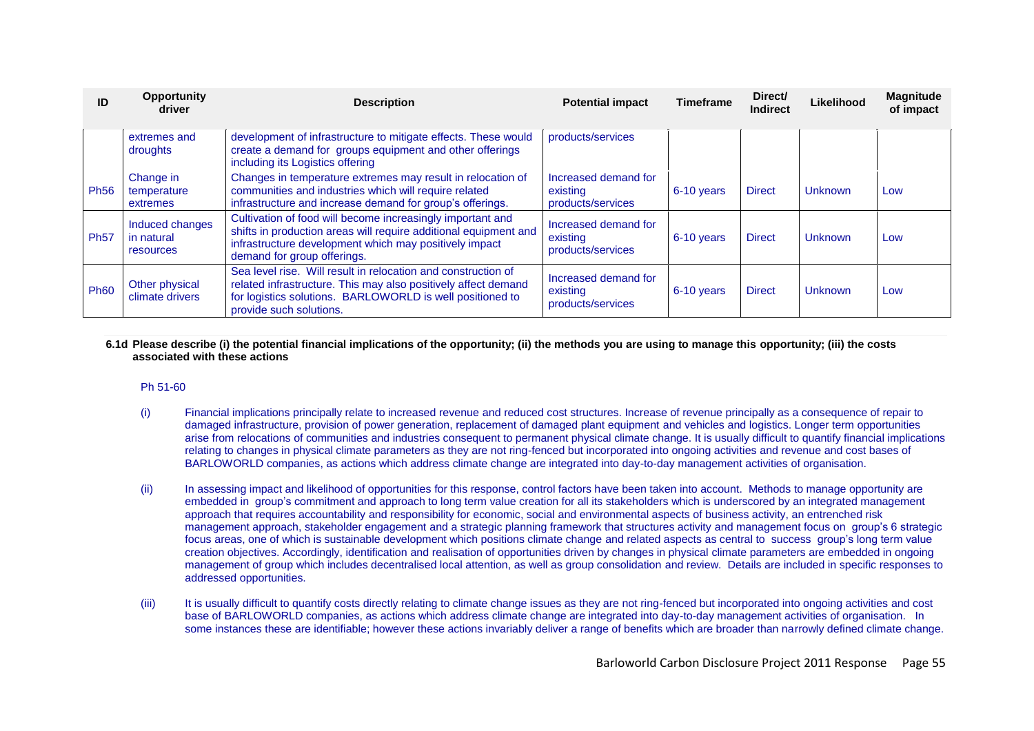| ID | Opportunity driver | Description | Potential impact | Timeframe | Direct/ Indirect | Likelihood | Magnitude of impact |
|---|---|---|---|---|---|---|---|
| | extremes and droughts | development of infrastructure to mitigate effects. These would create a demand for groups equipment and other offerings including its Logistics offering | products/services | | | | |
| Ph56 | Change in temperature extremes | Changes in temperature extremes may result in relocation of communities and industries which will require related infrastructure and increase demand for group's offerings. | Increased demand for existing products/services | 6-10 years | Direct | Unknown | Low |
| Ph57 | Induced changes in natural resources | Cultivation of food will become increasingly important and shifts in production areas will require additional equipment and infrastructure development which may positively impact demand for group offerings. | Increased demand for existing products/services | 6-10 years | Direct | Unknown | Low |
| Ph60 | Other physical climate drivers | Sea level rise. Will result in relocation and construction of related infrastructure. This may also positively affect demand for logistics solutions. BARLOWORLD is well positioned to provide such solutions. | Increased demand for existing products/services | 6-10 years | Direct | Unknown | Low |

**6.1d Please describe (i) the potential financial implications of the opportunity; (ii) the methods you are using to manage this opportunity; (iii) the costs associated with these actions**

Ph 51-60

(i) Financial implications principally relate to increased revenue and reduced cost structures. Increase of revenue principally as a consequence of repair to damaged infrastructure, provision of power generation, replacement of damaged plant equipment and vehicles and logistics. Longer term opportunities arise from relocations of communities and industries consequent to permanent physical climate change. It is usually difficult to quantify financial implications relating to changes in physical climate parameters as they are not ring-fenced but incorporated into ongoing activities and revenue and cost bases of BARLOWORLD companies, as actions which address climate change are integrated into day-to-day management activities of organisation.

(ii) In assessing impact and likelihood of opportunities for this response, control factors have been taken into account. Methods to manage opportunity are embedded in group's commitment and approach to long term value creation for all its stakeholders which is underscored by an integrated management approach that requires accountability and responsibility for economic, social and environmental aspects of business activity, an entrenched risk management approach, stakeholder engagement and a strategic planning framework that structures activity and management focus on group's 6 strategic focus areas, one of which is sustainable development which positions climate change and related aspects as central to success group's long term value creation objectives. Accordingly, identification and realisation of opportunities driven by changes in physical climate parameters are embedded in ongoing management of group which includes decentralised local attention, as well as group consolidation and review. Details are included in specific responses to addressed opportunities.

(iii) It is usually difficult to quantify costs directly relating to climate change issues as they are not ring-fenced but incorporated into ongoing activities and cost base of BARLOWORLD companies, as actions which address climate change are integrated into day-to-day management activities of organisation. In some instances these are identifiable; however these actions invariably deliver a range of benefits which are broader than narrowly defined climate change.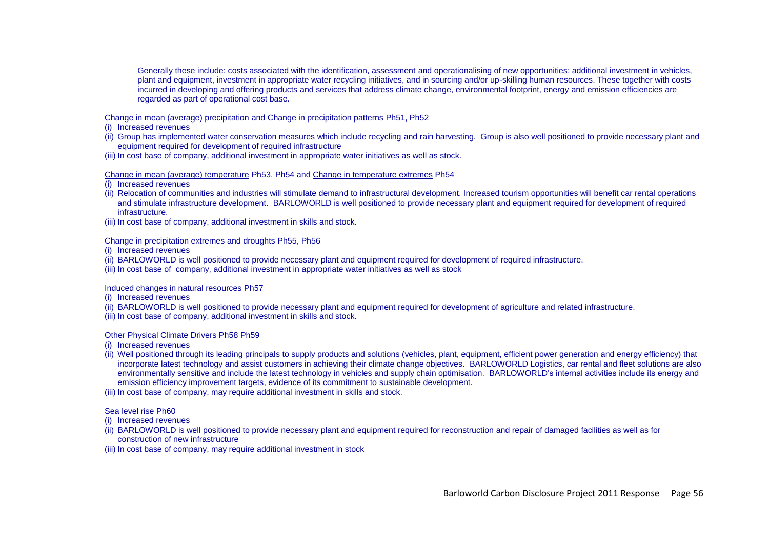Generally these include: costs associated with the identification, assessment and operationalising of new opportunities; additional investment in vehicles, plant and equipment, investment in appropriate water recycling initiatives, and in sourcing and/or up-skilling human resources. These together with costs incurred in developing and offering products and services that address climate change, environmental footprint, energy and emission efficiencies are regarded as part of operational cost base.

Change in mean (average) precipitation and Change in precipitation patterns Ph51, Ph52

(i) Increased revenues
(ii) Group has implemented water conservation measures which include recycling and rain harvesting. Group is also well positioned to provide necessary plant and equipment required for development of required infrastructure
(iii) In cost base of company, additional investment in appropriate water initiatives as well as stock.

Change in mean (average) temperature Ph53, Ph54 and Change in temperature extremes Ph54

(i) Increased revenues
(ii) Relocation of communities and industries will stimulate demand to infrastructural development. Increased tourism opportunities will benefit car rental operations and stimulate infrastructure development. BARLOWORLD is well positioned to provide necessary plant and equipment required for development of required infrastructure.
(iii) In cost base of company, additional investment in skills and stock.

Change in precipitation extremes and droughts Ph55, Ph56

(i) Increased revenues
(ii) BARLOWORLD is well positioned to provide necessary plant and equipment required for development of required infrastructure.
(iii) In cost base of company, additional investment in appropriate water initiatives as well as stock

Induced changes in natural resources Ph57

(i) Increased revenues
(ii) BARLOWORLD is well positioned to provide necessary plant and equipment required for development of agriculture and related infrastructure.
(iii) In cost base of company, additional investment in skills and stock.

Other Physical Climate Drivers Ph58 Ph59

(i) Increased revenues
(ii) Well positioned through its leading principals to supply products and solutions (vehicles, plant, equipment, efficient power generation and energy efficiency) that incorporate latest technology and assist customers in achieving their climate change objectives. BARLOWORLD Logistics, car rental and fleet solutions are also environmentally sensitive and include the latest technology in vehicles and supply chain optimisation. BARLOWORLD's internal activities include its energy and emission efficiency improvement targets, evidence of its commitment to sustainable development.
(iii) In cost base of company, may require additional investment in skills and stock.

Sea level rise Ph60

(i) Increased revenues
(ii) BARLOWORLD is well positioned to provide necessary plant and equipment required for reconstruction and repair of damaged facilities as well as for construction of new infrastructure
(iii) In cost base of company, may require additional investment in stock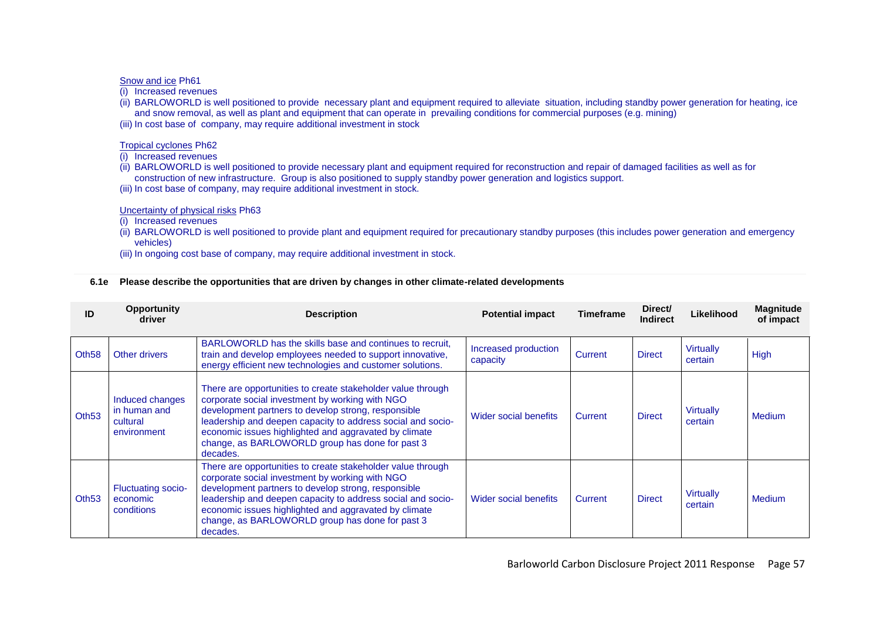Snow and ice Ph61

(i) Increased revenues

(ii) BARLOWORLD is well positioned to provide necessary plant and equipment required to alleviate situation, including standby power generation for heating, ice and snow removal, as well as plant and equipment that can operate in prevailing conditions for commercial purposes (e.g. mining)

(iii) In cost base of company, may require additional investment in stock

Tropical cyclones Ph62

(i) Increased revenues

(ii) BARLOWORLD is well positioned to provide necessary plant and equipment required for reconstruction and repair of damaged facilities as well as for construction of new infrastructure. Group is also positioned to supply standby power generation and logistics support.

(iii) In cost base of company, may require additional investment in stock.

Uncertainty of physical risks Ph63

(i) Increased revenues

(ii) BARLOWORLD is well positioned to provide plant and equipment required for precautionary standby purposes (this includes power generation and emergency vehicles)

(iii) In ongoing cost base of company, may require additional investment in stock.

**6.1e Please describe the opportunities that are driven by changes in other climate-related developments**

| ID | Opportunity driver | Description | Potential impact | Timeframe | Direct/ Indirect | Likelihood | Magnitude of impact |
|---|---|---|---|---|---|---|---|
| Oth58 | Other drivers | BARLOWORLD has the skills base and continues to recruit, train and develop employees needed to support innovative, energy efficient new technologies and customer solutions. | Increased production capacity | Current | Direct | Virtually certain | High |
| Oth53 | Induced changes in human and cultural environment | There are opportunities to create stakeholder value through corporate social investment by working with NGO development partners to develop strong, responsible leadership and deepen capacity to address social and socio-economic issues highlighted and aggravated by climate change, as BARLOWORLD group has done for past 3 decades. | Wider social benefits | Current | Direct | Virtually certain | Medium |
| Oth53 | Fluctuating socio-economic conditions | There are opportunities to create stakeholder value through corporate social investment by working with NGO development partners to develop strong, responsible leadership and deepen capacity to address social and socio-economic issues highlighted and aggravated by climate change, as BARLOWORLD group has done for past 3 decades. | Wider social benefits | Current | Direct | Virtually certain | Medium |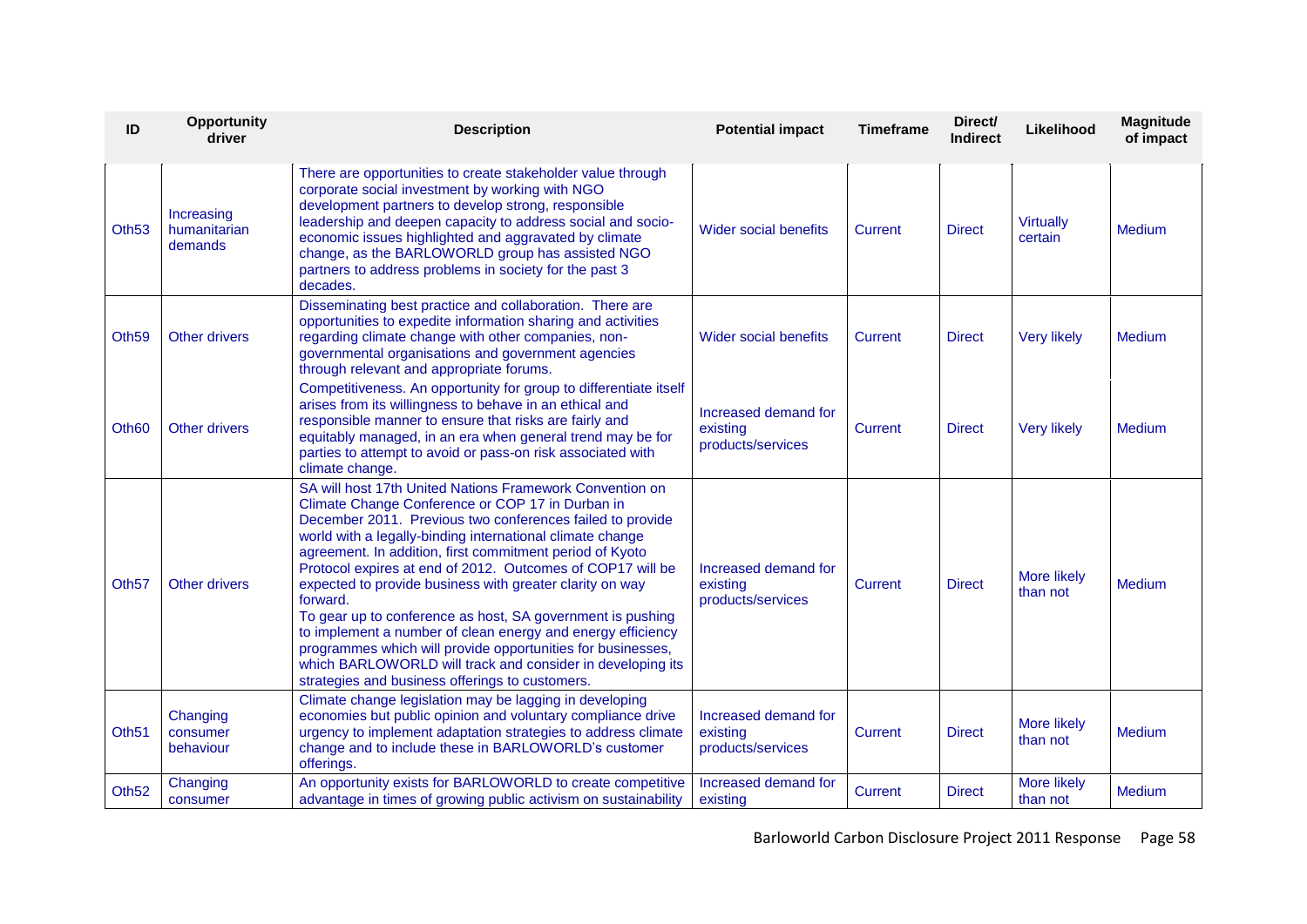| ID | Opportunity driver | Description | Potential impact | Timeframe | Direct/ Indirect | Likelihood | Magnitude of impact |
|---|---|---|---|---|---|---|---|
| Oth53 | Increasing humanitarian demands | There are opportunities to create stakeholder value through corporate social investment by working with NGO development partners to develop strong, responsible leadership and deepen capacity to address social and socio-economic issues highlighted and aggravated by climate change, as the BARLOWORLD group has assisted NGO partners to address problems in society for the past 3 decades. | Wider social benefits | Current | Direct | Virtually certain | Medium |
| Oth59 | Other drivers | Disseminating best practice and collaboration. There are opportunities to expedite information sharing and activities regarding climate change with other companies, non-governmental organisations and government agencies through relevant and appropriate forums. | Wider social benefits | Current | Direct | Very likely | Medium |
| Oth60 | Other drivers | Competitiveness. An opportunity for group to differentiate itself arises from its willingness to behave in an ethical and responsible manner to ensure that risks are fairly and equitably managed, in an era when general trend may be for parties to attempt to avoid or pass-on risk associated with climate change. | Increased demand for existing products/services | Current | Direct | Very likely | Medium |
| Oth57 | Other drivers | SA will host 17th United Nations Framework Convention on Climate Change Conference or COP 17 in Durban in December 2011. Previous two conferences failed to provide world with a legally-binding international climate change agreement. In addition, first commitment period of Kyoto Protocol expires at end of 2012. Outcomes of COP17 will be expected to provide business with greater clarity on way forward.<br>To gear up to conference as host, SA government is pushing to implement a number of clean energy and energy efficiency programmes which will provide opportunities for businesses, which BARLOWORLD will track and consider in developing its strategies and business offerings to customers. | Increased demand for existing products/services | Current | Direct | More likely than not | Medium |
| Oth51 | Changing consumer behaviour | Climate change legislation may be lagging in developing economies but public opinion and voluntary compliance drive urgency to implement adaptation strategies to address climate change and to include these in BARLOWORLD's customer offerings. | Increased demand for existing products/services | Current | Direct | More likely than not | Medium |
| Oth52 | Changing consumer | An opportunity exists for BARLOWORLD to create competitive advantage in times of growing public activism on sustainability | Increased demand for existing | Current | Direct | More likely than not | Medium |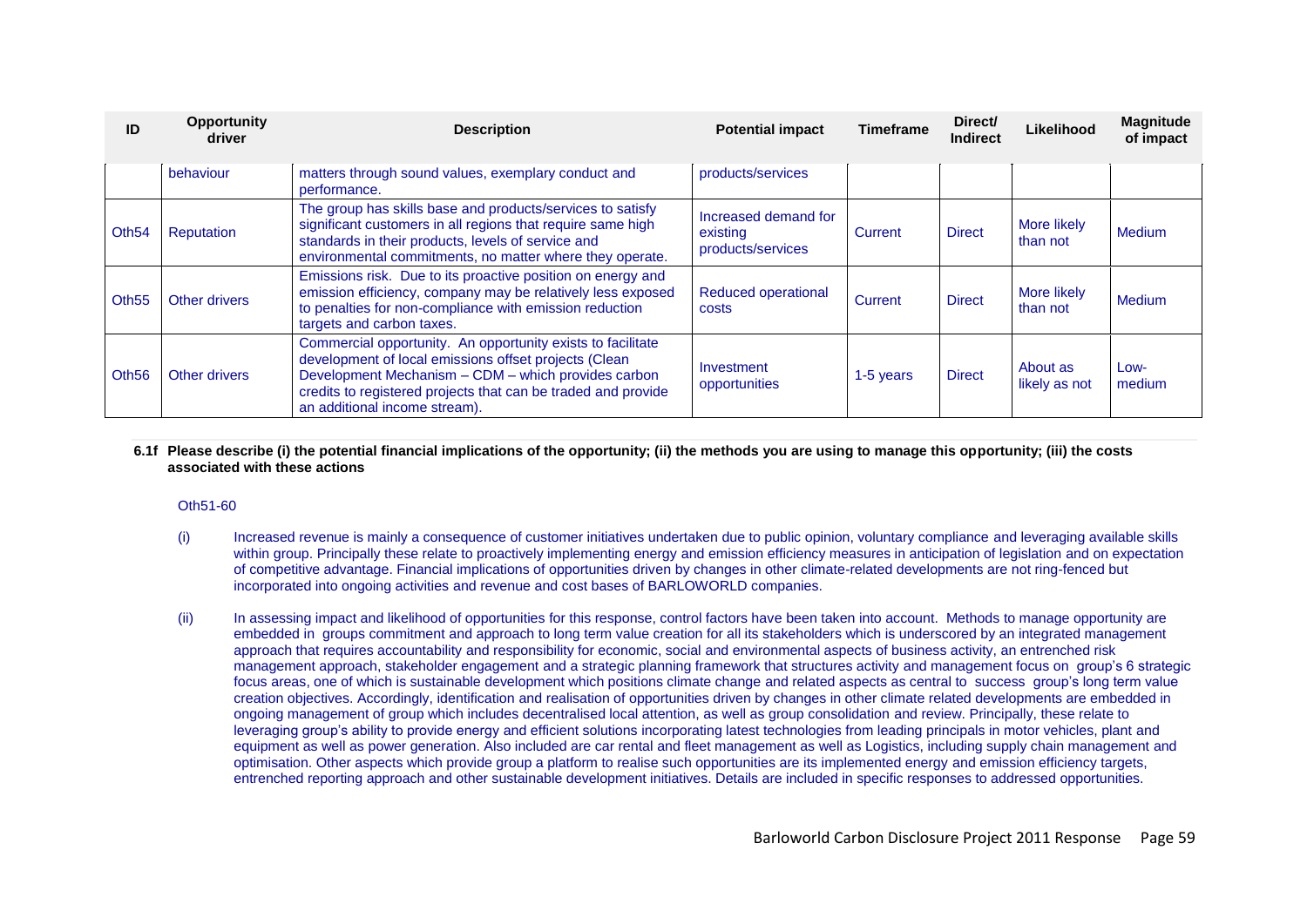| ID | Opportunity driver | Description | Potential impact | Timeframe | Direct/ Indirect | Likelihood | Magnitude of impact |
|---|---|---|---|---|---|---|---|
| | behaviour | matters through sound values, exemplary conduct and performance. | products/services | | | | |
| Oth54 | Reputation | The group has skills base and products/services to satisfy significant customers in all regions that require same high standards in their products, levels of service and environmental commitments, no matter where they operate. | Increased demand for existing products/services | Current | Direct | More likely than not | Medium |
| Oth55 | Other drivers | Emissions risk. Due to its proactive position on energy and emission efficiency, company may be relatively less exposed to penalties for non-compliance with emission reduction targets and carbon taxes. | Reduced operational costs | Current | Direct | More likely than not | Medium |
| Oth56 | Other drivers | Commercial opportunity. An opportunity exists to facilitate development of local emissions offset projects (Clean Development Mechanism – CDM – which provides carbon credits to registered projects that can be traded and provide an additional income stream). | Investment opportunities | 1-5 years | Direct | About as likely as not | Low-medium |

**6.1f Please describe (i) the potential financial implications of the opportunity; (ii) the methods you are using to manage this opportunity; (iii) the costs associated with these actions**

Oth51-60

(i) Increased revenue is mainly a consequence of customer initiatives undertaken due to public opinion, voluntary compliance and leveraging available skills within group. Principally these relate to proactively implementing energy and emission efficiency measures in anticipation of legislation and on expectation of competitive advantage. Financial implications of opportunities driven by changes in other climate-related developments are not ring-fenced but incorporated into ongoing activities and revenue and cost bases of BARLOWORLD companies.

(ii) In assessing impact and likelihood of opportunities for this response, control factors have been taken into account. Methods to manage opportunity are embedded in groups commitment and approach to long term value creation for all its stakeholders which is underscored by an integrated management approach that requires accountability and responsibility for economic, social and environmental aspects of business activity, an entrenched risk management approach, stakeholder engagement and a strategic planning framework that structures activity and management focus on group's 6 strategic focus areas, one of which is sustainable development which positions climate change and related aspects as central to success group's long term value creation objectives. Accordingly, identification and realisation of opportunities driven by changes in other climate related developments are embedded in ongoing management of group which includes decentralised local attention, as well as group consolidation and review. Principally, these relate to leveraging group's ability to provide energy and efficient solutions incorporating latest technologies from leading principals in motor vehicles, plant and equipment as well as power generation. Also included are car rental and fleet management as well as Logistics, including supply chain management and optimisation. Other aspects which provide group a platform to realise such opportunities are its implemented energy and emission efficiency targets, entrenched reporting approach and other sustainable development initiatives. Details are included in specific responses to addressed opportunities.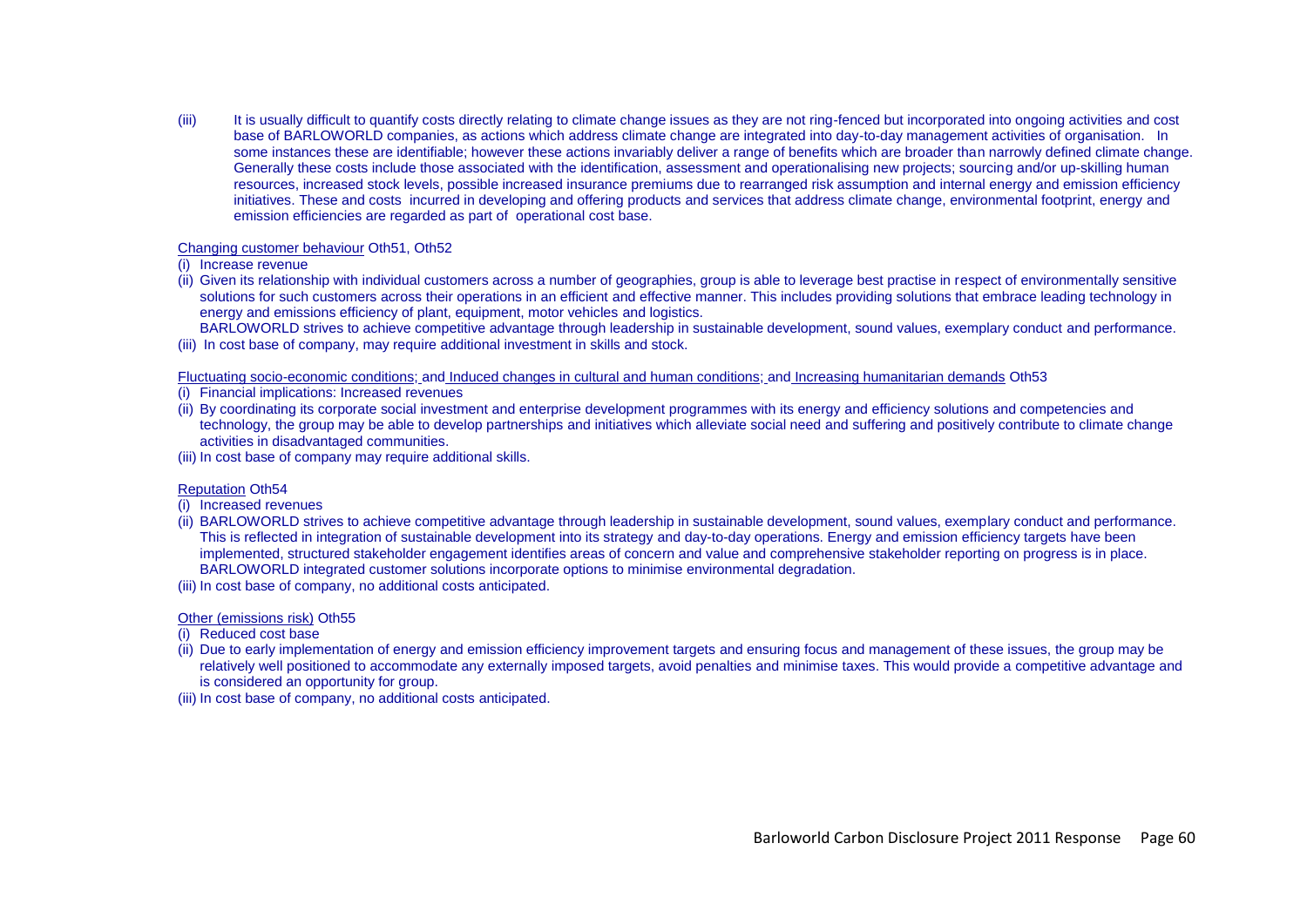(iii) It is usually difficult to quantify costs directly relating to climate change issues as they are not ring-fenced but incorporated into ongoing activities and cost base of BARLOWORLD companies, as actions which address climate change are integrated into day-to-day management activities of organisation. In some instances these are identifiable; however these actions invariably deliver a range of benefits which are broader than narrowly defined climate change. Generally these costs include those associated with the identification, assessment and operationalising new projects; sourcing and/or up-skilling human resources, increased stock levels, possible increased insurance premiums due to rearranged risk assumption and internal energy and emission efficiency initiatives. These and costs incurred in developing and offering products and services that address climate change, environmental footprint, energy and emission efficiencies are regarded as part of operational cost base.

Changing customer behaviour Oth51, Oth52

(i) Increase revenue

(ii) Given its relationship with individual customers across a number of geographies, group is able to leverage best practise in respect of environmentally sensitive solutions for such customers across their operations in an efficient and effective manner. This includes providing solutions that embrace leading technology in energy and emissions efficiency of plant, equipment, motor vehicles and logistics.
BARLOWORLD strives to achieve competitive advantage through leadership in sustainable development, sound values, exemplary conduct and performance.

(iii) In cost base of company, may require additional investment in skills and stock.

Fluctuating socio-economic conditions; and Induced changes in cultural and human conditions; and Increasing humanitarian demands Oth53

(i) Financial implications: Increased revenues

(ii) By coordinating its corporate social investment and enterprise development programmes with its energy and efficiency solutions and competencies and technology, the group may be able to develop partnerships and initiatives which alleviate social need and suffering and positively contribute to climate change activities in disadvantaged communities.

(iii) In cost base of company may require additional skills.

Reputation Oth54

(i) Increased revenues

(ii) BARLOWORLD strives to achieve competitive advantage through leadership in sustainable development, sound values, exemplary conduct and performance. This is reflected in integration of sustainable development into its strategy and day-to-day operations. Energy and emission efficiency targets have been implemented, structured stakeholder engagement identifies areas of concern and value and comprehensive stakeholder reporting on progress is in place. BARLOWORLD integrated customer solutions incorporate options to minimise environmental degradation.

(iii) In cost base of company, no additional costs anticipated.

Other (emissions risk) Oth55

(i) Reduced cost base

(ii) Due to early implementation of energy and emission efficiency improvement targets and ensuring focus and management of these issues, the group may be relatively well positioned to accommodate any externally imposed targets, avoid penalties and minimise taxes. This would provide a competitive advantage and is considered an opportunity for group.

(iii) In cost base of company, no additional costs anticipated.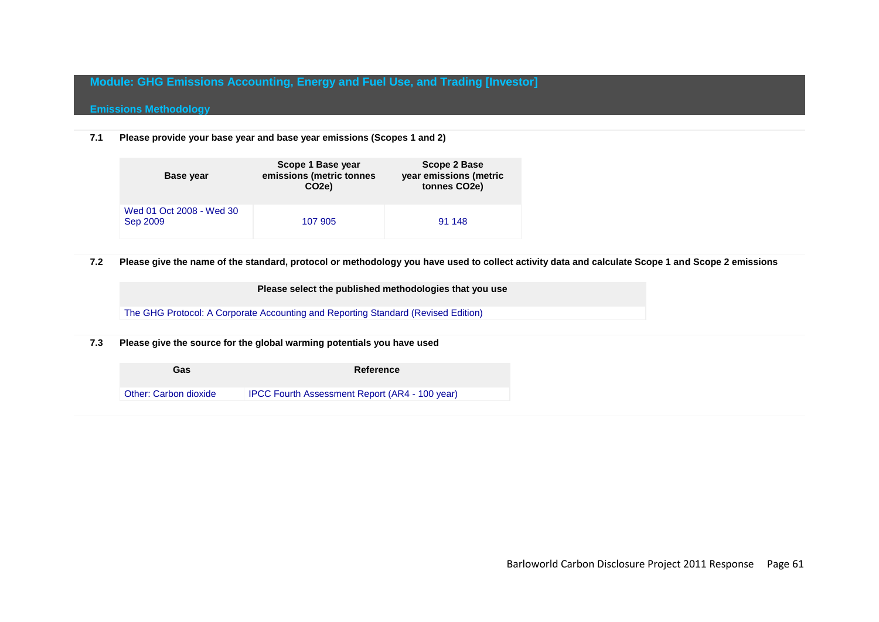## Module: GHG Emissions Accounting, Energy and Fuel Use, and Trading [Investor]

### Emissions Methodology

**7.1 Please provide your base year and base year emissions (Scopes 1 and 2)**

| Base year | Scope 1 Base year emissions (metric tonnes CO2e) | Scope 2 Base year emissions (metric tonnes CO2e) |
|---|---|---|
| Wed 01 Oct 2008 - Wed 30 Sep 2009 | 107 905 | 91 148 |

**7.2 Please give the name of the standard, protocol or methodology you have used to collect activity data and calculate Scope 1 and Scope 2 emissions**

| Please select the published methodologies that you use |
|---|
| The GHG Protocol: A Corporate Accounting and Reporting Standard (Revised Edition) |

**7.3 Please give the source for the global warming potentials you have used**

| Gas | Reference |
|---|---|
| Other: Carbon dioxide | IPCC Fourth Assessment Report (AR4 - 100 year) |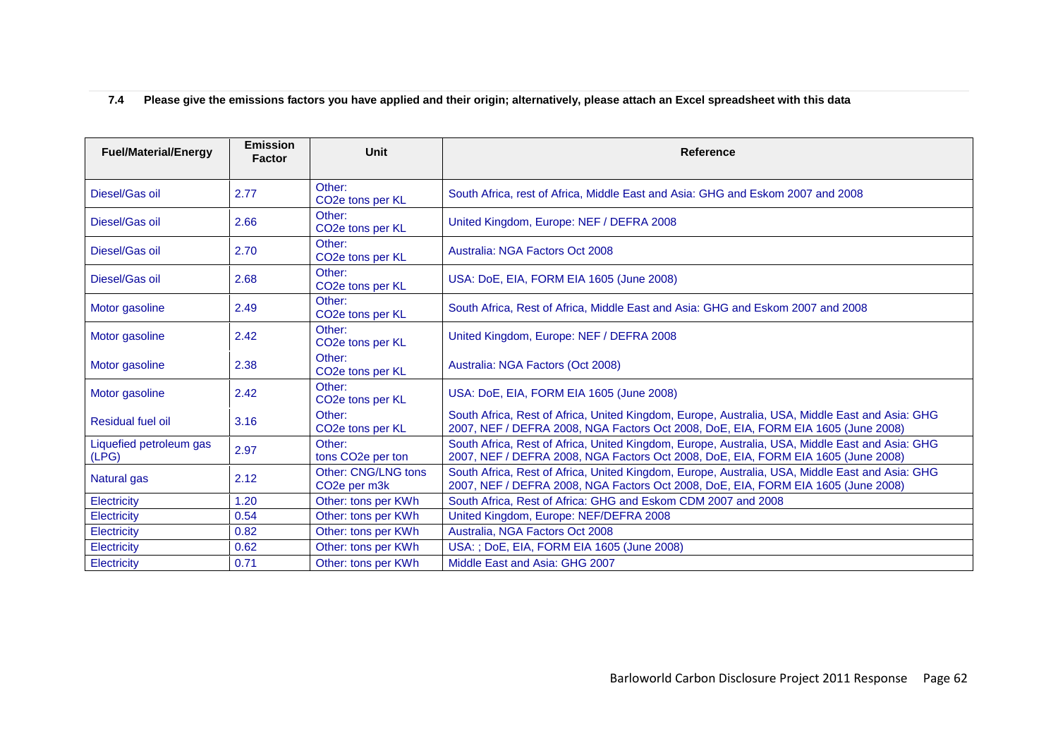**7.4 Please give the emissions factors you have applied and their origin; alternatively, please attach an Excel spreadsheet with this data**

| Fuel/Material/Energy | Emission Factor | Unit | Reference |
|---|---|---|---|
| Diesel/Gas oil | 2.77 | Other: $CO_2$e tons per KL | South Africa, rest of Africa, Middle East and Asia: GHG and Eskom 2007 and 2008 |
| Diesel/Gas oil | 2.66 | Other: $CO_2$e tons per KL | United Kingdom, Europe: NEF / DEFRA 2008 |
| Diesel/Gas oil | 2.70 | Other: $CO_2$e tons per KL | Australia: NGA Factors Oct 2008 |
| Diesel/Gas oil | 2.68 | Other: $CO_2$e tons per KL | USA: DoE, EIA, FORM EIA 1605 (June 2008) |
| Motor gasoline | 2.49 | Other: $CO_2$e tons per KL | South Africa, Rest of Africa, Middle East and Asia: GHG and Eskom 2007 and 2008 |
| Motor gasoline | 2.42 | Other: $CO_2$e tons per KL | United Kingdom, Europe: NEF / DEFRA 2008 |
| Motor gasoline | 2.38 | Other: $CO_2$e tons per KL | Australia: NGA Factors (Oct 2008) |
| Motor gasoline | 2.42 | Other: $CO_2$e tons per KL | USA: DoE, EIA, FORM EIA 1605 (June 2008) |
| Residual fuel oil | 3.16 | Other: $CO_2$e tons per KL | South Africa, Rest of Africa, United Kingdom, Europe, Australia, USA, Middle East and Asia: GHG 2007, NEF / DEFRA 2008, NGA Factors Oct 2008, DoE, EIA, FORM EIA 1605 (June 2008) |
| Liquefied petroleum gas (LPG) | 2.97 | Other: tons $CO_2$e per ton | South Africa, Rest of Africa, United Kingdom, Europe, Australia, USA, Middle East and Asia: GHG 2007, NEF / DEFRA 2008, NGA Factors Oct 2008, DoE, EIA, FORM EIA 1605 (June 2008) |
| Natural gas | 2.12 | Other: CNG/LNG tons $CO_2$e per m3k | South Africa, Rest of Africa, United Kingdom, Europe, Australia, USA, Middle East and Asia: GHG 2007, NEF / DEFRA 2008, NGA Factors Oct 2008, DoE, EIA, FORM EIA 1605 (June 2008) |
| Electricity | 1.20 | Other: tons per KWh | South Africa, Rest of Africa: GHG and Eskom CDM 2007 and 2008 |
| Electricity | 0.54 | Other: tons per KWh | United Kingdom, Europe: NEF/DEFRA 2008 |
| Electricity | 0.82 | Other: tons per KWh | Australia, NGA Factors Oct 2008 |
| Electricity | 0.62 | Other: tons per KWh | USA: ; DoE, EIA, FORM EIA 1605 (June 2008) |
| Electricity | 0.71 | Other: tons per KWh | Middle East and Asia: GHG 2007 |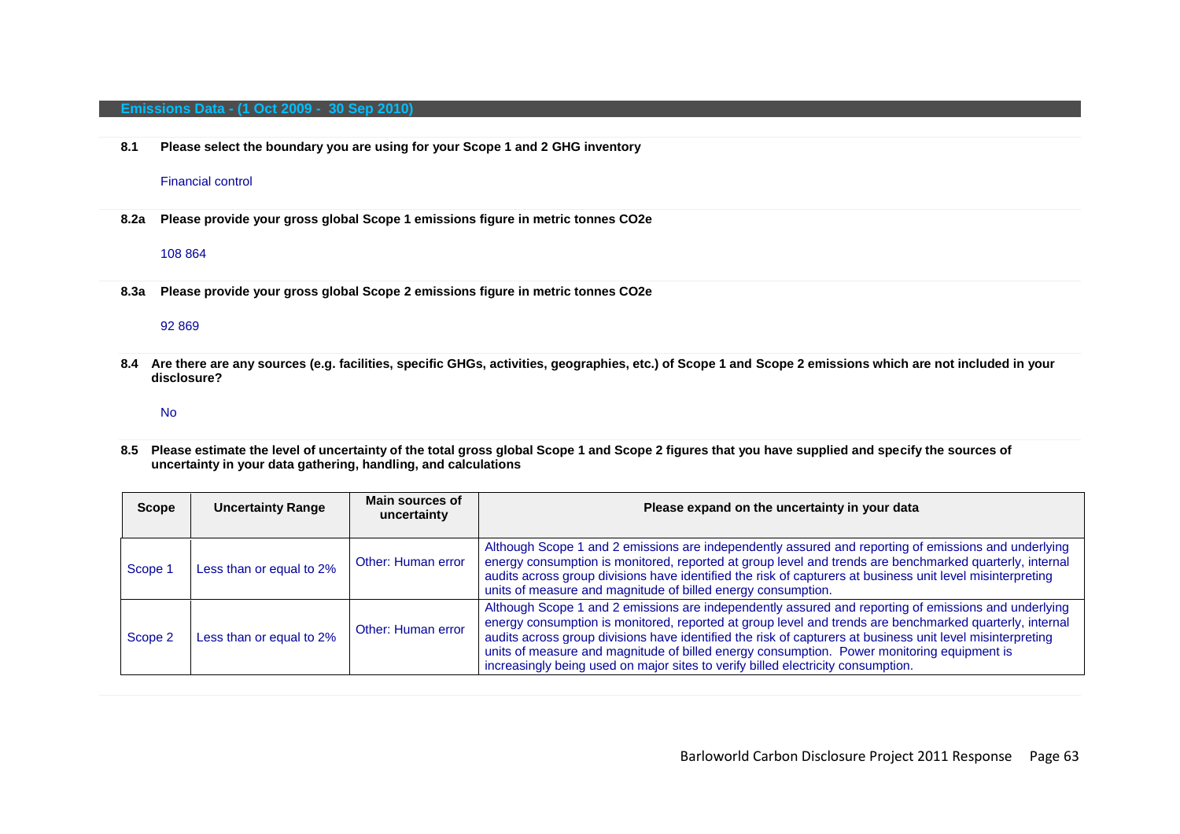## Emissions Data - (1 Oct 2009 - 30 Sep 2010)

**8.1 Please select the boundary you are using for your Scope 1 and 2 GHG inventory**

Financial control

**8.2a Please provide your gross global Scope 1 emissions figure in metric tonnes CO2e**

108 864

**8.3a Please provide your gross global Scope 2 emissions figure in metric tonnes CO2e**

92 869

**8.4 Are there are any sources (e.g. facilities, specific GHGs, activities, geographies, etc.) of Scope 1 and Scope 2 emissions which are not included in your disclosure?**

No

**8.5 Please estimate the level of uncertainty of the total gross global Scope 1 and Scope 2 figures that you have supplied and specify the sources of uncertainty in your data gathering, handling, and calculations**

| Scope | Uncertainty Range | Main sources of uncertainty | Please expand on the uncertainty in your data |
|---|---|---|---|
| Scope 1 | Less than or equal to 2% | Other: Human error | Although Scope 1 and 2 emissions are independently assured and reporting of emissions and underlying energy consumption is monitored, reported at group level and trends are benchmarked quarterly, internal audits across group divisions have identified the risk of capturers at business unit level misinterpreting units of measure and magnitude of billed energy consumption. |
| Scope 2 | Less than or equal to 2% | Other: Human error | Although Scope 1 and 2 emissions are independently assured and reporting of emissions and underlying energy consumption is monitored, reported at group level and trends are benchmarked quarterly, internal audits across group divisions have identified the risk of capturers at business unit level misinterpreting units of measure and magnitude of billed energy consumption. Power monitoring equipment is increasingly being used on major sites to verify billed electricity consumption. |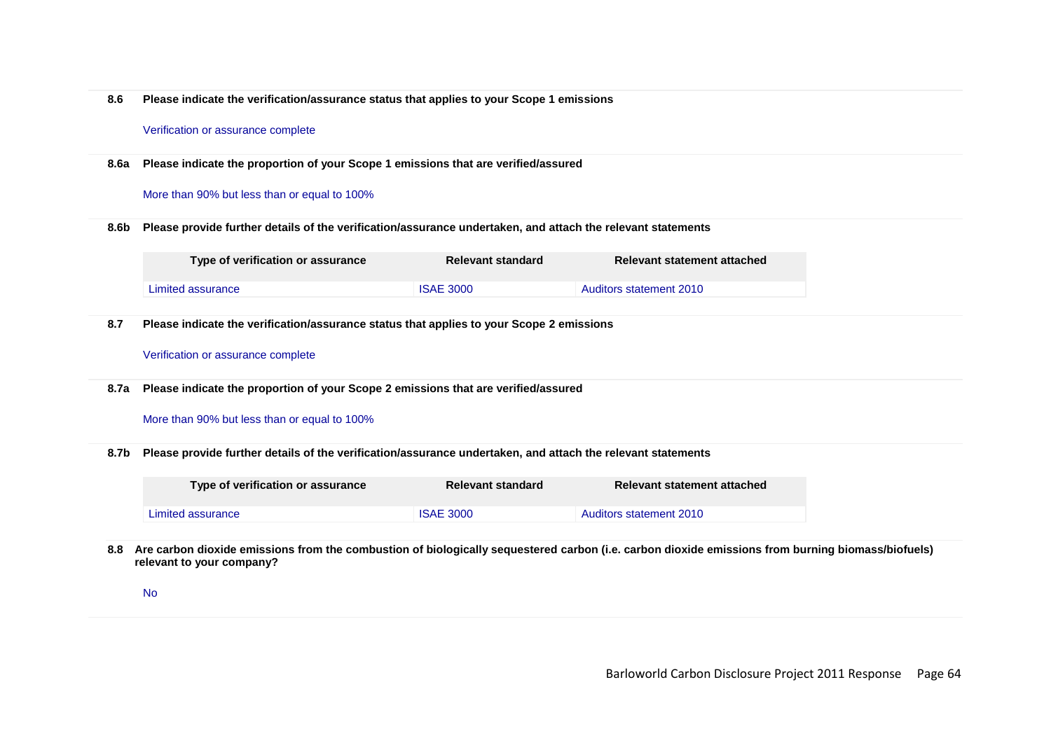**8.6 Please indicate the verification/assurance status that applies to your Scope 1 emissions**

Verification or assurance complete

**8.6a Please indicate the proportion of your Scope 1 emissions that are verified/assured**

More than 90% but less than or equal to 100%

**8.6b Please provide further details of the verification/assurance undertaken, and attach the relevant statements**

| Type of verification or assurance | Relevant standard | Relevant statement attached |
|---|---|---|
| Limited assurance | ISAE 3000 | Auditors statement 2010 |

**8.7 Please indicate the verification/assurance status that applies to your Scope 2 emissions**

Verification or assurance complete

**8.7a Please indicate the proportion of your Scope 2 emissions that are verified/assured**

More than 90% but less than or equal to 100%

**8.7b Please provide further details of the verification/assurance undertaken, and attach the relevant statements**

| Type of verification or assurance | Relevant standard | Relevant statement attached |
|---|---|---|
| Limited assurance | ISAE 3000 | Auditors statement 2010 |

**8.8 Are carbon dioxide emissions from the combustion of biologically sequestered carbon (i.e. carbon dioxide emissions from burning biomass/biofuels) relevant to your company?**

No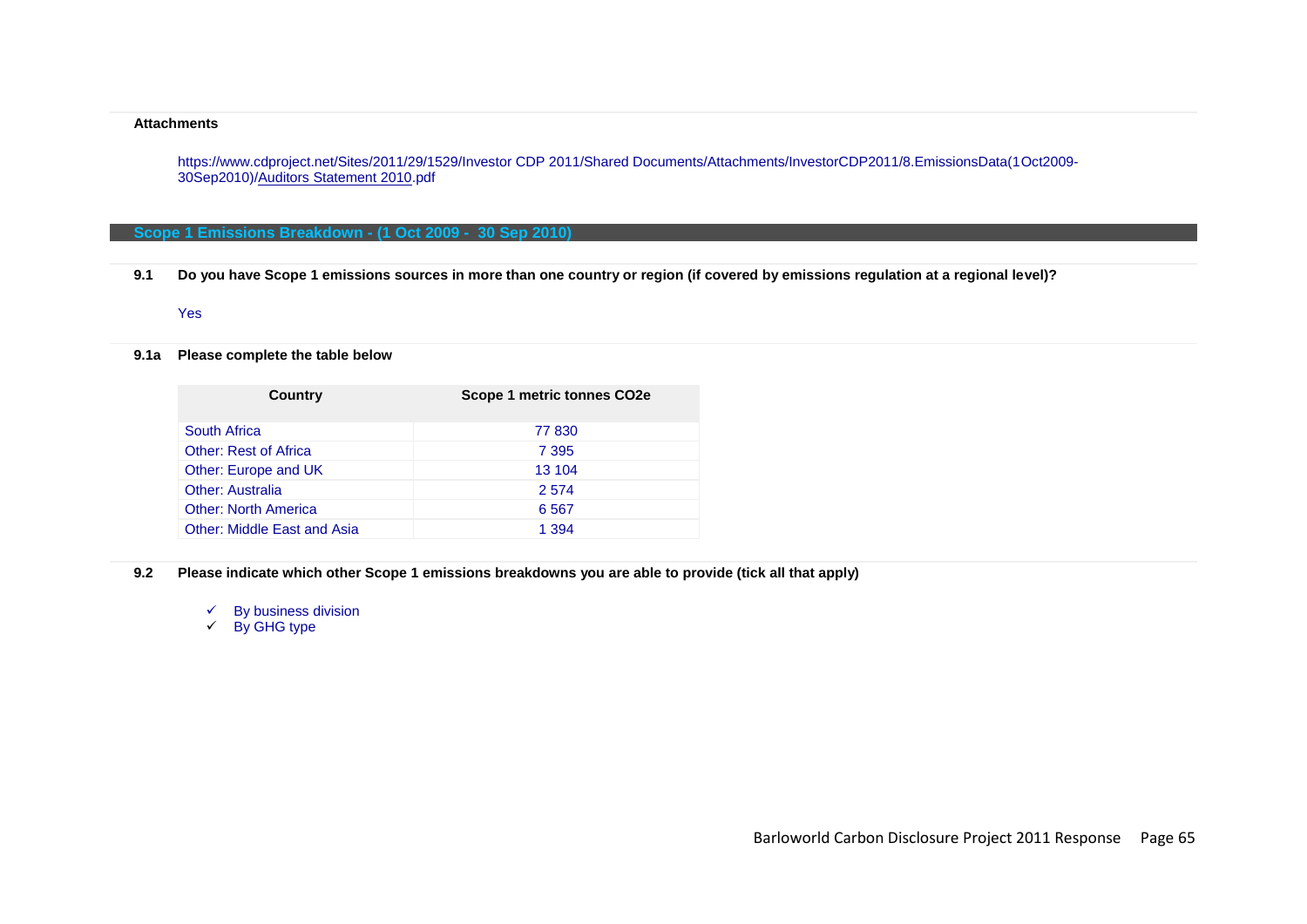**Attachments**

https://www.cdproject.net/Sites/2011/29/1529/Investor CDP 2011/Shared Documents/Attachments/InvestorCDP2011/8.EmissionsData(1Oct2009-30Sep2010)/Auditors Statement 2010.pdf

## Scope 1 Emissions Breakdown - (1 Oct 2009 - 30 Sep 2010)

**9.1 Do you have Scope 1 emissions sources in more than one country or region (if covered by emissions regulation at a regional level)?**

Yes

**9.1a Please complete the table below**

| Country | Scope 1 metric tonnes CO2e |
|---|---|
| South Africa | 77 830 |
| Other: Rest of Africa | 7 395 |
| Other: Europe and UK | 13 104 |
| Other: Australia | 2 574 |
| Other: North America | 6 567 |
| Other: Middle East and Asia | 1 394 |

**9.2 Please indicate which other Scope 1 emissions breakdowns you are able to provide (tick all that apply)**

- ✓ By business division
- ✓ By GHG type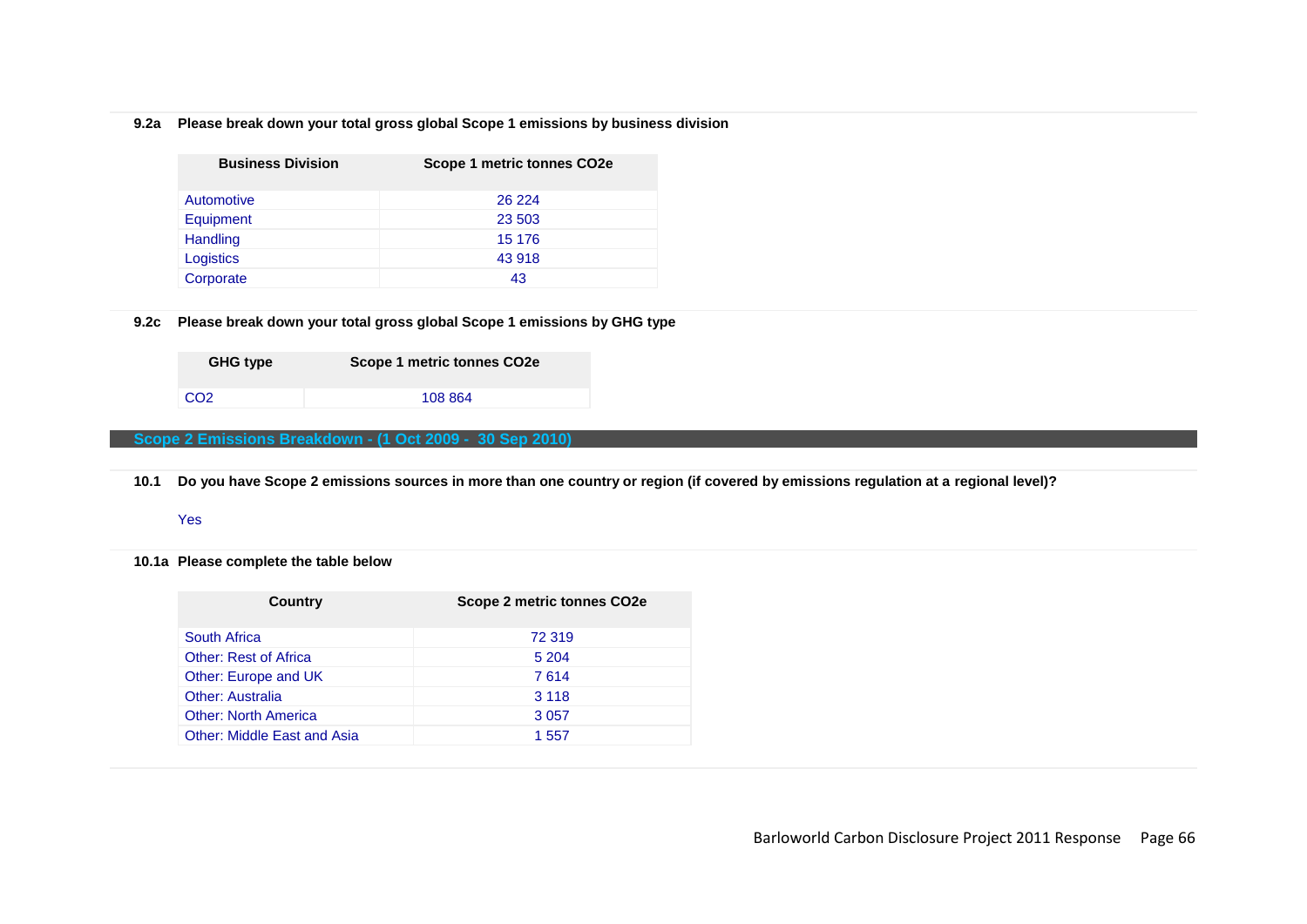**9.2a Please break down your total gross global Scope 1 emissions by business division**

| Business Division | Scope 1 metric tonnes CO2e |
| --- | --- |
| Automotive | 26 224 |
| Equipment | 23 503 |
| Handling | 15 176 |
| Logistics | 43 918 |
| Corporate | 43 |

**9.2c Please break down your total gross global Scope 1 emissions by GHG type**

| GHG type | Scope 1 metric tonnes CO2e |
| --- | --- |
| CO2 | 108 864 |

## Scope 2 Emissions Breakdown - (1 Oct 2009 - 30 Sep 2010)

**10.1 Do you have Scope 2 emissions sources in more than one country or region (if covered by emissions regulation at a regional level)?**

Yes

**10.1a Please complete the table below**

| Country | Scope 2 metric tonnes CO2e |
| --- | --- |
| South Africa | 72 319 |
| Other: Rest of Africa | 5 204 |
| Other: Europe and UK | 7 614 |
| Other: Australia | 3 118 |
| Other: North America | 3 057 |
| Other: Middle East and Asia | 1 557 |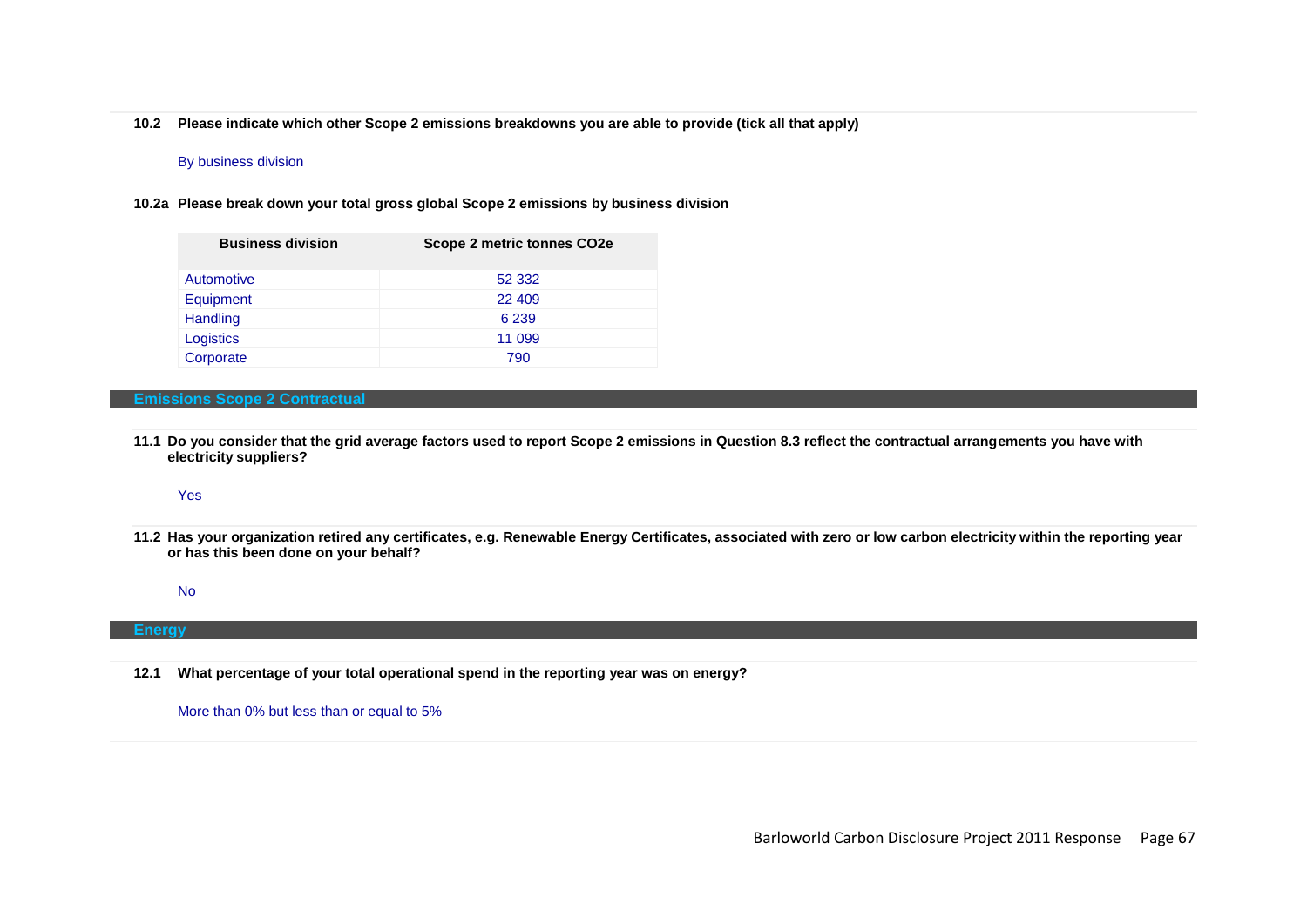**10.2 Please indicate which other Scope 2 emissions breakdowns you are able to provide (tick all that apply)**

By business division

**10.2a Please break down your total gross global Scope 2 emissions by business division**

| Business division | Scope 2 metric tonnes CO2e |
|---|---|
| Automotive | 52 332 |
| Equipment | 22 409 |
| Handling | 6 239 |
| Logistics | 11 099 |
| Corporate | 790 |

## Emissions Scope 2 Contractual

**11.1 Do you consider that the grid average factors used to report Scope 2 emissions in Question 8.3 reflect the contractual arrangements you have with electricity suppliers?**

Yes

**11.2 Has your organization retired any certificates, e.g. Renewable Energy Certificates, associated with zero or low carbon electricity within the reporting year or has this been done on your behalf?**

No

## Energy

**12.1 What percentage of your total operational spend in the reporting year was on energy?**

More than 0% but less than or equal to 5%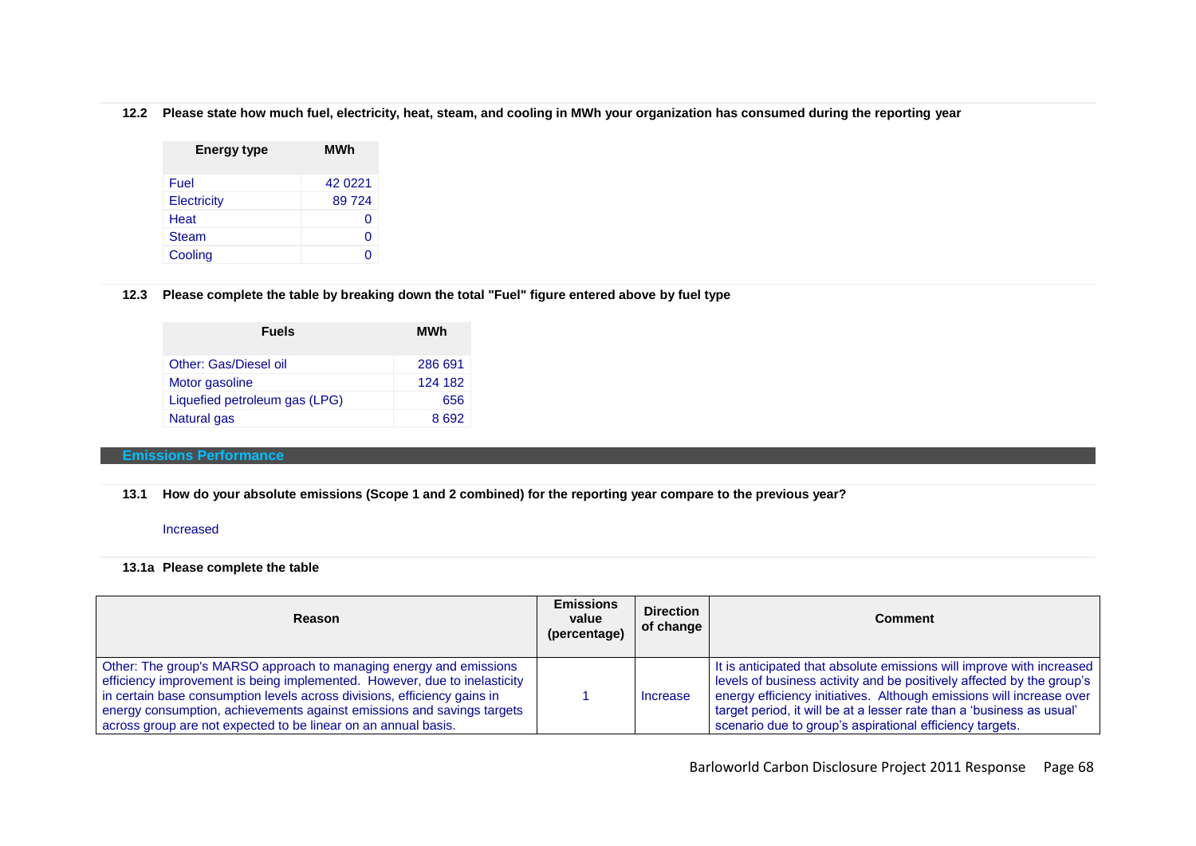**12.2 Please state how much fuel, electricity, heat, steam, and cooling in MWh your organization has consumed during the reporting year**

| Energy type | MWh |
|---|---|
| Fuel | 42 0221 |
| Electricity | 89 724 |
| Heat | 0 |
| Steam | 0 |
| Cooling | 0 |

**12.3 Please complete the table by breaking down the total "Fuel" figure entered above by fuel type**

| Fuels | MWh |
|---|---|
| Other: Gas/Diesel oil | 286 691 |
| Motor gasoline | 124 182 |
| Liquefied petroleum gas (LPG) | 656 |
| Natural gas | 8 692 |

## Emissions Performance

**13.1 How do your absolute emissions (Scope 1 and 2 combined) for the reporting year compare to the previous year?**

Increased

**13.1a Please complete the table**

| Reason | Emissions value (percentage) | Direction of change | Comment |
|---|---|---|---|
| Other: The group's MARSO approach to managing energy and emissions efficiency improvement is being implemented. However, due to inelasticity in certain base consumption levels across divisions, efficiency gains in energy consumption, achievements against emissions and savings targets across group are not expected to be linear on an annual basis. | 1 | Increase | It is anticipated that absolute emissions will improve with increased levels of business activity and be positively affected by the group's energy efficiency initiatives. Although emissions will increase over target period, it will be at a lesser rate than a 'business as usual' scenario due to group's aspirational efficiency targets. |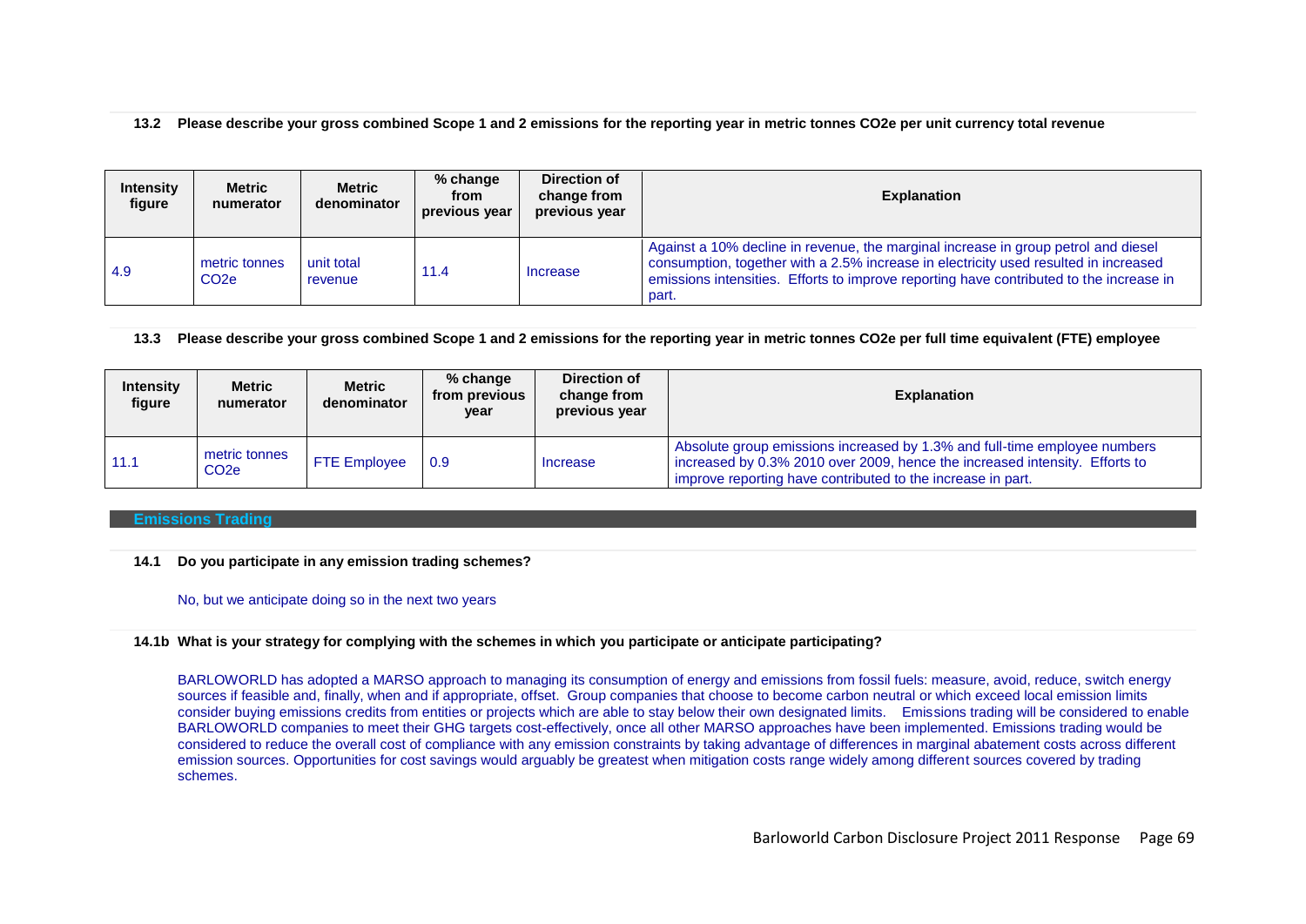**13.2 Please describe your gross combined Scope 1 and 2 emissions for the reporting year in metric tonnes CO2e per unit currency total revenue**

| Intensity figure | Metric numerator | Metric denominator | % change from previous year | Direction of change from previous year | Explanation |
|---|---|---|---|---|---|
| 4.9 | metric tonnes CO2e | unit total revenue | 11.4 | Increase | Against a 10% decline in revenue, the marginal increase in group petrol and diesel consumption, together with a 2.5% increase in electricity used resulted in increased emissions intensities. Efforts to improve reporting have contributed to the increase in part. |

**13.3 Please describe your gross combined Scope 1 and 2 emissions for the reporting year in metric tonnes CO2e per full time equivalent (FTE) employee**

| Intensity figure | Metric numerator | Metric denominator | % change from previous year | Direction of change from previous year | Explanation |
|---|---|---|---|---|---|
| 11.1 | metric tonnes CO2e | FTE Employee | 0.9 | Increase | Absolute group emissions increased by 1.3% and full-time employee numbers increased by 0.3% 2010 over 2009, hence the increased intensity. Efforts to improve reporting have contributed to the increase in part. |

## Emissions Trading

**14.1 Do you participate in any emission trading schemes?**

No, but we anticipate doing so in the next two years

**14.1b What is your strategy for complying with the schemes in which you participate or anticipate participating?**

BARLOWORLD has adopted a MARSO approach to managing its consumption of energy and emissions from fossil fuels: measure, avoid, reduce, switch energy sources if feasible and, finally, when and if appropriate, offset. Group companies that choose to become carbon neutral or which exceed local emission limits consider buying emissions credits from entities or projects which are able to stay below their own designated limits. Emissions trading will be considered to enable BARLOWORLD companies to meet their GHG targets cost-effectively, once all other MARSO approaches have been implemented. Emissions trading would be considered to reduce the overall cost of compliance with any emission constraints by taking advantage of differences in marginal abatement costs across different emission sources. Opportunities for cost savings would arguably be greatest when mitigation costs range widely among different sources covered by trading schemes.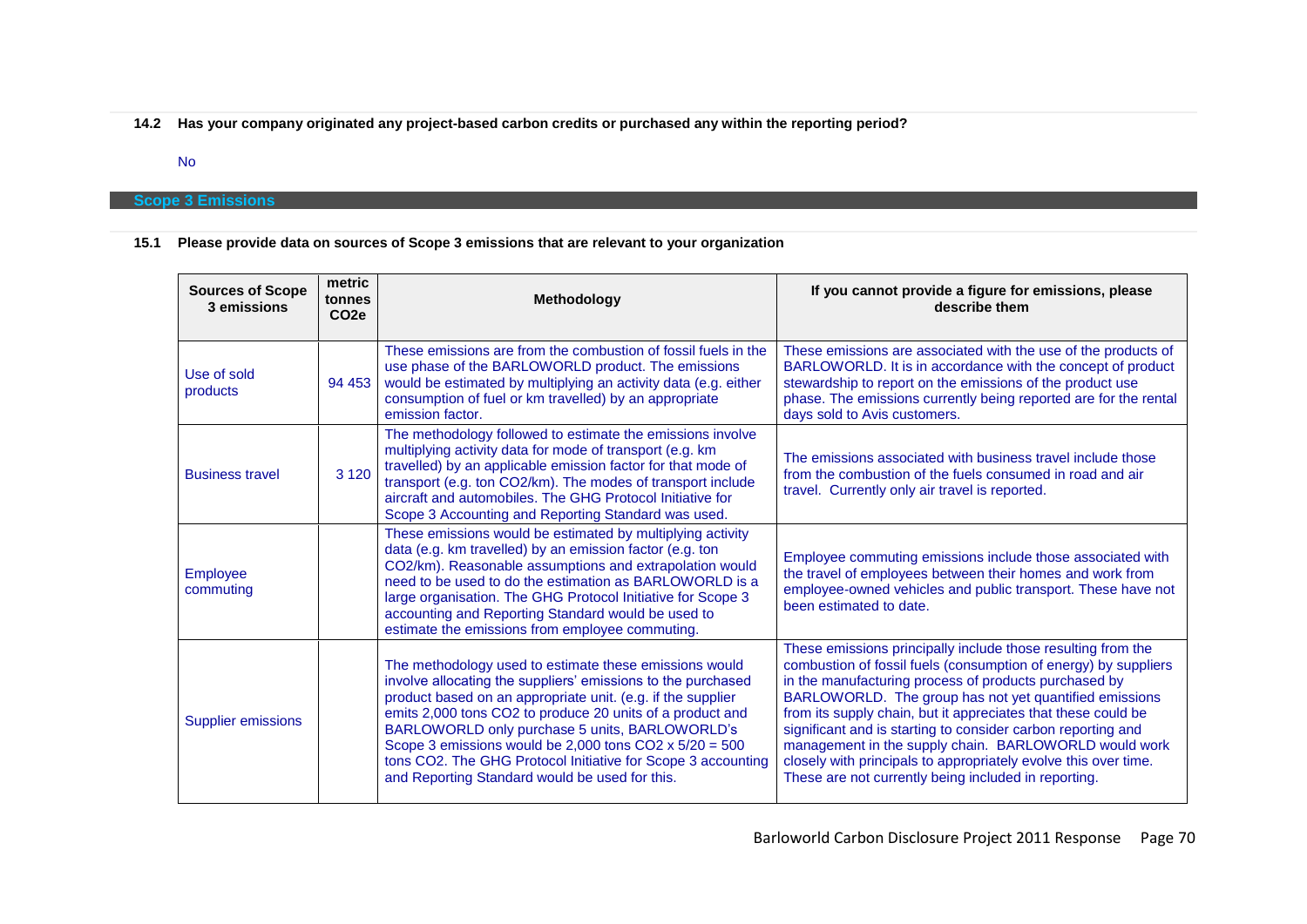**14.2 Has your company originated any project-based carbon credits or purchased any within the reporting period?**

No

## Scope 3 Emissions

**15.1 Please provide data on sources of Scope 3 emissions that are relevant to your organization**

| Sources of Scope 3 emissions | metric tonnes $CO_2e$ | Methodology | If you cannot provide a figure for emissions, please describe them |
|---|---|---|---|
| Use of sold products | 94 453 | These emissions are from the combustion of fossil fuels in the use phase of the BARLOWORLD product. The emissions would be estimated by multiplying an activity data (e.g. either consumption of fuel or km travelled) by an appropriate emission factor. | These emissions are associated with the use of the products of BARLOWORLD. It is in accordance with the concept of product stewardship to report on the emissions of the product use phase. The emissions currently being reported are for the rental days sold to Avis customers. |
| Business travel | 3 120 | The methodology followed to estimate the emissions involve multiplying activity data for mode of transport (e.g. km travelled) by an applicable emission factor for that mode of transport (e.g. ton CO2/km). The modes of transport include aircraft and automobiles. The GHG Protocol Initiative for Scope 3 Accounting and Reporting Standard was used. | The emissions associated with business travel include those from the combustion of the fuels consumed in road and air travel. Currently only air travel is reported. |
| Employee commuting | | These emissions would be estimated by multiplying activity data (e.g. km travelled) by an emission factor (e.g. ton CO2/km). Reasonable assumptions and extrapolation would need to be used to do the estimation as BARLOWORLD is a large organisation. The GHG Protocol Initiative for Scope 3 accounting and Reporting Standard would be used to estimate the emissions from employee commuting. | Employee commuting emissions include those associated with the travel of employees between their homes and work from employee-owned vehicles and public transport. These have not been estimated to date. |
| Supplier emissions | | The methodology used to estimate these emissions would involve allocating the suppliers' emissions to the purchased product based on an appropriate unit. (e.g. if the supplier emits 2,000 tons CO2 to produce 20 units of a product and BARLOWORLD only purchase 5 units, BARLOWORLD's Scope 3 emissions would be 2,000 tons CO2 x 5/20 = 500 tons CO2. The GHG Protocol Initiative for Scope 3 accounting and Reporting Standard would be used for this. | These emissions principally include those resulting from the combustion of fossil fuels (consumption of energy) by suppliers in the manufacturing process of products purchased by BARLOWORLD. The group has not yet quantified emissions from its supply chain, but it appreciates that these could be significant and is starting to consider carbon reporting and management in the supply chain. BARLOWORLD would work closely with principals to appropriately evolve this over time. These are not currently being included in reporting. |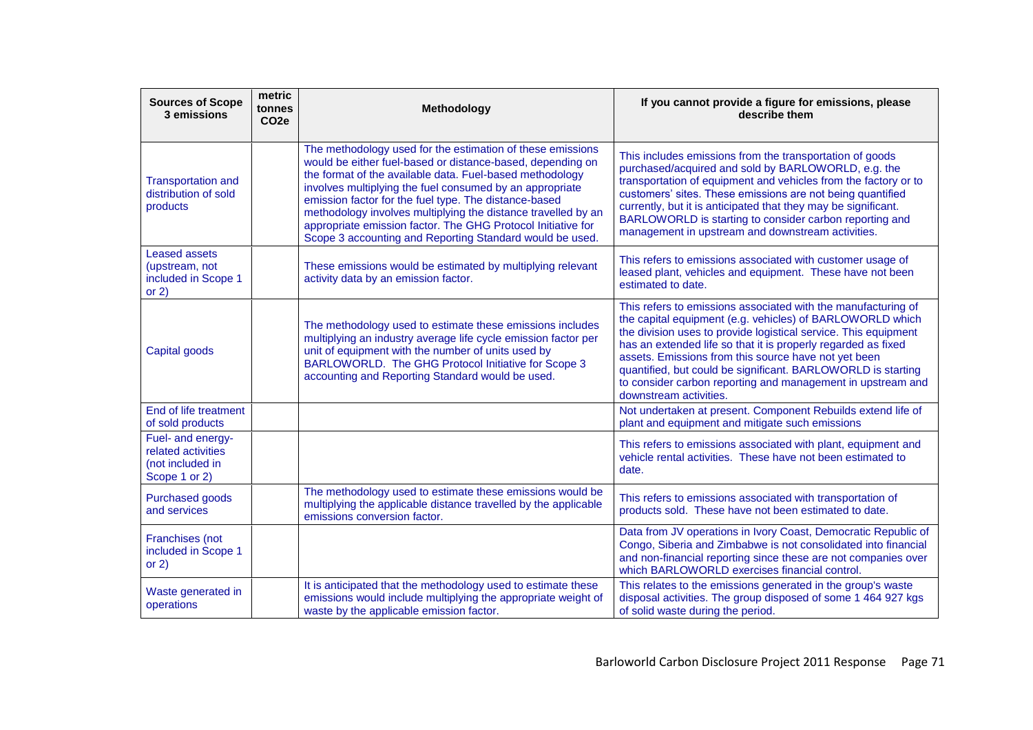| Sources of Scope 3 emissions | metric tonnes CO2e | Methodology | If you cannot provide a figure for emissions, please describe them |
|---|---|---|---|
| Transportation and distribution of sold products | | The methodology used for the estimation of these emissions would be either fuel-based or distance-based, depending on the format of the available data. Fuel-based methodology involves multiplying the fuel consumed by an appropriate emission factor for the fuel type. The distance-based methodology involves multiplying the distance travelled by an appropriate emission factor. The GHG Protocol Initiative for Scope 3 accounting and Reporting Standard would be used. | This includes emissions from the transportation of goods purchased/acquired and sold by BARLOWORLD, e.g. the transportation of equipment and vehicles from the factory or to customers' sites. These emissions are not being quantified currently, but it is anticipated that they may be significant. BARLOWORLD is starting to consider carbon reporting and management in upstream and downstream activities. |
| Leased assets (upstream, not included in Scope 1 or 2) | | These emissions would be estimated by multiplying relevant activity data by an emission factor. | This refers to emissions associated with customer usage of leased plant, vehicles and equipment. These have not been estimated to date. |
| Capital goods | | The methodology used to estimate these emissions includes multiplying an industry average life cycle emission factor per unit of equipment with the number of units used by BARLOWORLD. The GHG Protocol Initiative for Scope 3 accounting and Reporting Standard would be used. | This refers to emissions associated with the manufacturing of the capital equipment (e.g. vehicles) of BARLOWORLD which the division uses to provide logistical service. This equipment has an extended life so that it is properly regarded as fixed assets. Emissions from this source have not yet been quantified, but could be significant. BARLOWORLD is starting to consider carbon reporting and management in upstream and downstream activities. |
| End of life treatment of sold products | | | Not undertaken at present. Component Rebuilds extend life of plant and equipment and mitigate such emissions |
| Fuel- and energy-related activities (not included in Scope 1 or 2) | | | This refers to emissions associated with plant, equipment and vehicle rental activities. These have not been estimated to date. |
| Purchased goods and services | | The methodology used to estimate these emissions would be multiplying the applicable distance travelled by the applicable emissions conversion factor. | This refers to emissions associated with transportation of products sold. These have not been estimated to date. |
| Franchises (not included in Scope 1 or 2) | | | Data from JV operations in Ivory Coast, Democratic Republic of Congo, Siberia and Zimbabwe is not consolidated into financial and non-financial reporting since these are not companies over which BARLOWORLD exercises financial control. |
| Waste generated in operations | | It is anticipated that the methodology used to estimate these emissions would include multiplying the appropriate weight of waste by the applicable emission factor. | This relates to the emissions generated in the group's waste disposal activities. The group disposed of some 1 464 927 kgs of solid waste during the period. |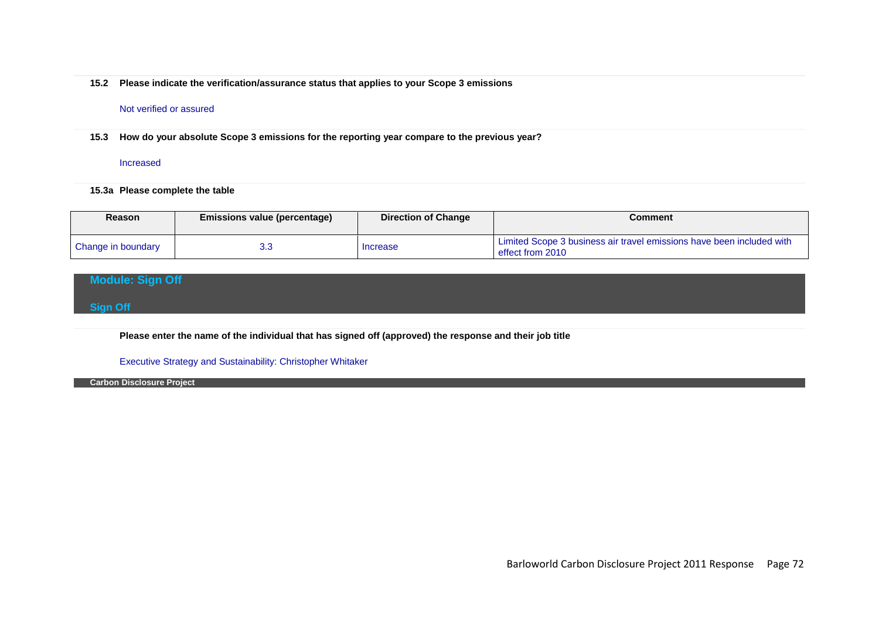**15.2 Please indicate the verification/assurance status that applies to your Scope 3 emissions**

Not verified or assured

**15.3 How do your absolute Scope 3 emissions for the reporting year compare to the previous year?**

Increased

**15.3a Please complete the table**

| Reason | Emissions value (percentage) | Direction of Change | Comment |
|---|---|---|---|
| Change in boundary | 3.3 | Increase | Limited Scope 3 business air travel emissions have been included with effect from 2010 |

## Module: Sign Off

### Sign Off

**Please enter the name of the individual that has signed off (approved) the response and their job title**

Executive Strategy and Sustainability: Christopher Whitaker

**Carbon Disclosure Project**